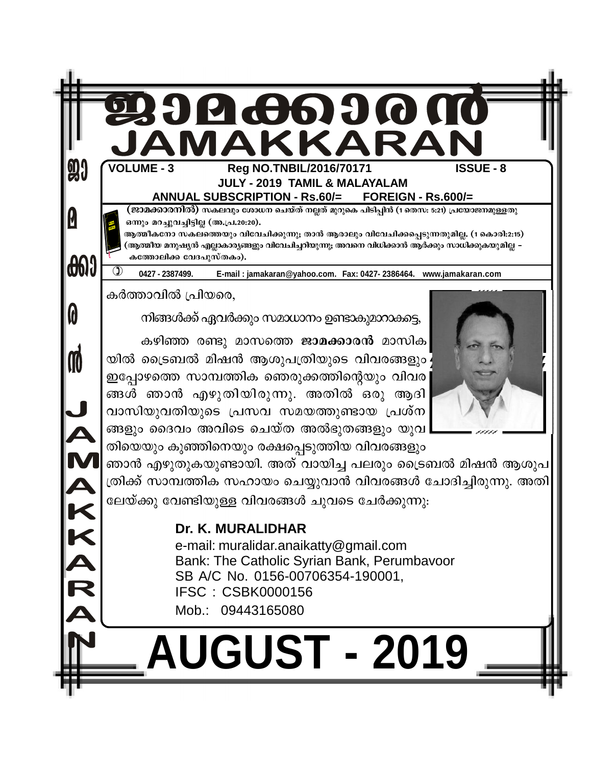# ജാമക്കാരൻ
# JAMAKKARAN

**VOLUME - 3** **Reg NO.TNBIL/2016/70171** **ISSUE - 8**

**JULY - 2019 TAMIL & MALAYALAM**

**ANNUAL SUBSCRIPTION - Rs.60/= FOREIGN - Rs.600/=**

**(ജാമക്കാരനിൽ)** സകലവും ശോധന ചെയ്ത് നല്ലത് മുറുകെ പിടിപ്പിൻ (1 തെസ: 5:21) പ്രയോജനമുള്ളതു ഒന്നും മറച്ചുവച്ചിട്ടില്ല (അ.പ്ര.20:20).

ആത്മീകനോ സകലത്തെയും വിവേചിക്കുന്നു; താൻ ആരാലും വിവേചിക്കപ്പെടുന്നതുമില്ല. (1 കൊരി:2:15) (ആത്മീയ മനുഷ്യൻ എല്ലാകാര്യങ്ങളും വിവേചിച്ചറിയുന്നു; അവനെ വിധിക്കാൻ ആർക്കും സാധിക്കുകയുമില്ല – കത്തോലിക്ക വേദപുസ്തകം).

0427 - 2387499. E-mail : jamakaran@yahoo.com. Fax: 0427- 2386464. www.jamakaran.com

കർത്താവിൽ പ്രിയരെ,

നിങ്ങൾക്ക് ഏവർക്കും സമാധാനം ഉണ്ടാകുമാറാകട്ടെ,

കഴിഞ്ഞ രണ്ടു മാസത്തെ **ജാമക്കാരൻ** മാസികയിൽ ട്രൈബൽ മിഷൻ ആശുപത്രിയുടെ വിവരങ്ങളും ഇപ്പോഴത്തെ സാമ്പത്തിക ഞെരുക്കത്തിന്റെയും വിവരങ്ങൾ ഞാൻ എഴുതിയിരുന്നു. അതിൽ ഒരു ആദിവാസിയുവതിയുടെ പ്രസവ സമയത്തുണ്ടായ പ്രശ്നങ്ങളും ദൈവം അവിടെ ചെയ്ത അൽഭുതങ്ങളും യുവതിയെയും കുഞ്ഞിനെയും രക്ഷപ്പെടുത്തിയ വിവരങ്ങളും ഞാൻ എഴുതുകയുണ്ടായി. അത് വായിച്ച പലരും ട്രൈബൽ മിഷൻ ആശുപത്രിക്ക് സാമ്പത്തിക സഹായം ചെയ്യുവാൻ വിവരങ്ങൾ ചോദിച്ചിരുന്നു. അതിലേയ്ക്കു വേണ്ടിയുള്ള വിവരങ്ങൾ ചുവടെ ചേർക്കുന്നു:

**Dr. K. MURALIDHAR**
e-mail: muralidar.anaikatty@gmail.com
Bank: The Catholic Syrian Bank, Perumbavoor
SB A/C No. 0156-00706354-190001,
IFSC : CSBK0000156
Mob.: 09443165080

# AUGUST - 2019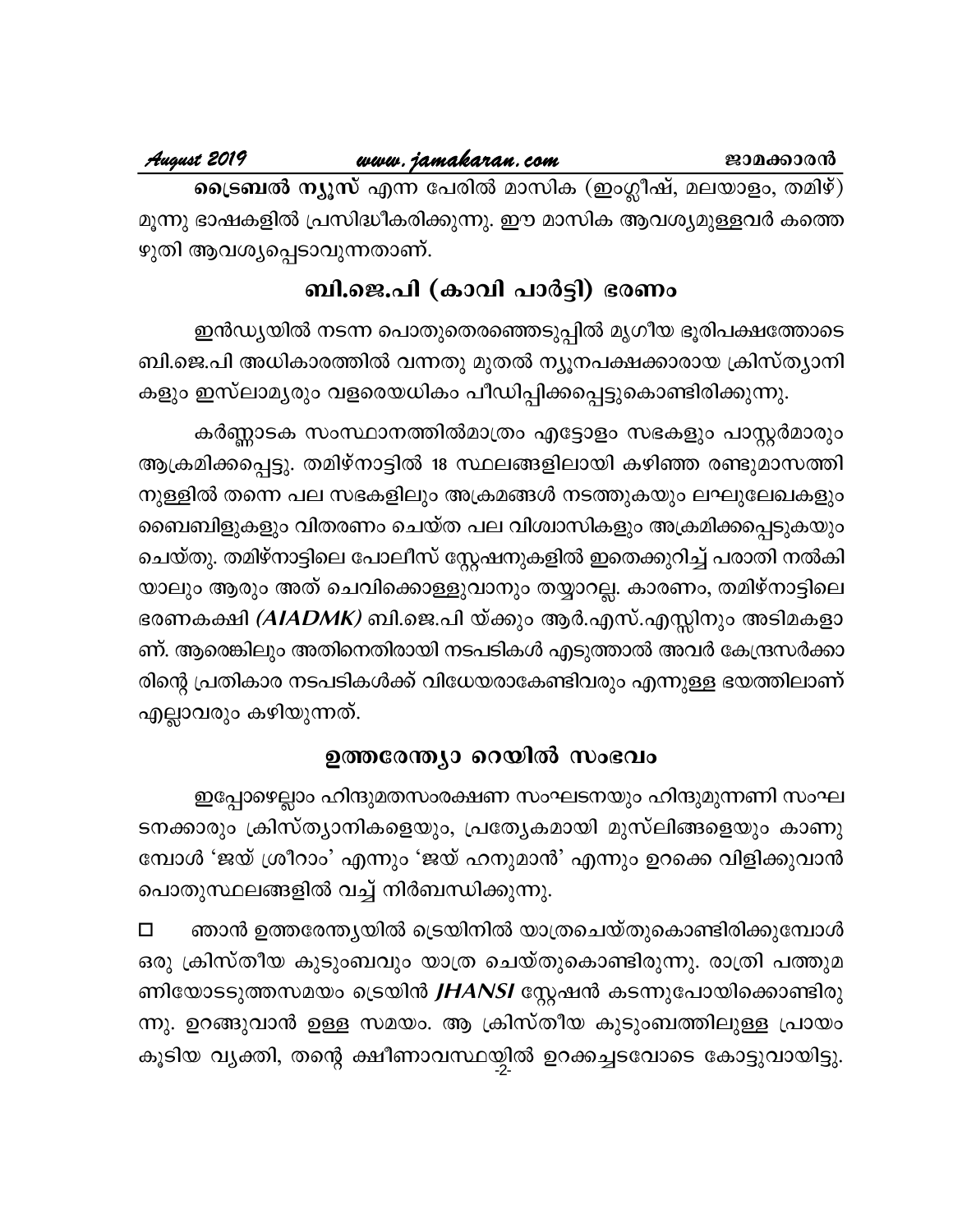**ട്രൈബൽ ന്യൂസ്** എന്ന പേരിൽ മാസിക (ഇംഗ്ലീഷ്, മലയാളം, തമിഴ്) മൂന്നു ഭാഷകളിൽ പ്രസിദ്ധീകരിക്കുന്നു. ഈ മാസിക ആവശ്യമുള്ളവർ കത്തെഴുതി ആവശ്യപ്പെടാവുന്നതാണ്.

## ബി.ജെ.പി (കാവി പാർട്ടി) ഭരണം

ഇൻഡ്യയിൽ നടന്ന പൊതുതെരഞ്ഞെടുപ്പിൽ മൃഗീയ ഭൂരിപക്ഷത്തോടെ ബി.ജെ.പി അധികാരത്തിൽ വന്നതു മുതൽ ന്യൂനപക്ഷക്കാരായ ക്രിസ്ത്യാനികളും ഇസ്ലാമ്യരും വളരെയധികം പീഡിപ്പിക്കപ്പെട്ടുകൊണ്ടിരിക്കുന്നു.

കർണ്ണാടക സംസ്ഥാനത്തിൽമാത്രം എട്ടോളം സഭകളും പാസ്റ്റർമാരും ആക്രമിക്കപ്പെട്ടു. തമിഴ്നാട്ടിൽ 18 സ്ഥലങ്ങളിലായി കഴിഞ്ഞ രണ്ടുമാസത്തിനുള്ളിൽ തന്നെ പല സഭകളിലും അക്രമങ്ങൾ നടത്തുകയും ലഘുലേഖകളും ബൈബിളുകളും വിതരണം ചെയ്ത പല വിശ്വാസികളും അക്രമിക്കപ്പെടുകയും ചെയ്തു. തമിഴ്നാട്ടിലെ പോലീസ് സ്റ്റേഷനുകളിൽ ഇതെക്കുറിച്ച് പരാതി നൽകിയാലും ആരും അത് ചെവിക്കൊള്ളുവാനും തയ്യാറല്ല. കാരണം, തമിഴ്നാട്ടിലെ ഭരണകക്ഷി *(AIADMK)* ബി.ജെ.പി യ്ക്കും ആർ.എസ്.എസ്സിനും അടിമകളാണ്. ആരെങ്കിലും അതിനെതിരായി നടപടികൾ എടുത്താൽ അവർ കേന്ദ്രസർക്കാരിന്റെ പ്രതികാര നടപടികൾക്ക് വിധേയരാകേണ്ടിവരും എന്നുള്ള ഭയത്തിലാണ് എല്ലാവരും കഴിയുന്നത്.

## ഉത്തരേന്ത്യാ റെയിൽ സംഭവം

ഇപ്പോഴെല്ലാം ഹിന്ദുമതസംരക്ഷണ സംഘടനയും ഹിന്ദുമുന്നണി സംഘടനക്കാരും ക്രിസ്ത്യാനികളെയും, പ്രത്യേകമായി മുസ്ലിങ്ങളെയും കാണുമ്പോൾ 'ജയ് ശ്രീറാം' എന്നും 'ജയ് ഹനുമാൻ' എന്നും ഉറക്കെ വിളിക്കുവാൻ പൊതുസ്ഥലങ്ങളിൽ വച്ച് നിർബന്ധിക്കുന്നു.

☐ ഞാൻ ഉത്തരേന്ത്യയിൽ ട്രെയിനിൽ യാത്രചെയ്തുകൊണ്ടിരിക്കുമ്പോൾ ഒരു ക്രിസ്തീയ കുടുംബവും യാത്ര ചെയ്തുകൊണ്ടിരുന്നു. രാത്രി പത്തുമണിയോടടുത്തസമയം ട്രെയിൻ ***JHANSI*** സ്റ്റേഷൻ കടന്നുപോയിക്കൊണ്ടിരുന്നു. ഉറങ്ങുവാൻ ഉള്ള സമയം. ആ ക്രിസ്തീയ കുടുംബത്തിലുള്ള പ്രായം കൂടിയ വ്യക്തി, തന്റെ ക്ഷീണാവസ്ഥയിൽ ഉറക്കച്ചടവോടെ കോട്ടുവായിട്ടു.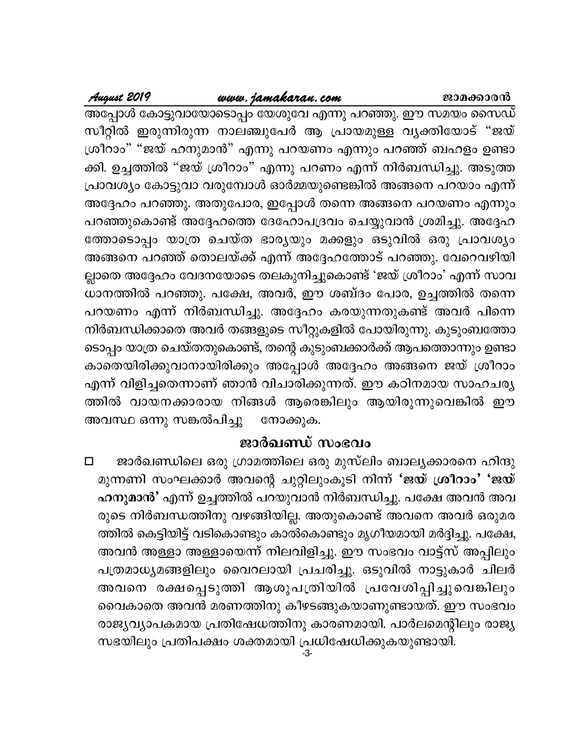അപ്പോൾ കോട്ടുവായോടൊപ്പം യേശുവേ എന്നു പറഞ്ഞു. ഈ സമയം സൈഡ് സീറ്റിൽ ഇരുന്നിരുന്ന നാലഞ്ചുപേർ ആ പ്രായമുള്ള വ്യക്തിയോട് "ജയ് ശ്രീറാം" "ജയ് ഹനുമാൻ" എന്നു പറയണം എന്നും പറഞ്ഞ് ബഹളം ഉണ്ടാക്കി. ഉച്ചത്തിൽ "ജയ് ശ്രീറാം" എന്നു പറണം എന്ന് നിർബന്ധിച്ചു. അടുത്ത പ്രാവശ്യം കോട്ടുവാ വരുമ്പോൾ ഓർമ്മയുണ്ടെങ്കിൽ അങ്ങനെ പറയാം എന്ന് അദ്ദേഹം പറഞ്ഞു. അതുപോര, ഇപ്പോൾ തന്നെ അങ്ങനെ പറയണം എന്നും പറഞ്ഞുകൊണ്ട് അദ്ദേഹത്തെ ദേഹോപദ്രവം ചെയ്യുവാൻ ശ്രമിച്ചു. അദ്ദേഹത്തോടൊപ്പം യാത്ര ചെയ്ത ഭാര്യയും മക്കളും ഒടുവിൽ ഒരു പ്രാവശ്യം അങ്ങനെ പറഞ്ഞ് തൊലയ്ക്ക് എന്ന് അദ്ദേഹത്തോട് പറഞ്ഞു. വേറെവഴിയില്ലാതെ അദ്ദേഹം വേദനയോടെ തലകുനിച്ചുകൊണ്ട് 'ജയ് ശ്രീറാം' എന്ന് സാവധാനത്തിൽ പറഞ്ഞു. പക്ഷേ, അവർ, ഈ ശബ്ദം പോര, ഉച്ചത്തിൽ തന്നെ പറയണം എന്ന് നിർബന്ധിച്ചു. അദ്ദേഹം കരയുന്നതുകണ്ട് അവർ പിന്നെ നിർബന്ധിക്കാതെ അവർ തങ്ങളുടെ സീറ്റുകളിൽ പോയിരുന്നു. കുടുംബത്തോടൊപ്പം യാത്ര ചെയ്തതുകൊണ്ട്, തന്റെ കുടുംബക്കാർക്ക് ആപത്തൊന്നും ഉണ്ടാകാതെയിരിക്കുവാനായിരിക്കും അപ്പോൾ അദ്ദേഹം അങ്ങനെ ജയ് ശ്രീറാം എന്ന് വിളിച്ചതെന്നാണ് ഞാൻ വിചാരിക്കുന്നത്. ഈ കഠിനമായ സാഹചര്യത്തിൽ വായനക്കാരായ നിങ്ങൾ ആരെങ്കിലും ആയിരുന്നുവെങ്കിൽ ഈ അവസ്ഥ ഒന്നു സങ്കൽപിച്ചു നോക്കുക.

## ജാർഖണ്ഡ് സംഭവം

- ജാർഖണ്ഡിലെ ഒരു ഗ്രാമത്തിലെ ഒരു മുസ്‌ലിം ബാല്യക്കാരനെ ഹിന്ദു മുന്നണി സംഘക്കാർ അവന്റെ ചുറ്റിലുംകൂടി നിന്ന് **'ജയ് ശ്രീറാം' 'ജയ് ഹനുമാൻ'** എന്ന് ഉച്ചത്തിൽ പറയുവാൻ നിർബന്ധിച്ചു. പക്ഷേ അവൻ അവരുടെ നിർബന്ധത്തിനു വഴങ്ങിയില്ല. അതുകൊണ്ട് അവനെ അവർ ഒരുമരത്തിൽ കെട്ടിയിട്ട് വടികൊണ്ടും കാൽകൊണ്ടും മൃഗീയമായി മർദ്ദിച്ചു. പക്ഷേ, അവൻ അള്ളാ അള്ളായെന്ന് നിലവിളിച്ചു. ഈ സംഭവം വാട്ട്സ് അപ്പിലും പത്രമാധ്യമങ്ങളിലും വൈറലായി പ്രചരിച്ചു. ഒടുവിൽ നാട്ടുകാർ ചിലർ അവനെ രക്ഷപ്പെടുത്തി ആശുപത്രിയിൽ പ്രവേശിപ്പിച്ചുവെങ്കിലും വൈകാതെ അവൻ മരണത്തിനു കീഴടങ്ങുകയാണുണ്ടായത്. ഈ സംഭവം രാജ്യവ്യാപകമായ പ്രതിഷേധത്തിനു കാരണമായി. പാർലമെന്റിലും രാജ്യസഭയിലും പ്രതിപക്ഷം ശക്തമായി പ്രധിഷേധിക്കുകയുണ്ടായി.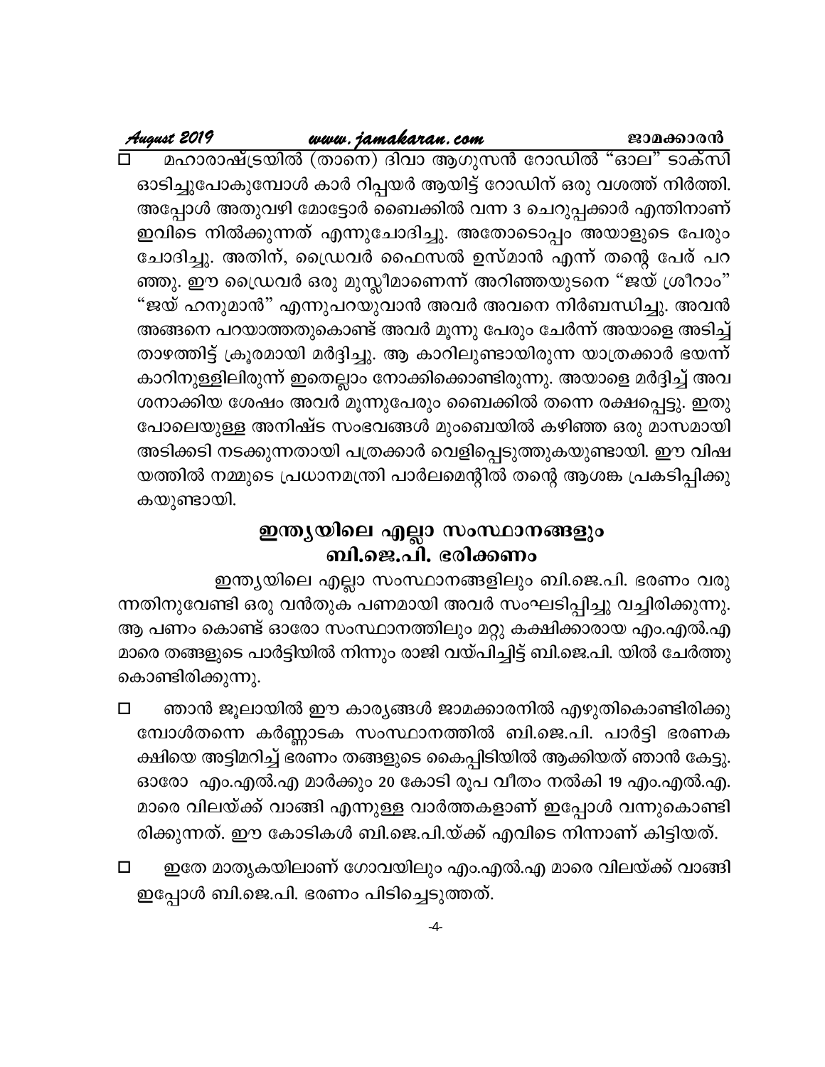- മഹാരാഷ്ട്രയിൽ (താനെ) ദിവാ ആഗുസൻ റോഡിൽ "ഓല" ടാക്സി ഓടിച്ചുപോകുമ്പോൾ കാർ റിപ്പയർ ആയിട്ട് റോഡിന് ഒരു വശത്ത് നിർത്തി. അപ്പോൾ അതുവഴി മോട്ടോർ ബൈക്കിൽ വന്ന 3 ചെറുപ്പക്കാർ എന്തിനാണ് ഇവിടെ നിൽക്കുന്നത് എന്നുചോദിച്ചു. അതോടൊപ്പം അയാളുടെ പേരും ചോദിച്ചു. അതിന്, ഡ്രൈവർ ഫൈസൽ ഉസ്മാൻ എന്ന് തന്റെ പേര് പറഞ്ഞു. ഈ ഡ്രൈവർ ഒരു മുസ്ലീമാണെന്ന് അറിഞ്ഞയുടനെ "ജയ് ശ്രീറാം" "ജയ് ഹനുമാൻ" എന്നുപറയുവാൻ അവർ അവനെ നിർബന്ധിച്ചു. അവൻ അങ്ങനെ പറയാത്തതുകൊണ്ട് അവർ മൂന്നു പേരും ചേർന്ന് അയാളെ അടിച്ച് താഴത്തിട്ട് ക്രൂരമായി മർദ്ദിച്ചു. ആ കാറിലുണ്ടായിരുന്ന യാത്രക്കാർ ഭയന്ന് കാറിനുള്ളിലിരുന്ന് ഇതെല്ലാം നോക്കിക്കൊണ്ടിരുന്നു. അയാളെ മർദ്ദിച്ച് അവശനാക്കിയ ശേഷം അവർ മൂന്നുപേരും ബൈക്കിൽ തന്നെ രക്ഷപ്പെട്ടു. ഇതു പോലെയുള്ള അനിഷ്ട സംഭവങ്ങൾ മുംബൈയിൽ കഴിഞ്ഞ ഒരു മാസമായി അടിക്കടി നടക്കുന്നതായി പത്രക്കാർ വെളിപ്പെടുത്തുകയുണ്ടായി. ഈ വിഷയത്തിൽ നമ്മുടെ പ്രധാനമന്ത്രി പാർലമെന്റിൽ തന്റെ ആശങ്ക പ്രകടിപ്പിക്കുകയുണ്ടായി.

## ഇന്ത്യയിലെ എല്ലാ സംസ്ഥാനങ്ങളും ബി.ജെ.പി. ഭരിക്കണം

ഇന്ത്യയിലെ എല്ലാ സംസ്ഥാനങ്ങളിലും ബി.ജെ.പി. ഭരണം വരുന്നതിനുവേണ്ടി ഒരു വൻതുക പണമായി അവർ സംഘടിപ്പിച്ചു വച്ചിരിക്കുന്നു. ആ പണം കൊണ്ട് ഓരോ സംസ്ഥാനത്തിലും മറ്റു കക്ഷിക്കാരായ എം.എൽ.എ മാരെ തങ്ങളുടെ പാർട്ടിയിൽ നിന്നും രാജി വയ്പിച്ചിട്ട് ബി.ജെ.പി. യിൽ ചേർത്തുകൊണ്ടിരിക്കുന്നു.

- ഞാൻ ജൂലായിൽ ഈ കാര്യങ്ങൾ ജാമക്കാരനിൽ എഴുതികൊണ്ടിരിക്കുമ്പോൾതന്നെ കർണ്ണാടക സംസ്ഥാനത്തിൽ ബി.ജെ.പി. പാർട്ടി ഭരണകക്ഷിയെ അട്ടിമറിച്ച് ഭരണം തങ്ങളുടെ കൈപ്പിടിയിൽ ആക്കിയത് ഞാൻ കേട്ടു. ഓരോ എം.എൽ.എ മാർക്കും 20 കോടി രൂപ വീതം നൽകി 19 എം.എൽ.എ. മാരെ വിലയ്ക്ക് വാങ്ങി എന്നുള്ള വാർത്തകളാണ് ഇപ്പോൾ വന്നുകൊണ്ടിരിക്കുന്നത്. ഈ കോടികൾ ബി.ജെ.പി.യ്ക്ക് എവിടെ നിന്നാണ് കിട്ടിയത്.
- ഇതേ മാതൃകയിലാണ് ഗോവയിലും എം.എൽ.എ മാരെ വിലയ്ക്ക് വാങ്ങി ഇപ്പോൾ ബി.ജെ.പി. ഭരണം പിടിച്ചെടുത്തത്.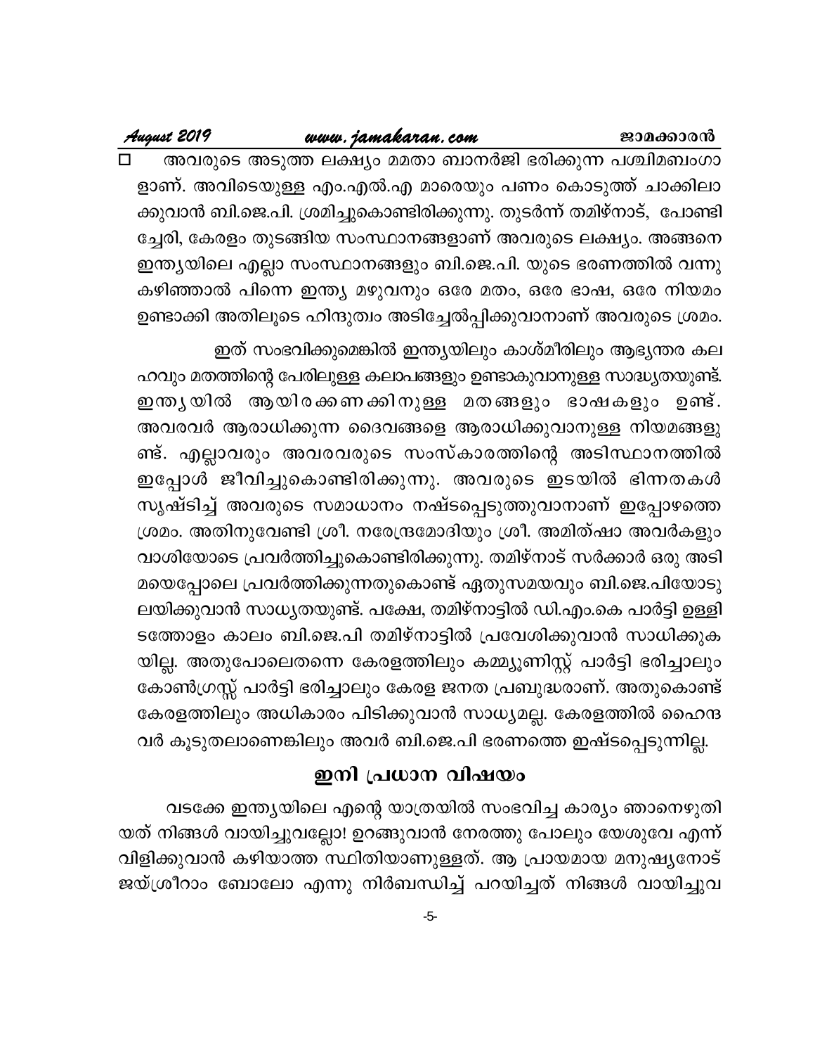□ അവരുടെ അടുത്ത ലക്ഷ്യം മമതാ ബാനർജി ഭരിക്കുന്ന പശ്ചിമബംഗാളാണ്. അവിടെയുള്ള എം.എൽ.എ മാരെയും പണം കൊടുത്ത് ചാക്കിലാക്കുവാൻ ബി.ജെ.പി. ശ്രമിച്ചുകൊണ്ടിരിക്കുന്നു. തുടർന്ന് തമിഴ്നാട്, പോണ്ടിച്ചേരി, കേരളം തുടങ്ങിയ സംസ്ഥാനങ്ങളാണ് അവരുടെ ലക്ഷ്യം. അങ്ങനെ ഇന്ത്യയിലെ എല്ലാ സംസ്ഥാനങ്ങളും ബി.ജെ.പി. യുടെ ഭരണത്തിൽ വന്നു കഴിഞ്ഞാൽ പിന്നെ ഇന്ത്യ മഴുവനും ഒരേ മതം, ഒരേ ഭാഷ, ഒരേ നിയമം ഉണ്ടാക്കി അതിലൂടെ ഹിന്ദുത്വം അടിച്ചേൽപ്പിക്കുവാനാണ് അവരുടെ ശ്രമം.

ഇത് സംഭവിക്കുമെങ്കിൽ ഇന്ത്യയിലും കാശ്മീരിലും ആഭ്യന്തര കലഹവും മതത്തിന്റെ പേരിലുള്ള കലാപങ്ങളും ഉണ്ടാകുവാനുള്ള സാദ്ധ്യതയുണ്ട്. ഇന്ത്യയിൽ ആയിരക്കണക്കിനുള്ള മതങ്ങളും ഭാഷകളും ഉണ്ട്. അവരവർ ആരാധിക്കുന്ന ദൈവങ്ങളെ ആരാധിക്കുവാനുള്ള നിയമങ്ങളുണ്ട്. എല്ലാവരും അവരവരുടെ സംസ്കാരത്തിന്റെ അടിസ്ഥാനത്തിൽ ഇപ്പോൾ ജീവിച്ചുകൊണ്ടിരിക്കുന്നു. അവരുടെ ഇടയിൽ ഭിന്നതകൾ സൃഷ്ടിച്ച് അവരുടെ സമാധാനം നഷ്ടപ്പെടുത്തുവാനാണ് ഇപ്പോഴത്തെ ശ്രമം. അതിനുവേണ്ടി ശ്രീ. നരേന്ദ്രമോദിയും ശ്രീ. അമിത്ഷാ അവർകളും വാശിയോടെ പ്രവർത്തിച്ചുകൊണ്ടിരിക്കുന്നു. തമിഴ്നാട് സർക്കാർ ഒരു അടിമയെപ്പോലെ പ്രവർത്തിക്കുന്നതുകൊണ്ട് ഏതുസമയവും ബി.ജെ.പിയോടു ലയിക്കുവാൻ സാധ്യതയുണ്ട്. പക്ഷേ, തമിഴ്നാട്ടിൽ ഡി.എം.കെ പാർട്ടി ഉള്ളിടത്തോളം കാലം ബി.ജെ.പി തമിഴ്നാട്ടിൽ പ്രവേശിക്കുവാൻ സാധിക്കുകയില്ല. അതുപോലെതന്നെ കേരളത്തിലും കമ്മ്യൂണിസ്റ്റ് പാർട്ടി ഭരിച്ചാലും കോൺഗ്രസ്സ് പാർട്ടി ഭരിച്ചാലും കേരള ജനത പ്രബുദ്ധരാണ്. അതുകൊണ്ട് കേരളത്തിലും അധികാരം പിടിക്കുവാൻ സാധ്യമല്ല. കേരളത്തിൽ ഹൈന്ദവർ കൂടുതലാണെങ്കിലും അവർ ബി.ജെ.പി ഭരണത്തെ ഇഷ്ടപ്പെടുന്നില്ല.

## ഇനി പ്രധാന വിഷയം

വടക്കേ ഇന്ത്യയിലെ എന്റെ യാത്രയിൽ സംഭവിച്ച കാര്യം ഞാനെഴുതിയത് നിങ്ങൾ വായിച്ചുവല്ലോ! ഉറങ്ങുവാൻ നേരത്തു പോലും യേശുവേ എന്ന് വിളിക്കുവാൻ കഴിയാത്ത സ്ഥിതിയാണുള്ളത്. ആ പ്രായമായ മനുഷ്യനോട് ജയ്ശ്രീറാം ബോലോ എന്നു നിർബന്ധിച്ച് പറയിച്ചത് നിങ്ങൾ വായിച്ചുവ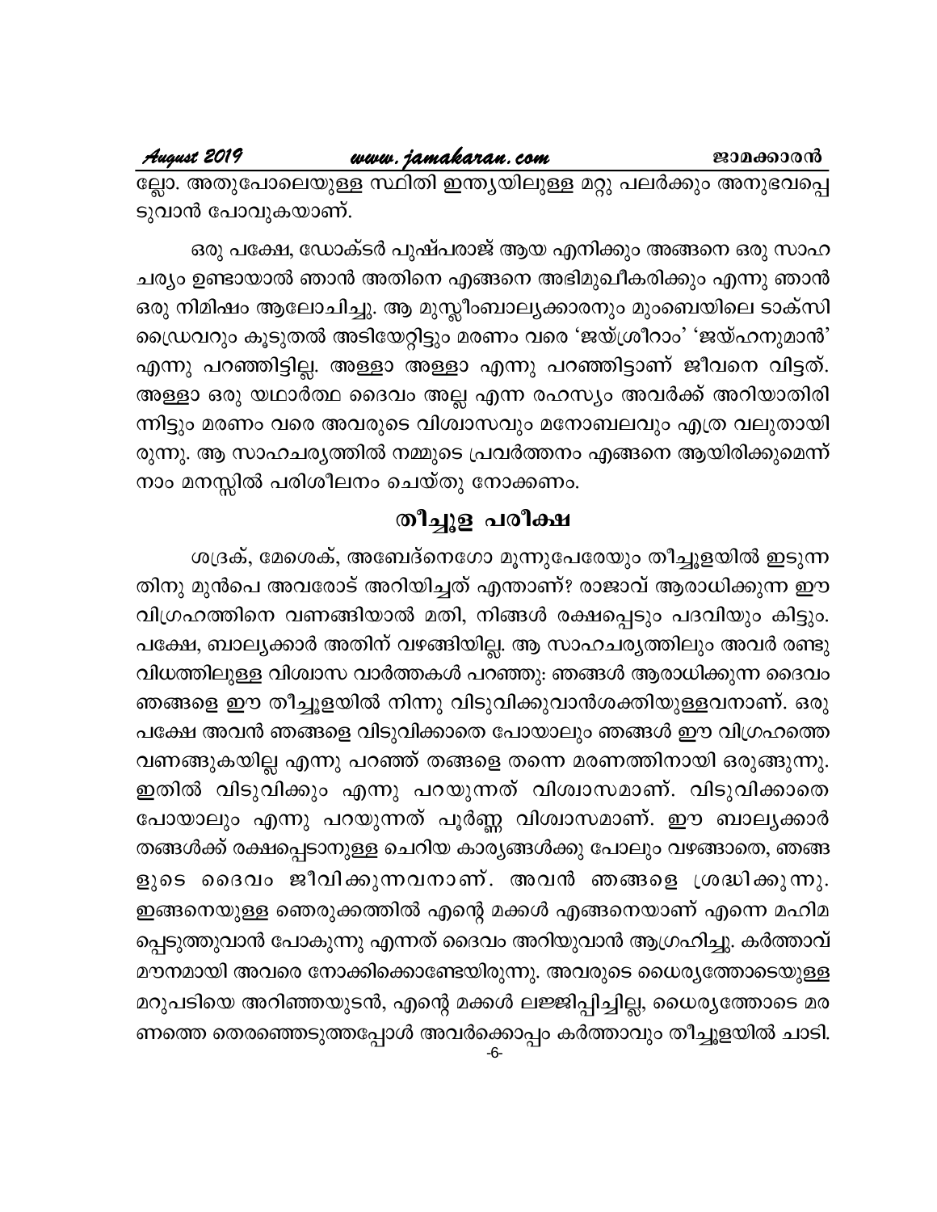ല്ലോ. അതുപോലെയുള്ള സ്ഥിതി ഇന്ത്യയിലുള്ള മറ്റു പലർക്കും അനുഭവപ്പെടുവാൻ പോവുകയാണ്.

ഒരു പക്ഷേ, ഡോക്ടർ പുഷ്പരാജ് ആയ എനിക്കും അങ്ങനെ ഒരു സാഹചര്യം ഉണ്ടായാൽ ഞാൻ അതിനെ എങ്ങനെ അഭിമുഖീകരിക്കും എന്നു ഞാൻ ഒരു നിമിഷം ആലോചിച്ചു. ആ മുസ്ലീംബാല്യക്കാരനും മുംബെയിലെ ടാക്സി ഡ്രൈവറും കൂടുതൽ അടിയേറ്റിട്ടും മരണം വരെ 'ജയ്ശ്രീറാം' 'ജയ്ഹനുമാൻ' എന്നു പറഞ്ഞിട്ടില്ല. അള്ളാ അള്ളാ എന്നു പറഞ്ഞിട്ടാണ് ജീവനെ വിട്ടത്. അള്ളാ ഒരു യഥാർത്ഥ ദൈവം അല്ല എന്ന രഹസ്യം അവർക്ക് അറിയാതിരുന്നിട്ടും മരണം വരെ അവരുടെ വിശ്വാസവും മനോബലവും എത്ര വലുതായിരുന്നു. ആ സാഹചര്യത്തിൽ നമ്മുടെ പ്രവർത്തനം എങ്ങനെ ആയിരിക്കുമെന്ന് നാം മനസ്സിൽ പരിശീലനം ചെയ്തു നോക്കണം.

## തീച്ചൂള പരീക്ഷ

ശദ്രക്, മേശെക്, അബേദ്നെഗോ മൂന്നുപേരേയും തീച്ചൂളയിൽ ഇടുന്നതിനു മുൻപെ അവരോട് അറിയിച്ചത് എന്താണ്? രാജാവ് ആരാധിക്കുന്ന ഈ വിഗ്രഹത്തിനെ വണങ്ങിയാൽ മതി, നിങ്ങൾ രക്ഷപ്പെടും പദവിയും കിട്ടും. പക്ഷേ, ബാല്യക്കാർ അതിന് വഴങ്ങിയില്ല. ആ സാഹചര്യത്തിലും അവർ രണ്ടു വിധത്തിലുള്ള വിശ്വാസ വാർത്തകൾ പറഞ്ഞു: ഞങ്ങൾ ആരാധിക്കുന്ന ദൈവം ഞങ്ങളെ ഈ തീച്ചൂളയിൽ നിന്നു വിടുവിക്കുവാൻശക്തിയുള്ളവനാണ്. ഒരു പക്ഷേ അവൻ ഞങ്ങളെ വിടുവിക്കാതെ പോയാലും ഞങ്ങൾ ഈ വിഗ്രഹത്തെ വണങ്ങുകയില്ല എന്നു പറഞ്ഞ് തങ്ങളെ തന്നെ മരണത്തിനായി ഒരുങ്ങുന്നു. ഇതിൽ വിടുവിക്കും എന്നു പറയുന്നത് വിശ്വാസമാണ്. വിടുവിക്കാതെ പോയാലും എന്നു പറയുന്നത് പൂർണ്ണ വിശ്വാസമാണ്. ഈ ബാല്യക്കാർ തങ്ങൾക്ക് രക്ഷപ്പെടാനുള്ള ചെറിയ കാര്യങ്ങൾക്കു പോലും വഴങ്ങാതെ, ഞങ്ങളുടെ ദൈവം ജീവിക്കുന്നവനാണ്. അവൻ ഞങ്ങളെ ശ്രദ്ധിക്കുന്നു. ഇങ്ങനെയുള്ള ഞെരുക്കത്തിൽ എന്റെ മക്കൾ എങ്ങനെയാണ് എന്നെ മഹിമപ്പെടുത്തുവാൻ പോകുന്നു എന്നത് ദൈവം അറിയുവാൻ ആഗ്രഹിച്ചു. കർത്താവ് മൗനമായി അവരെ നോക്കിക്കൊണ്ടേയിരുന്നു. അവരുടെ ധൈര്യത്തോടെയുള്ള മറുപടിയെ അറിഞ്ഞയുടൻ, എന്റെ മക്കൾ ലജ്ജിപ്പിച്ചില്ല, ധൈര്യത്തോടെ മരണത്തെ തെരഞ്ഞെടുത്തപ്പോൾ അവർക്കൊപ്പം കർത്താവും തീച്ചൂളയിൽ ചാടി.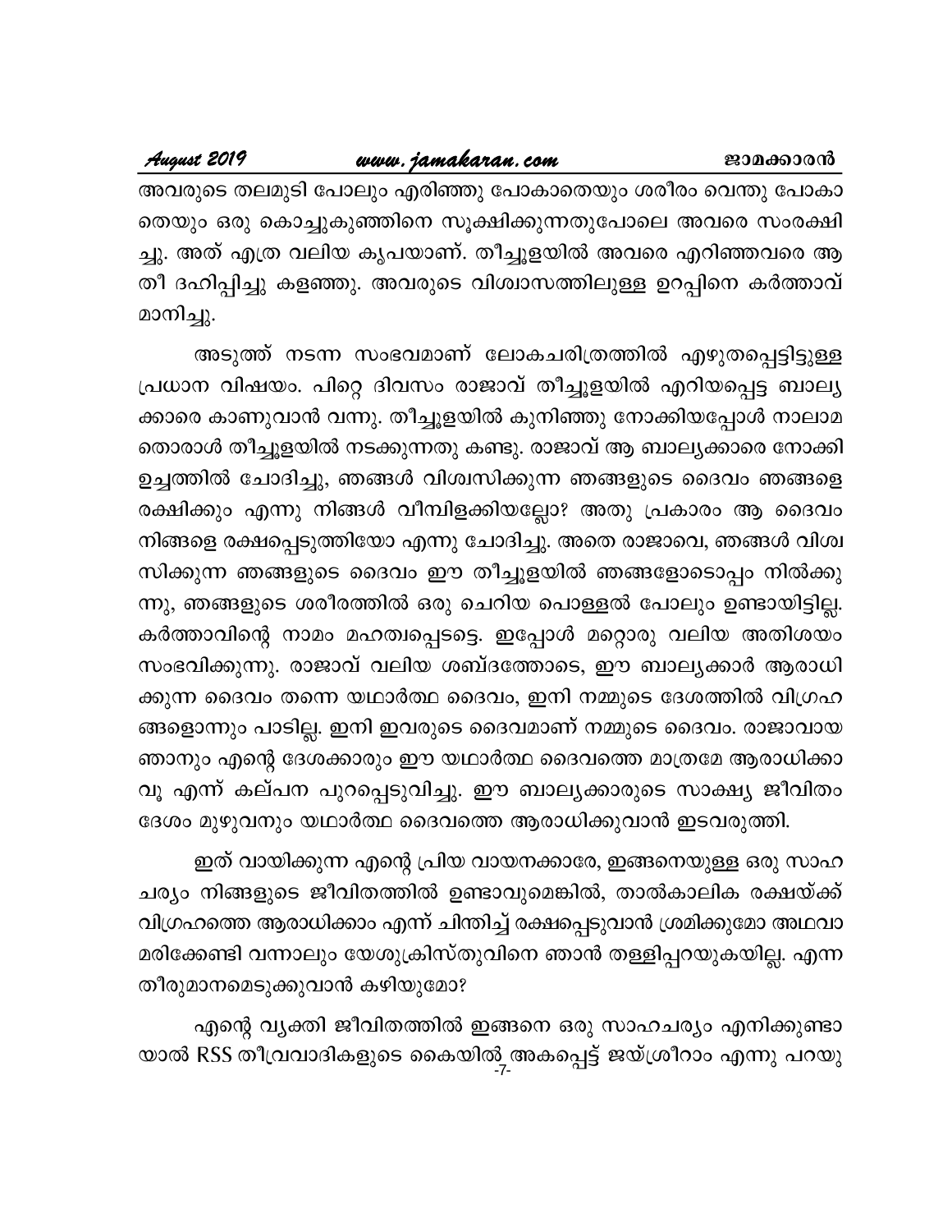അവരുടെ തലമുടി പോലും എരിഞ്ഞു പോകാതെയും ശരീരം വെന്തു പോകാതെയും ഒരു കൊച്ചുകുഞ്ഞിനെ സൂക്ഷിക്കുന്നതുപോലെ അവരെ സംരക്ഷിച്ചു. അത് എത്ര വലിയ കൃപയാണ്. തീച്ചൂളയിൽ അവരെ എറിഞ്ഞവരെ ആ തീ ദഹിപ്പിച്ചു കളഞ്ഞു. അവരുടെ വിശ്വാസത്തിലുള്ള ഉറപ്പിനെ കർത്താവ് മാനിച്ചു.

അടുത്ത് നടന്ന സംഭവമാണ് ലോകചരിത്രത്തിൽ എഴുതപ്പെട്ടിട്ടുള്ള പ്രധാന വിഷയം. പിറ്റെ ദിവസം രാജാവ് തീച്ചൂളയിൽ എറിയപ്പെട്ട ബാല്യക്കാരെ കാണുവാൻ വന്നു. തീച്ചൂളയിൽ കുനിഞ്ഞു നോക്കിയപ്പോൾ നാലാമതൊരാൾ തീച്ചൂളയിൽ നടക്കുന്നതു കണ്ടു. രാജാവ് ആ ബാല്യക്കാരെ നോക്കി ഉച്ചത്തിൽ ചോദിച്ചു, ഞങ്ങൾ വിശ്വസിക്കുന്ന ഞങ്ങളുടെ ദൈവം ഞങ്ങളെ രക്ഷിക്കും എന്നു നിങ്ങൾ വീമ്പിളക്കിയല്ലോ? അതു പ്രകാരം ആ ദൈവം നിങ്ങളെ രക്ഷപ്പെടുത്തിയോ എന്നു ചോദിച്ചു. അതെ രാജാവെ, ഞങ്ങൾ വിശ്വസിക്കുന്ന ഞങ്ങളുടെ ദൈവം ഈ തീച്ചൂളയിൽ ഞങ്ങളോടൊപ്പം നിൽക്കുന്നു, ഞങ്ങളുടെ ശരീരത്തിൽ ഒരു ചെറിയ പൊള്ളൽ പോലും ഉണ്ടായിട്ടില്ല. കർത്താവിന്റെ നാമം മഹത്വപ്പെടട്ടെ. ഇപ്പോൾ മറ്റൊരു വലിയ അതിശയം സംഭവിക്കുന്നു. രാജാവ് വലിയ ശബ്ദത്തോടെ, ഈ ബാല്യക്കാർ ആരാധിക്കുന്ന ദൈവം തന്നെ യഥാർത്ഥ ദൈവം, ഇനി നമ്മുടെ ദേശത്തിൽ വിഗ്രഹങ്ങളൊന്നും പാടില്ല. ഇനി ഇവരുടെ ദൈവമാണ് നമ്മുടെ ദൈവം. രാജാവായ ഞാനും എന്റെ ദേശക്കാരും ഈ യഥാർത്ഥ ദൈവത്തെ മാത്രമേ ആരാധിക്കാവൂ എന്ന് കല്പന പുറപ്പെടുവിച്ചു. ഈ ബാല്യക്കാരുടെ സാക്ഷ്യ ജീവിതം ദേശം മുഴുവനും യഥാർത്ഥ ദൈവത്തെ ആരാധിക്കുവാൻ ഇടവരുത്തി.

ഇത് വായിക്കുന്ന എന്റെ പ്രിയ വായനക്കാരേ, ഇങ്ങനെയുള്ള ഒരു സാഹചര്യം നിങ്ങളുടെ ജീവിതത്തിൽ ഉണ്ടാവുമെങ്കിൽ, താൽകാലിക രക്ഷയ്ക്ക് വിഗ്രഹത്തെ ആരാധിക്കാം എന്ന് ചിന്തിച്ച് രക്ഷപ്പെടുവാൻ ശ്രമിക്കുമോ അഥവാ മരിക്കേണ്ടി വന്നാലും യേശുക്രിസ്തുവിനെ ഞാൻ തള്ളിപ്പറയുകയില്ല. എന്ന തീരുമാനമെടുക്കുവാൻ കഴിയുമോ?

എന്റെ വ്യക്തി ജീവിതത്തിൽ ഇങ്ങനെ ഒരു സാഹചര്യം എനിക്കുണ്ടായാൽ RSS തീവ്രവാദികളുടെ കൈയിൽ അകപ്പെട്ട് ജയ്ശ്രീറാം എന്നു പറയു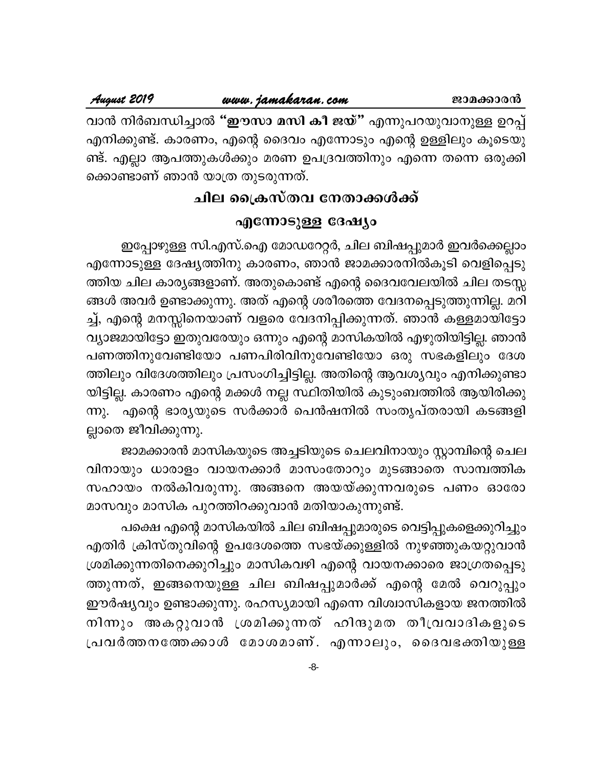വാൻ നിർബന്ധിച്ചാൽ **"ഈസാ മസി കീ ജയ്"** എന്നുപറയുവാനുള്ള ഉറപ്പ് എനിക്കുണ്ട്. കാരണം, എന്റെ ദൈവം എന്നോടും എന്റെ ഉള്ളിലും കൂടെയുണ്ട്. എല്ലാ ആപത്തുകൾക്കും മരണ ഉപദ്രവത്തിനും എന്നെ തന്നെ ഒരുക്കിക്കൊണ്ടാണ് ഞാൻ യാത്ര തുടരുന്നത്.

## ചില ക്രൈസ്തവ നേതാക്കൾക്ക് എന്നോടുള്ള ദേഷ്യം

ഇപ്പോഴുള്ള സി.എസ്.ഐ മോഡറേറ്റർ, ചില ബിഷപ്പുമാർ ഇവർക്കെല്ലാം എന്നോടുള്ള ദേഷ്യത്തിനു കാരണം, ഞാൻ ജാമക്കാരനിൽകൂടി വെളിപ്പെടുത്തിയ ചില കാര്യങ്ങളാണ്. അതുകൊണ്ട് എന്റെ ദൈവവേലയിൽ ചില തടസ്സങ്ങൾ അവർ ഉണ്ടാക്കുന്നു. അത് എന്റെ ശരീരത്തെ വേദനപ്പെടുത്തുന്നില്ല. മറിച്ച്, എന്റെ മനസ്സിനെയാണ് വളരെ വേദനിപ്പിക്കുന്നത്. ഞാൻ കള്ളമായിട്ടോ വ്യാജമായിട്ടോ ഇതുവരേയും ഒന്നും എന്റെ മാസികയിൽ എഴുതിയിട്ടില്ല. ഞാൻ പണത്തിനുവേണ്ടിയോ പണപിരിവിനുവേണ്ടിയോ ഒരു സഭകളിലും ദേശത്തിലും വിദേശത്തിലും പ്രസംഗിച്ചിട്ടില്ല. അതിന്റെ ആവശ്യവും എനിക്കുണ്ടായിട്ടില്ല. കാരണം എന്റെ മക്കൾ നല്ല സ്ഥിതിയിൽ കുടുംബത്തിൽ ആയിരിക്കുന്നു. എന്റെ ഭാര്യയുടെ സർക്കാർ പെൻഷനിൽ സംതൃപ്തരായി കടങ്ങളില്ലാതെ ജീവിക്കുന്നു.

ജാമക്കാരൻ മാസികയുടെ അച്ചടിയുടെ ചെലവിനായും സ്റ്റാമ്പിന്റെ ചെലവിനായും ധാരാളം വായനക്കാർ മാസംതോറും മുടങ്ങാതെ സാമ്പത്തിക സഹായം നൽകിവരുന്നു. അങ്ങനെ അയയ്ക്കുന്നവരുടെ പണം ഓരോ മാസവും മാസിക പുറത്തിറക്കുവാൻ മതിയാകുന്നുണ്ട്.

പക്ഷെ എന്റെ മാസികയിൽ ചില ബിഷപ്പുമാരുടെ വെട്ടിപ്പുകളെക്കുറിച്ചും എതിർ ക്രിസ്തുവിന്റെ ഉപദേശത്തെ സഭയ്ക്കുള്ളിൽ നുഴഞ്ഞുകയറ്റുവാൻ ശ്രമിക്കുന്നതിനെക്കുറിച്ചും മാസികവഴി എന്റെ വായനക്കാരെ ജാഗ്രതപ്പെടുത്തുന്നത്, ഇങ്ങനെയുള്ള ചില ബിഷപ്പുമാർക്ക് എന്റെ മേൽ വെറുപ്പും ഈർഷ്യവും ഉണ്ടാക്കുന്നു. രഹസ്യമായി എന്നെ വിശ്വാസികളായ ജനത്തിൽ നിന്നും അകറ്റുവാൻ ശ്രമിക്കുന്നത് ഹിന്ദുമത തീവ്രവാദികളുടെ പ്രവർത്തനത്തേക്കാൾ മോശമാണ്. എന്നാലും, ദൈവഭക്തിയുള്ള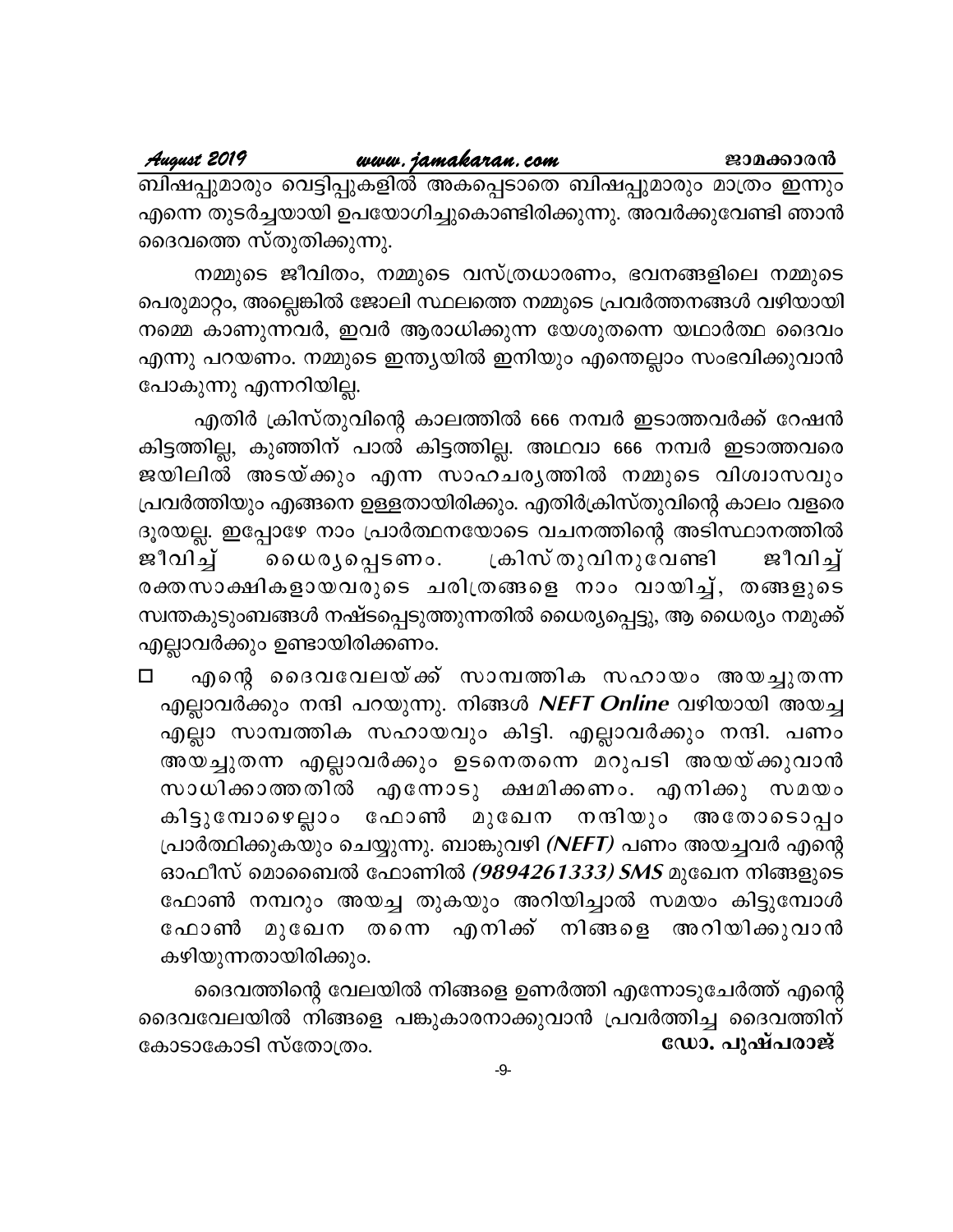ബിഷപ്പുമാരും വെട്ടിപ്പുകളിൽ അകപ്പെടാതെ ബിഷപ്പുമാരും മാത്രം ഇന്നും എന്നെ തുടർച്ചയായി ഉപയോഗിച്ചുകൊണ്ടിരിക്കുന്നു. അവർക്കുവേണ്ടി ഞാൻ ദൈവത്തെ സ്തുതിക്കുന്നു.

നമ്മുടെ ജീവിതം, നമ്മുടെ വസ്ത്രധാരണം, ഭവനങ്ങളിലെ നമ്മുടെ പെരുമാറ്റം, അല്ലെങ്കിൽ ജോലി സ്ഥലത്തെ നമ്മുടെ പ്രവർത്തനങ്ങൾ വഴിയായി നമ്മെ കാണുന്നവർ, ഇവർ ആരാധിക്കുന്ന യേശുതന്നെ യഥാർത്ഥ ദൈവം എന്നു പറയണം. നമ്മുടെ ഇന്ത്യയിൽ ഇനിയും എന്തെല്ലാം സംഭവിക്കുവാൻ പോകുന്നു എന്നറിയില്ല.

എതിർ ക്രിസ്തുവിന്റെ കാലത്തിൽ 666 നമ്പർ ഇടാത്തവർക്ക് റേഷൻ കിട്ടത്തില്ല, കുഞ്ഞിന് പാൽ കിട്ടത്തില്ല. അഥവാ 666 നമ്പർ ഇടാത്തവരെ ജയിലിൽ അടയ്ക്കും എന്ന സാഹചര്യത്തിൽ നമ്മുടെ വിശ്വാസവും പ്രവർത്തിയും എങ്ങനെ ഉള്ളതായിരിക്കും. എതിർക്രിസ്തുവിന്റെ കാലം വളരെ ദൂരയല്ല. ഇപ്പോഴേ നാം പ്രാർത്ഥനയോടെ വചനത്തിന്റെ അടിസ്ഥാനത്തിൽ ജീവിച്ച് ധൈര്യപ്പെടണം. ക്രിസ്തുവിനുവേണ്ടി ജീവിച്ച് രക്തസാക്ഷികളായവരുടെ ചരിത്രങ്ങളെ നാം വായിച്ച്, തങ്ങളുടെ സ്വന്തകുടുംബങ്ങൾ നഷ്ടപ്പെടുത്തുന്നതിൽ ധൈര്യപ്പെട്ടു, ആ ധൈര്യം നമുക്ക് എല്ലാവർക്കും ഉണ്ടായിരിക്കണം.

- എന്റെ ദൈവവേലയ്ക്ക് സാമ്പത്തിക സഹായം അയച്ചുതന്ന എല്ലാവർക്കും നന്ദി പറയുന്നു. നിങ്ങൾ ***NEFT Online*** വഴിയായി അയച്ച എല്ലാ സാമ്പത്തിക സഹായവും കിട്ടി. എല്ലാവർക്കും നന്ദി. പണം അയച്ചുതന്ന എല്ലാവർക്കും ഉടനെതന്നെ മറുപടി അയയ്ക്കുവാൻ സാധിക്കാത്തതിൽ എന്നോടു ക്ഷമിക്കണം. എനിക്കു സമയം കിട്ടുമ്പോഴെല്ലാം ഫോൺ മുഖേന നന്ദിയും അതോടൊപ്പം പ്രാർത്ഥിക്കുകയും ചെയ്യുന്നു. ബാങ്കുവഴി ***(NEFT)*** പണം അയച്ചവർ എന്റെ ഓഫീസ് മൊബൈൽ ഫോണിൽ ***(9894261333) SMS*** മുഖേന നിങ്ങളുടെ ഫോൺ നമ്പറും അയച്ച തുകയും അറിയിച്ചാൽ സമയം കിട്ടുമ്പോൾ ഫോൺ മുഖേന തന്നെ എനിക്ക് നിങ്ങളെ അറിയിക്കുവാൻ കഴിയുന്നതായിരിക്കും.

ദൈവത്തിന്റെ വേലയിൽ നിങ്ങളെ ഉണർത്തി എന്നോടുചേർത്ത് എന്റെ ദൈവവേലയിൽ നിങ്ങളെ പങ്കുകാരനാക്കുവാൻ പ്രവർത്തിച്ച ദൈവത്തിന് കോടാകോടി സ്തോത്രം.

**ഡോ. പുഷ്പരാജ്**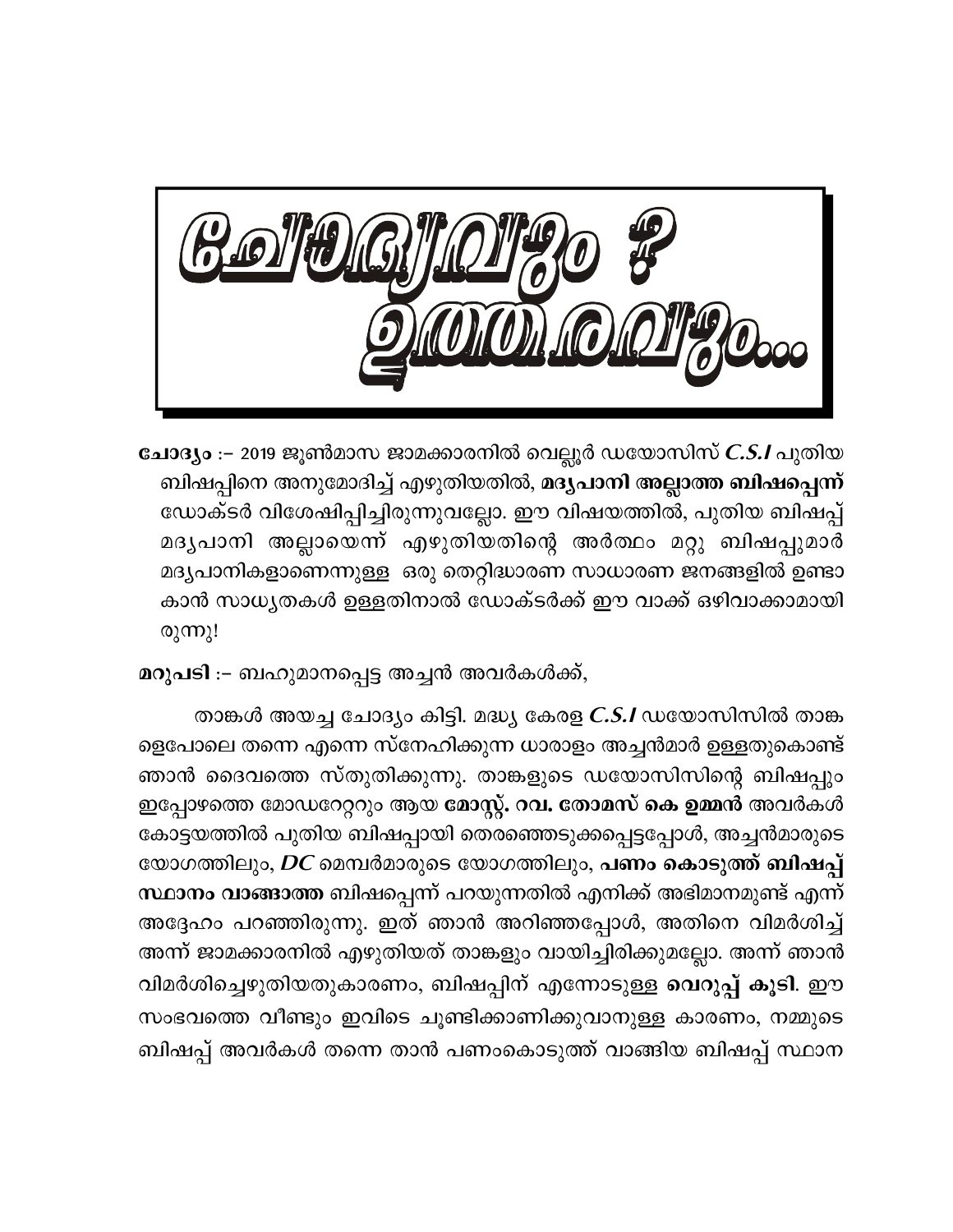# ചോദ്യവും ? ഉത്തരവും...

**ചോദ്യം** :– 2019 ജൂൺമാസ ജാമക്കാരനിൽ വെല്ലൂർ ഡയോസിസ് *C.S.I* പുതിയ ബിഷപ്പിനെ അനുമോദിച്ച് എഴുതിയതിൽ, **മദ്യപാനി അല്ലാത്ത ബിഷപ്പെന്ന്** ഡോക്ടർ വിശേഷിപ്പിച്ചിരുന്നുവല്ലോ. ഈ വിഷയത്തിൽ, പുതിയ ബിഷപ്പ് മദ്യപാനി അല്ലായെന്ന് എഴുതിയതിന്റെ അർത്ഥം മറ്റു ബിഷപ്പുമാർ മദ്യപാനികളാണെന്നുള്ള ഒരു തെറ്റിദ്ധാരണ സാധാരണ ജനങ്ങളിൽ ഉണ്ടാകാൻ സാധ്യതകൾ ഉള്ളതിനാൽ ഡോക്ടർക്ക് ഈ വാക്ക് ഒഴിവാക്കാമായിരുന്നു!

**മറുപടി** :– ബഹുമാനപ്പെട്ട അച്ചൻ അവർകൾക്ക്,

താങ്കൾ അയച്ച ചോദ്യം കിട്ടി. മദ്ധ്യ കേരള *C.S.I* ഡയോസിസിൽ താങ്കളെപോലെ തന്നെ എന്നെ സ്നേഹിക്കുന്ന ധാരാളം അച്ചൻമാർ ഉള്ളതുകൊണ്ട് ഞാൻ ദൈവത്തെ സ്തുതിക്കുന്നു. താങ്കളുടെ ഡയോസിസിന്റെ ബിഷപ്പും ഇപ്പോഴത്തെ മോഡറേറ്ററും ആയ **മോസ്റ്റ്. റവ. തോമസ് കെ ഉമ്മൻ** അവർകൾ കോട്ടയത്തിൽ പുതിയ ബിഷപ്പായി തെരഞ്ഞെടുക്കപ്പെട്ടപ്പോൾ, അച്ചൻമാരുടെ യോഗത്തിലും, *DC* മെമ്പർമാരുടെ യോഗത്തിലും, **പണം കൊടുത്ത് ബിഷപ്പ് സ്ഥാനം വാങ്ങാത്ത** ബിഷപ്പെന്ന് പറയുന്നതിൽ എനിക്ക് അഭിമാനമുണ്ട് എന്ന് അദ്ദേഹം പറഞ്ഞിരുന്നു. ഇത് ഞാൻ അറിഞ്ഞപ്പോൾ, അതിനെ വിമർശിച്ച് അന്ന് ജാമക്കാരനിൽ എഴുതിയത് താങ്കളും വായിച്ചിരിക്കുമല്ലോ. അന്ന് ഞാൻ വിമർശിച്ചെഴുതിയതുകാരണം, ബിഷപ്പിന് എന്നോടുള്ള **വെറുപ്പ് കൂടി**. ഈ സംഭവത്തെ വീണ്ടും ഇവിടെ ചൂണ്ടിക്കാണിക്കുവാനുള്ള കാരണം, നമ്മുടെ ബിഷപ്പ് അവർകൾ തന്നെ താൻ പണംകൊടുത്ത് വാങ്ങിയ ബിഷപ്പ് സ്ഥാന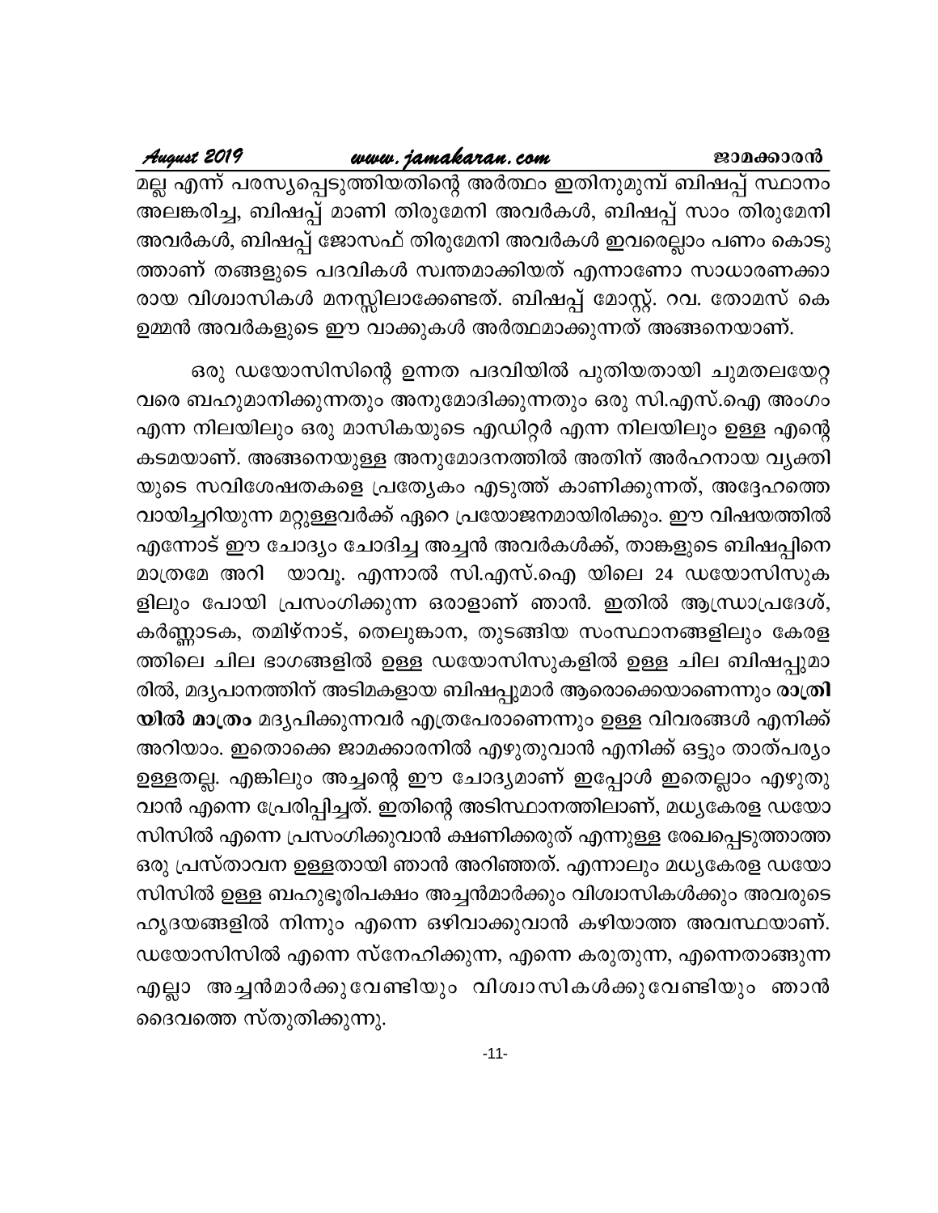മല്ല എന്ന് പരസ്യപ്പെടുത്തിയതിന്റെ അർത്ഥം ഇതിനുമുമ്പ് ബിഷപ്പ് സ്ഥാനം അലങ്കരിച്ച, ബിഷപ്പ് മാണി തിരുമേനി അവർകൾ, ബിഷപ്പ് സാം തിരുമേനി അവർകൾ, ബിഷപ്പ് ജോസഫ് തിരുമേനി അവർകൾ ഇവരെല്ലാം പണം കൊടുത്താണ് തങ്ങളുടെ പദവികൾ സ്വന്തമാക്കിയത് എന്നാണോ സാധാരണക്കാരായ വിശ്വാസികൾ മനസ്സിലാക്കേണ്ടത്. ബിഷപ്പ് മോസ്റ്റ്. റവ. തോമസ് കെ ഉമ്മൻ അവർകളുടെ ഈ വാക്കുകൾ അർത്ഥമാക്കുന്നത് അങ്ങനെയാണ്.

ഒരു ഡയോസിസിന്റെ ഉന്നത പദവിയിൽ പുതിയതായി ചുമതലയേറ്റവരെ ബഹുമാനിക്കുന്നതും അനുമോദിക്കുന്നതും ഒരു സി.എസ്.ഐ അംഗം എന്ന നിലയിലും ഒരു മാസികയുടെ എഡിറ്റർ എന്ന നിലയിലും ഉള്ള എന്റെ കടമയാണ്. അങ്ങനെയുള്ള അനുമോദനത്തിൽ അതിന് അർഹനായ വ്യക്തിയുടെ സവിശേഷതകളെ പ്രത്യേകം എടുത്ത് കാണിക്കുന്നത്, അദ്ദേഹത്തെ വായിച്ചറിയുന്ന മറ്റുള്ളവർക്ക് ഏറെ പ്രയോജനമായിരിക്കും. ഈ വിഷയത്തിൽ എന്നോട് ഈ ചോദ്യം ചോദിച്ച അച്ചൻ അവർകൾക്ക്, താങ്കളുടെ ബിഷപ്പിനെ മാത്രമേ അറിയാവൂ. എന്നാൽ സി.എസ്.ഐ യിലെ 24 ഡയോസിസുകളിലും പോയി പ്രസംഗിക്കുന്ന ഒരാളാണ് ഞാൻ. ഇതിൽ ആന്ധ്രാപ്രദേശ്, കർണ്ണാടക, തമിഴ്നാട്, തെലുങ്കാന, തുടങ്ങിയ സംസ്ഥാനങ്ങളിലും കേരളത്തിലെ ചില ഭാഗങ്ങളിൽ ഉള്ള ഡയോസിസുകളിൽ ഉള്ള ചില ബിഷപ്പുമാരിൽ, മദ്യപാനത്തിന് അടിമകളായ ബിഷപ്പുമാർ ആരൊക്കെയാണെന്നും **രാത്രിയിൽ മാത്രം** മദ്യപിക്കുന്നവർ എത്രപേരാണെന്നും ഉള്ള വിവരങ്ങൾ എനിക്ക് അറിയാം. ഇതൊക്കെ ജാമക്കാരനിൽ എഴുതുവാൻ എനിക്ക് ഒട്ടും താത്പര്യം ഉള്ളതല്ല. എങ്കിലും അച്ചന്റെ ഈ ചോദ്യമാണ് ഇപ്പോൾ ഇതെല്ലാം എഴുതുവാൻ എന്നെ പ്രേരിപ്പിച്ചത്. ഇതിന്റെ അടിസ്ഥാനത്തിലാണ്, മധ്യകേരള ഡയോസിസിൽ എന്നെ പ്രസംഗിക്കുവാൻ ക്ഷണിക്കരുത് എന്നുള്ള രേഖപ്പെടുത്താത്ത ഒരു പ്രസ്താവന ഉള്ളതായി ഞാൻ അറിഞ്ഞത്. എന്നാലും മധ്യകേരള ഡയോസിസിൽ ഉള്ള ബഹുഭൂരിപക്ഷം അച്ചൻമാർക്കും വിശ്വാസികൾക്കും അവരുടെ ഹൃദയങ്ങളിൽ നിന്നും എന്നെ ഒഴിവാക്കുവാൻ കഴിയാത്ത അവസ്ഥയാണ്. ഡയോസിസിൽ എന്നെ സ്നേഹിക്കുന്ന, എന്നെ കരുതുന്ന, എന്നെതാങ്ങുന്ന എല്ലാ അച്ചൻമാർക്കുവേണ്ടിയും വിശ്വാസികൾക്കുവേണ്ടിയും ഞാൻ ദൈവത്തെ സ്തുതിക്കുന്നു.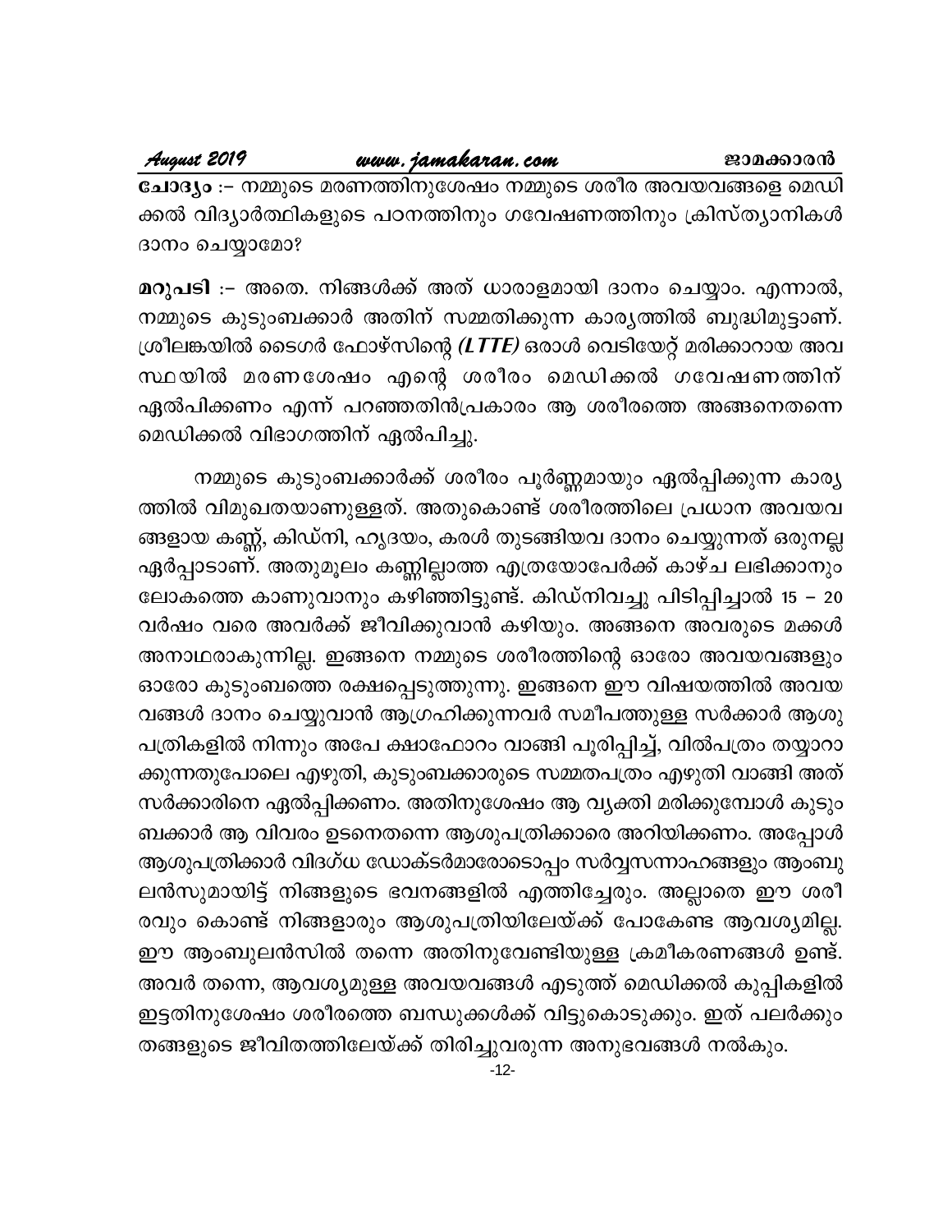**ചോദ്യം** :– നമ്മുടെ മരണത്തിനുശേഷം നമ്മുടെ ശരീര അവയവങ്ങളെ മെഡിക്കൽ വിദ്യാർത്ഥികളുടെ പഠനത്തിനും ഗവേഷണത്തിനും ക്രിസ്ത്യാനികൾ ദാനം ചെയ്യാമോ?

**മറുപടി** :– അതെ. നിങ്ങൾക്ക് അത് ധാരാളമായി ദാനം ചെയ്യാം. എന്നാൽ, നമ്മുടെ കുടുംബക്കാർ അതിന് സമ്മതിക്കുന്ന കാര്യത്തിൽ ബുദ്ധിമുട്ടാണ്. ശ്രീലങ്കയിൽ ടൈഗർ ഫോഴ്സിന്റെ *(LTTE)* ഒരാൾ വെടിയേറ്റ് മരിക്കാറായ അവസ്ഥയിൽ മരണശേഷം എന്റെ ശരീരം മെഡിക്കൽ ഗവേഷണത്തിന് ഏൽപിക്കണം എന്ന് പറഞ്ഞതിൻപ്രകാരം ആ ശരീരത്തെ അങ്ങനെതന്നെ മെഡിക്കൽ വിഭാഗത്തിന് ഏൽപിച്ചു.

നമ്മുടെ കുടുംബക്കാർക്ക് ശരീരം പൂർണ്ണമായും ഏൽപ്പിക്കുന്ന കാര്യത്തിൽ വിമുഖതയാണുള്ളത്. അതുകൊണ്ട് ശരീരത്തിലെ പ്രധാന അവയവങ്ങളായ കണ്ണ്, കിഡ്നി, ഹൃദയം, കരൾ തുടങ്ങിയവ ദാനം ചെയ്യുന്നത് ഒരുനല്ല ഏർപ്പാടാണ്. അതുമൂലം കണ്ണില്ലാത്ത എത്രയോപേർക്ക് കാഴ്ച ലഭിക്കാനും ലോകത്തെ കാണുവാനും കഴിഞ്ഞിട്ടുണ്ട്. കിഡ്നിവച്ചു പിടിപ്പിച്ചാൽ 15 – 20 വർഷം വരെ അവർക്ക് ജീവിക്കുവാൻ കഴിയും. അങ്ങനെ അവരുടെ മക്കൾ അനാഥരാകുന്നില്ല. ഇങ്ങനെ നമ്മുടെ ശരീരത്തിന്റെ ഓരോ അവയവങ്ങളും ഓരോ കുടുംബത്തെ രക്ഷപ്പെടുത്തുന്നു. ഇങ്ങനെ ഈ വിഷയത്തിൽ അവയവങ്ങൾ ദാനം ചെയ്യുവാൻ ആഗ്രഹിക്കുന്നവർ സമീപത്തുള്ള സർക്കാർ ആശുപത്രികളിൽ നിന്നും അപേക്ഷാഫോറം വാങ്ങി പൂരിപ്പിച്ച്, വിൽപത്രം തയ്യാറാക്കുന്നതുപോലെ എഴുതി, കുടുംബക്കാരുടെ സമ്മതപത്രം എഴുതി വാങ്ങി അത് സർക്കാരിനെ ഏൽപ്പിക്കണം. അതിനുശേഷം ആ വ്യക്തി മരിക്കുമ്പോൾ കുടുംബക്കാർ ആ വിവരം ഉടനെതന്നെ ആശുപത്രിക്കാരെ അറിയിക്കണം. അപ്പോൾ ആശുപത്രിക്കാർ വിദഗ്ധ ഡോക്ടർമാരോടൊപ്പം സർവ്വസന്നാഹങ്ങളും ആംബുലൻസുമായിട്ട് നിങ്ങളുടെ ഭവനങ്ങളിൽ എത്തിച്ചേരും. അല്ലാതെ ഈ ശരീരവും കൊണ്ട് നിങ്ങളാരും ആശുപത്രിയിലേയ്ക്ക് പോകേണ്ട ആവശ്യമില്ല. ഈ ആംബുലൻസിൽ തന്നെ അതിനുവേണ്ടിയുള്ള ക്രമീകരണങ്ങൾ ഉണ്ട്. അവർ തന്നെ, ആവശ്യമുള്ള അവയവങ്ങൾ എടുത്ത് മെഡിക്കൽ കുപ്പികളിൽ ഇട്ടതിനുശേഷം ശരീരത്തെ ബന്ധുക്കൾക്ക് വിട്ടുകൊടുക്കും. ഇത് പലർക്കും തങ്ങളുടെ ജീവിതത്തിലേയ്ക്ക് തിരിച്ചുവരുന്ന അനുഭവങ്ങൾ നൽകും.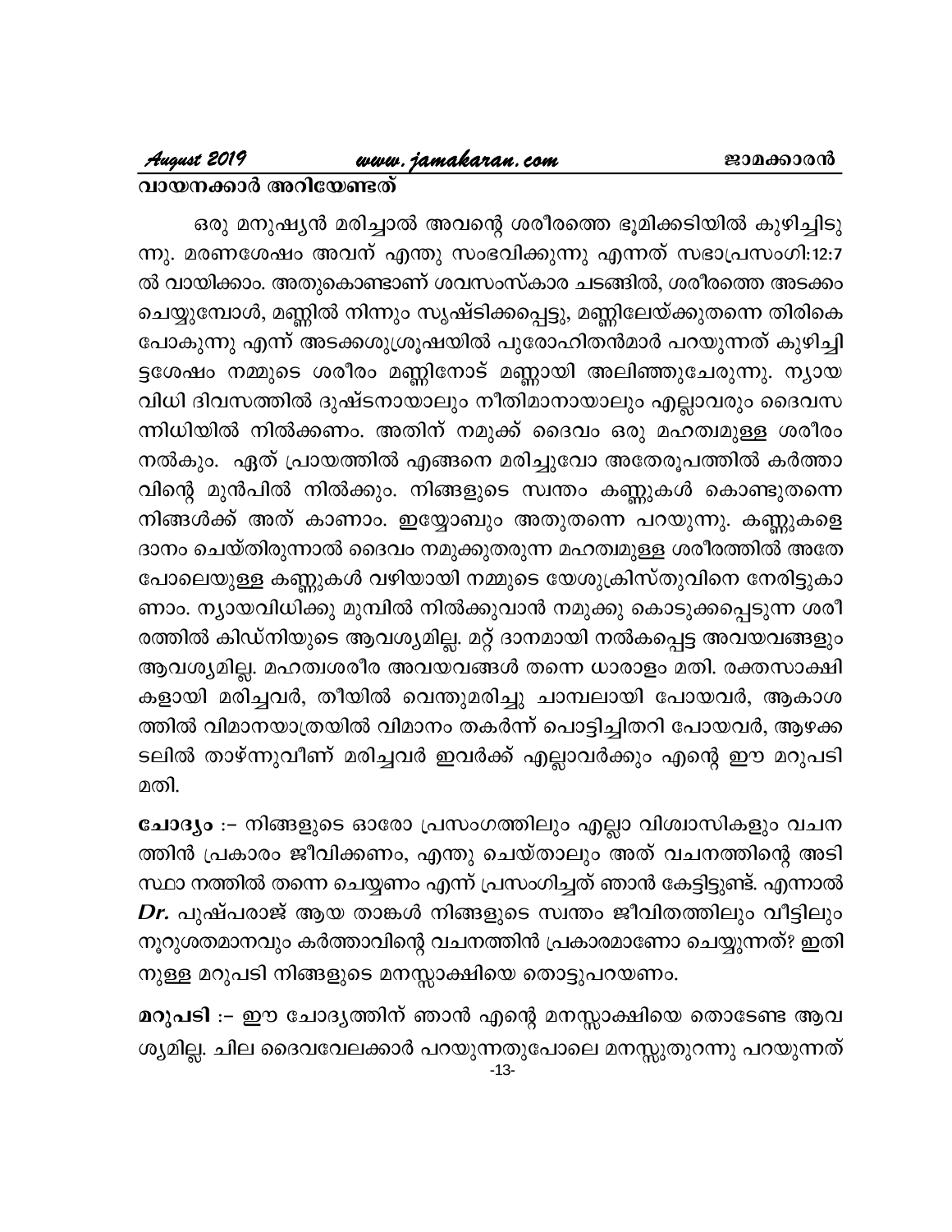## വായനക്കാർ അറിയേണ്ടത്

ഒരു മനുഷ്യൻ മരിച്ചാൽ അവന്റെ ശരീരത്തെ ഭൂമിക്കടിയിൽ കുഴിച്ചിടുന്നു. മരണശേഷം അവന് എന്തു സംഭവിക്കുന്നു എന്നത് സഭാപ്രസംഗി:12:7 ൽ വായിക്കാം. അതുകൊണ്ടാണ് ശവസംസ്കാര ചടങ്ങിൽ, ശരീരത്തെ അടക്കം ചെയ്യുമ്പോൾ, മണ്ണിൽ നിന്നും സൃഷ്ടിക്കപ്പെട്ടു, മണ്ണിലേയ്ക്കുതന്നെ തിരികെ പോകുന്നു എന്ന് അടക്കശുശ്രൂഷയിൽ പുരോഹിതൻമാർ പറയുന്നത് കുഴിച്ചിട്ടശേഷം നമ്മുടെ ശരീരം മണ്ണിനോട് മണ്ണായി അലിഞ്ഞുചേരുന്നു. ന്യായവിധി ദിവസത്തിൽ ദുഷ്ടനായാലും നീതിമാനായാലും എല്ലാവരും ദൈവസന്നിധിയിൽ നിൽക്കണം. അതിന് നമുക്ക് ദൈവം ഒരു മഹത്വമുള്ള ശരീരം നൽകും. ഏത് പ്രായത്തിൽ എങ്ങനെ മരിച്ചുവോ അതേരൂപത്തിൽ കർത്താവിന്റെ മുൻപിൽ നിൽക്കും. നിങ്ങളുടെ സ്വന്തം കണ്ണുകൾ കൊണ്ടുതന്നെ നിങ്ങൾക്ക് അത് കാണാം. ഇയ്യോബും അതുതന്നെ പറയുന്നു. കണ്ണുകളെ ദാനം ചെയ്തിരുന്നാൽ ദൈവം നമുക്കുതരുന്ന മഹത്വമുള്ള ശരീരത്തിൽ അതേപോലെയുള്ള കണ്ണുകൾ വഴിയായി നമ്മുടെ യേശുക്രിസ്തുവിനെ നേരിട്ടുകാണാം. ന്യായവിധിക്കു മുമ്പിൽ നിൽക്കുവാൻ നമുക്കു കൊടുക്കപ്പെടുന്ന ശരീരത്തിൽ കിഡ്നിയുടെ ആവശ്യമില്ല. മറ്റ് ദാനമായി നൽകപ്പെട്ട അവയവങ്ങളും ആവശ്യമില്ല. മഹത്വശരീര അവയവങ്ങൾ തന്നെ ധാരാളം മതി. രക്തസാക്ഷികളായി മരിച്ചവർ, തീയിൽ വെന്തുമരിച്ചു ചാമ്പലായി പോയവർ, ആകാശത്തിൽ വിമാനയാത്രയിൽ വിമാനം തകർന്ന് പൊട്ടിച്ചിതറി പോയവർ, ആഴക്കടലിൽ താഴ്ന്നുവീണ് മരിച്ചവർ ഇവർക്ക് എല്ലാവർക്കും എന്റെ ഈ മറുപടി മതി.

**ചോദ്യം** :- നിങ്ങളുടെ ഓരോ പ്രസംഗത്തിലും എല്ലാ വിശ്വാസികളും വചനത്തിൻ പ്രകാരം ജീവിക്കണം, എന്തു ചെയ്താലും അത് വചനത്തിന്റെ അടിസ്ഥാ നത്തിൽ തന്നെ ചെയ്യണം എന്ന് പ്രസംഗിച്ചത് ഞാൻ കേട്ടിട്ടുണ്ട്. എന്നാൽ ***Dr.*** പുഷ്പരാജ് ആയ താങ്കൾ നിങ്ങളുടെ സ്വന്തം ജീവിതത്തിലും വീട്ടിലും നൂറുശതമാനവും കർത്താവിന്റെ വചനത്തിൻ പ്രകാരമാണോ ചെയ്യുന്നത്? ഇതിനുള്ള മറുപടി നിങ്ങളുടെ മനസ്സാക്ഷിയെ തൊട്ടുപറയണം.

**മറുപടി** :- ഈ ചോദ്യത്തിന് ഞാൻ എന്റെ മനസ്സാക്ഷിയെ തൊടേണ്ട ആവശ്യമില്ല. ചില ദൈവവേലക്കാർ പറയുന്നതുപോലെ മനസ്സുതുറന്നു പറയുന്നത്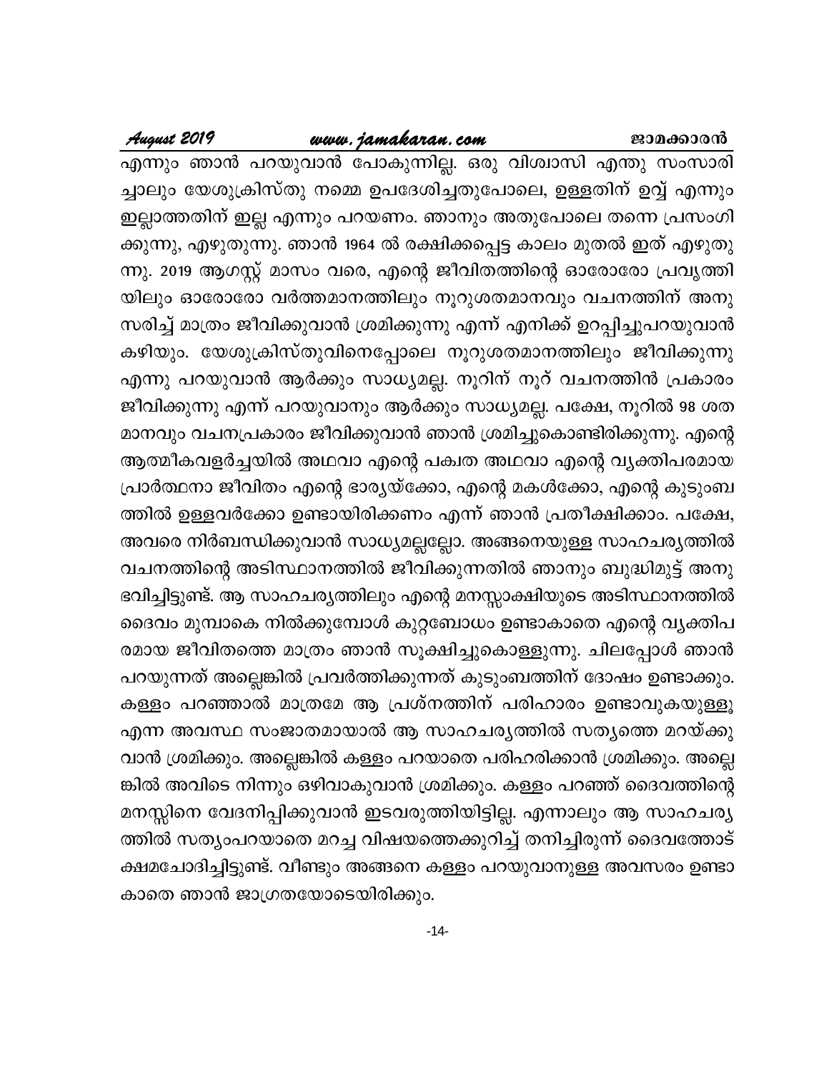എന്നും ഞാൻ പറയുവാൻ പോകുന്നില്ല. ഒരു വിശ്വാസി എന്തു സംസാരിച്ചാലും യേശുക്രിസ്തു നമ്മെ ഉപദേശിച്ചതുപോലെ, ഉള്ളതിന് ഉവ്വ് എന്നും ഇല്ലാത്തതിന് ഇല്ല എന്നും പറയണം. ഞാനും അതുപോലെ തന്നെ പ്രസംഗിക്കുന്നു, എഴുതുന്നു. ഞാൻ 1964 ൽ രക്ഷിക്കപ്പെട്ട കാലം മുതൽ ഇത് എഴുതുന്നു. 2019 ആഗസ്റ്റ് മാസം വരെ, എന്റെ ജീവിതത്തിന്റെ ഓരോരോ പ്രവൃത്തിയിലും ഓരോരോ വർത്തമാനത്തിലും നൂറുശതമാനവും വചനത്തിന് അനുസരിച്ച് മാത്രം ജീവിക്കുവാൻ ശ്രമിക്കുന്നു എന്ന് എനിക്ക് ഉറപ്പിച്ചുപറയുവാൻ കഴിയും. യേശുക്രിസ്തുവിനെപ്പോലെ നൂറുശതമാനത്തിലും ജീവിക്കുന്നു എന്നു പറയുവാൻ ആർക്കും സാധ്യമല്ല. നൂറിന് നൂറ് വചനത്തിൻ പ്രകാരം ജീവിക്കുന്നു എന്ന് പറയുവാനും ആർക്കും സാധ്യമല്ല. പക്ഷേ, നൂറിൽ 98 ശതമാനവും വചനപ്രകാരം ജീവിക്കുവാൻ ഞാൻ ശ്രമിച്ചുകൊണ്ടിരിക്കുന്നു. എന്റെ ആത്മീകവളർച്ചയിൽ അഥവാ എന്റെ പക്വത അഥവാ എന്റെ വ്യക്തിപരമായ പ്രാർത്ഥനാ ജീവിതം എന്റെ ഭാര്യയ്ക്കോ, എന്റെ മകൾക്കോ, എന്റെ കുടുംബത്തിൽ ഉള്ളവർക്കോ ഉണ്ടായിരിക്കണം എന്ന് ഞാൻ പ്രതീക്ഷിക്കാം. പക്ഷേ, അവരെ നിർബന്ധിക്കുവാൻ സാധ്യമല്ലല്ലോ. അങ്ങനെയുള്ള സാഹചര്യത്തിൽ വചനത്തിന്റെ അടിസ്ഥാനത്തിൽ ജീവിക്കുന്നതിൽ ഞാനും ബുദ്ധിമുട്ട് അനുഭവിച്ചിട്ടുണ്ട്. ആ സാഹചര്യത്തിലും എന്റെ മനസ്സാക്ഷിയുടെ അടിസ്ഥാനത്തിൽ ദൈവം മുമ്പാകെ നിൽക്കുമ്പോൾ കുറ്റബോധം ഉണ്ടാകാതെ എന്റെ വ്യക്തിപരമായ ജീവിതത്തെ മാത്രം ഞാൻ സൂക്ഷിച്ചുകൊള്ളുന്നു. ചിലപ്പോൾ ഞാൻ പറയുന്നത് അല്ലെങ്കിൽ പ്രവർത്തിക്കുന്നത് കുടുംബത്തിന് ദോഷം ഉണ്ടാക്കും. കള്ളം പറഞ്ഞാൽ മാത്രമേ ആ പ്രശ്നത്തിന് പരിഹാരം ഉണ്ടാവുകയുള്ളൂ എന്ന അവസ്ഥ സംജാതമായാൽ ആ സാഹചര്യത്തിൽ സത്യത്തെ മറയ്ക്കുവാൻ ശ്രമിക്കും. അല്ലെങ്കിൽ കള്ളം പറയാതെ പരിഹരിക്കാൻ ശ്രമിക്കും. അല്ലെങ്കിൽ അവിടെ നിന്നും ഒഴിവാകുവാൻ ശ്രമിക്കും. കള്ളം പറഞ്ഞ് ദൈവത്തിന്റെ മനസ്സിനെ വേദനിപ്പിക്കുവാൻ ഇടവരുത്തിയിട്ടില്ല. എന്നാലും ആ സാഹചര്യത്തിൽ സത്യംപറയാതെ മറച്ച വിഷയത്തെക്കുറിച്ച് തനിച്ചിരുന്ന് ദൈവത്തോട് ക്ഷമചോദിച്ചിട്ടുണ്ട്. വീണ്ടും അങ്ങനെ കള്ളം പറയുവാനുള്ള അവസരം ഉണ്ടാകാതെ ഞാൻ ജാഗ്രതയോടെയിരിക്കും.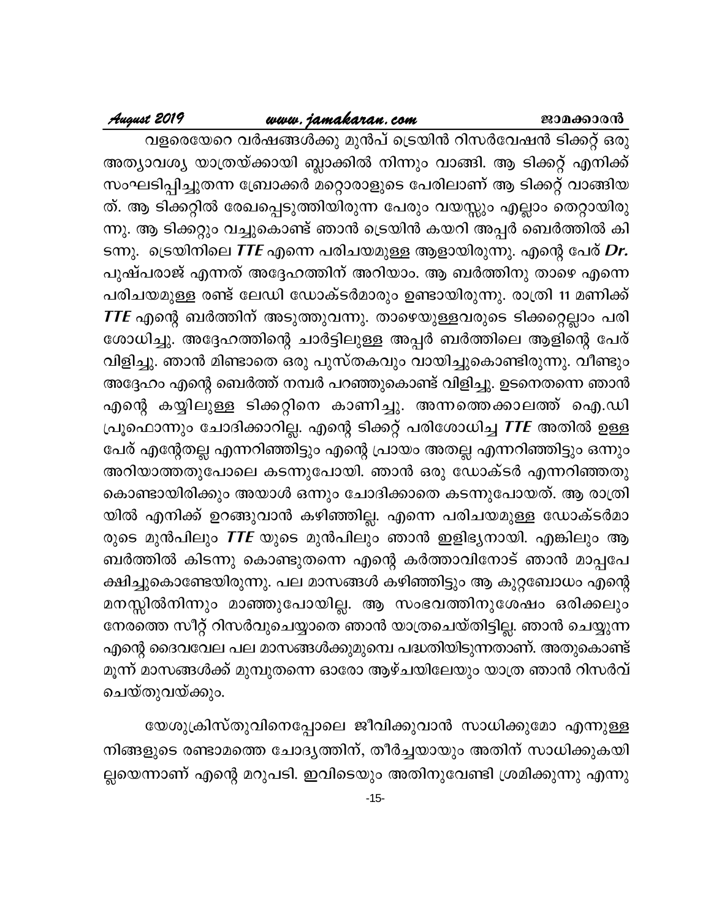വളരെയേറെ വർഷങ്ങൾക്കു മുൻപ് ട്രെയിൻ റിസർവേഷൻ ടിക്കറ്റ് ഒരു അത്യാവശ്യ യാത്രയ്ക്കായി ബ്ലാക്കിൽ നിന്നും വാങ്ങി. ആ ടിക്കറ്റ് എനിക്ക് സംഘടിപ്പിച്ചുതന്ന ബ്രോക്കർ മറ്റൊരാളുടെ പേരിലാണ് ആ ടിക്കറ്റ് വാങ്ങിയത്. ആ ടിക്കറ്റിൽ രേഖപ്പെടുത്തിയിരുന്ന പേരും വയസ്സും എല്ലാം തെറ്റായിരുന്നു. ആ ടിക്കറ്റും വച്ചുകൊണ്ട് ഞാൻ ട്രെയിൻ കയറി അപ്പർ ബെർത്തിൽ കിടന്നു. ട്രെയിനിലെ ***TTE*** എന്നെ പരിചയമുള്ള ആളായിരുന്നു. എന്റെ പേര് ***Dr.*** പുഷ്പരാജ് എന്നത് അദ്ദേഹത്തിന് അറിയാം. ആ ബർത്തിനു താഴെ എന്നെ പരിചയമുള്ള രണ്ട് ലേഡി ഡോക്ടർമാരും ഉണ്ടായിരുന്നു. രാത്രി 11 മണിക്ക് ***TTE*** എന്റെ ബർത്തിന് അടുത്തുവന്നു. താഴെയുള്ളവരുടെ ടിക്കറ്റെല്ലാം പരിശോധിച്ചു. അദ്ദേഹത്തിന്റെ ചാർട്ടിലുള്ള അപ്പർ ബർത്തിലെ ആളിന്റെ പേര് വിളിച്ചു. ഞാൻ മിണ്ടാതെ ഒരു പുസ്തകവും വായിച്ചുകൊണ്ടിരുന്നു. വീണ്ടും അദ്ദേഹം എന്റെ ബെർത്ത് നമ്പർ പറഞ്ഞുകൊണ്ട് വിളിച്ചു. ഉടനെതന്നെ ഞാൻ എന്റെ കയ്യിലുള്ള ടിക്കറ്റിനെ കാണിച്ചു. അന്നത്തെക്കാലത്ത് ഐ.ഡി പ്രൂഫൊന്നും ചോദിക്കാറില്ല. എന്റെ ടിക്കറ്റ് പരിശോധിച്ച ***TTE*** അതിൽ ഉള്ള പേര് എന്റേതല്ല എന്നറിഞ്ഞിട്ടും എന്റെ പ്രായം അതല്ല എന്നറിഞ്ഞിട്ടും ഒന്നും അറിയാത്തതുപോലെ കടന്നുപോയി. ഞാൻ ഒരു ഡോക്ടർ എന്നറിഞ്ഞതു കൊണ്ടായിരിക്കും അയാൾ ഒന്നും ചോദിക്കാതെ കടന്നുപോയത്. ആ രാത്രിയിൽ എനിക്ക് ഉറങ്ങുവാൻ കഴിഞ്ഞില്ല. എന്നെ പരിചയമുള്ള ഡോക്ടർമാരുടെ മുൻപിലും ***TTE*** യുടെ മുൻപിലും ഞാൻ ഇളിഭ്യനായി. എങ്കിലും ആ ബർത്തിൽ കിടന്നു കൊണ്ടുതന്നെ എന്റെ കർത്താവിനോട് ഞാൻ മാപ്പപേക്ഷിച്ചുകൊണ്ടേയിരുന്നു. പല മാസങ്ങൾ കഴിഞ്ഞിട്ടും ആ കുറ്റബോധം എന്റെ മനസ്സിൽനിന്നും മാഞ്ഞുപോയില്ല. ആ സംഭവത്തിനുശേഷം ഒരിക്കലും നേരത്തെ സീറ്റ് റിസർവുചെയ്യാതെ ഞാൻ യാത്രചെയ്തിട്ടില്ല. ഞാൻ ചെയ്യുന്ന എന്റെ ദൈവവേല പല മാസങ്ങൾക്കുമുമ്പെ പദ്ധതിയിടുന്നതാണ്. അതുകൊണ്ട് മൂന്ന് മാസങ്ങൾക്ക് മുമ്പുതന്നെ ഓരോ ആഴ്ചയിലേയും യാത്ര ഞാൻ റിസർവ് ചെയ്തുവയ്ക്കും.

യേശുക്രിസ്തുവിനെപ്പോലെ ജീവിക്കുവാൻ സാധിക്കുമോ എന്നുള്ള നിങ്ങളുടെ രണ്ടാമത്തെ ചോദ്യത്തിന്, തീർച്ചയായും അതിന് സാധിക്കുകയില്ലയെന്നാണ് എന്റെ മറുപടി. ഇവിടെയും അതിനുവേണ്ടി ശ്രമിക്കുന്നു എന്നു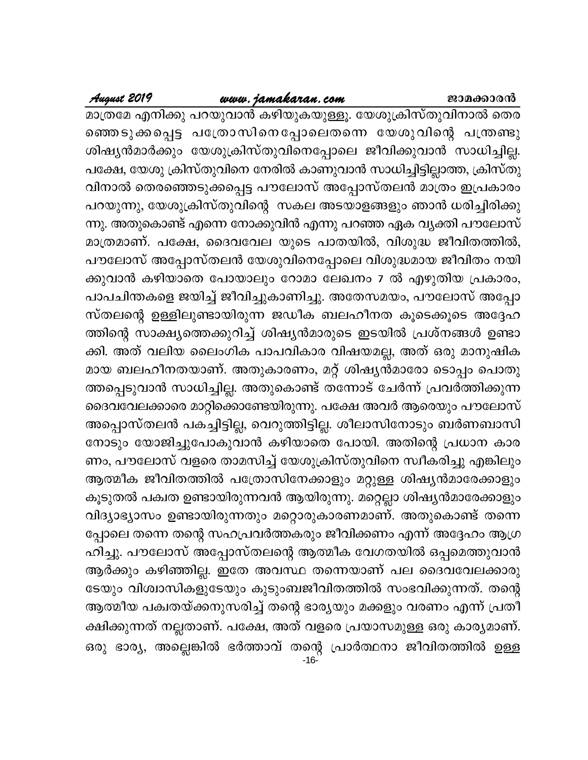മാത്രമേ എനിക്കു പറയുവാൻ കഴിയുകയുള്ളൂ. യേശുക്രിസ്തുവിനാൽ തെരഞ്ഞെടുക്കപ്പെട്ട പത്രോസിനെപ്പോലെതന്നെ യേശുവിന്റെ പന്ത്രണ്ടു ശിഷ്യൻമാർക്കും യേശുക്രിസ്തുവിനെപ്പോലെ ജീവിക്കുവാൻ സാധിച്ചില്ല. പക്ഷേ, യേശു ക്രിസ്തുവിനെ നേരിൽ കാണുവാൻ സാധിച്ചിട്ടില്ലാത്ത, ക്രിസ്തുവിനാൽ തെരഞ്ഞെടുക്കപ്പെട്ട പൗലോസ് അപ്പോസ്തലൻ മാത്രം ഇപ്രകാരം പറയുന്നു, യേശുക്രിസ്തുവിന്റെ സകല അടയാളങ്ങളും ഞാൻ ധരിച്ചിരിക്കുന്നു. അതുകൊണ്ട് എന്നെ നോക്കുവിൻ എന്നു പറഞ്ഞ ഏക വ്യക്തി പൗലോസ് മാത്രമാണ്. പക്ഷേ, ദൈവവേല യുടെ പാതയിൽ, വിശുദ്ധ ജീവിതത്തിൽ, പൗലോസ് അപ്പോസ്തലൻ യേശുവിനെപ്പോലെ വിശുദ്ധമായ ജീവിതം നയിക്കുവാൻ കഴിയാതെ പോയാലും റോമാ ലേഖനം 7 ൽ എഴുതിയ പ്രകാരം, പാപചിന്തകളെ ജയിച്ച് ജീവിച്ചുകാണിച്ചു. അതേസമയം, പൗലോസ് അപ്പോസ്തലന്റെ ഉള്ളിലുണ്ടായിരുന്ന ജഡീക ബലഹീനത കൂടെക്കൂടെ അദ്ദേഹത്തിന്റെ സാക്ഷ്യത്തെക്കുറിച്ച് ശിഷ്യൻമാരുടെ ഇടയിൽ പ്രശ്നങ്ങൾ ഉണ്ടാക്കി. അത് വലിയ ലൈംഗിക പാപവികാര വിഷയമല്ല, അത് ഒരു മാനുഷികമായ ബലഹീനതയാണ്. അതുകാരണം, മറ്റ് ശിഷ്യൻമാരോടൊപ്പം പൊരുത്തപ്പെടുവാൻ സാധിച്ചില്ല. അതുകൊണ്ട് തന്നോട് ചേർന്ന് പ്രവർത്തിക്കുന്ന ദൈവവേലക്കാരെ മാറ്റിക്കൊണ്ടേയിരുന്നു. പക്ഷേ അവർ ആരെയും പൗലോസ് അപ്പൊസ്തലൻ പകച്ചിട്ടില്ല, വെറുത്തിട്ടില്ല. ശീലാസിനോടും ബർണബാസിനോടും യോജിച്ചുപോകുവാൻ കഴിയാതെ പോയി. അതിന്റെ പ്രധാന കാരണം, പൗലോസ് വളരെ താമസിച്ച് യേശുക്രിസ്തുവിനെ സ്വീകരിച്ചു എങ്കിലും ആത്മീക ജീവിതത്തിൽ പത്രോസിനേക്കാളും മറ്റുള്ള ശിഷ്യൻമാരേക്കാളും കൂടുതൽ പക്വത ഉണ്ടായിരുന്നവൻ ആയിരുന്നു. മറ്റെല്ലാ ശിഷ്യൻമാരേക്കാളും വിദ്യാഭ്യാസം ഉണ്ടായിരുന്നതും മറ്റൊരുകാരണമാണ്. അതുകൊണ്ട് തന്നെപ്പോലെ തന്നെ തന്റെ സഹപ്രവർത്തകരും ജീവിക്കണം എന്ന് അദ്ദേഹം ആഗ്രഹിച്ചു. പൗലോസ് അപ്പോസ്തലന്റെ ആത്മീക വേഗതയിൽ ഒപ്പമെത്തുവാൻ ആർക്കും കഴിഞ്ഞില്ല. ഇതേ അവസ്ഥ തന്നെയാണ് പല ദൈവവേലക്കാരുടേയും വിശ്വാസികളുടേയും കുടുംബജീവിതത്തിൽ സംഭവിക്കുന്നത്. തന്റെ ആത്മീയ പക്വതയ്ക്കനുസരിച്ച് തന്റെ ഭാര്യയും മക്കളും വരണം എന്ന് പ്രതീക്ഷിക്കുന്നത് നല്ലതാണ്. പക്ഷേ, അത് വളരെ പ്രയാസമുള്ള ഒരു കാര്യമാണ്. ഒരു ഭാര്യ, അല്ലെങ്കിൽ ഭർത്താവ് തന്റെ പ്രാർത്ഥനാ ജീവിതത്തിൽ ഉള്ള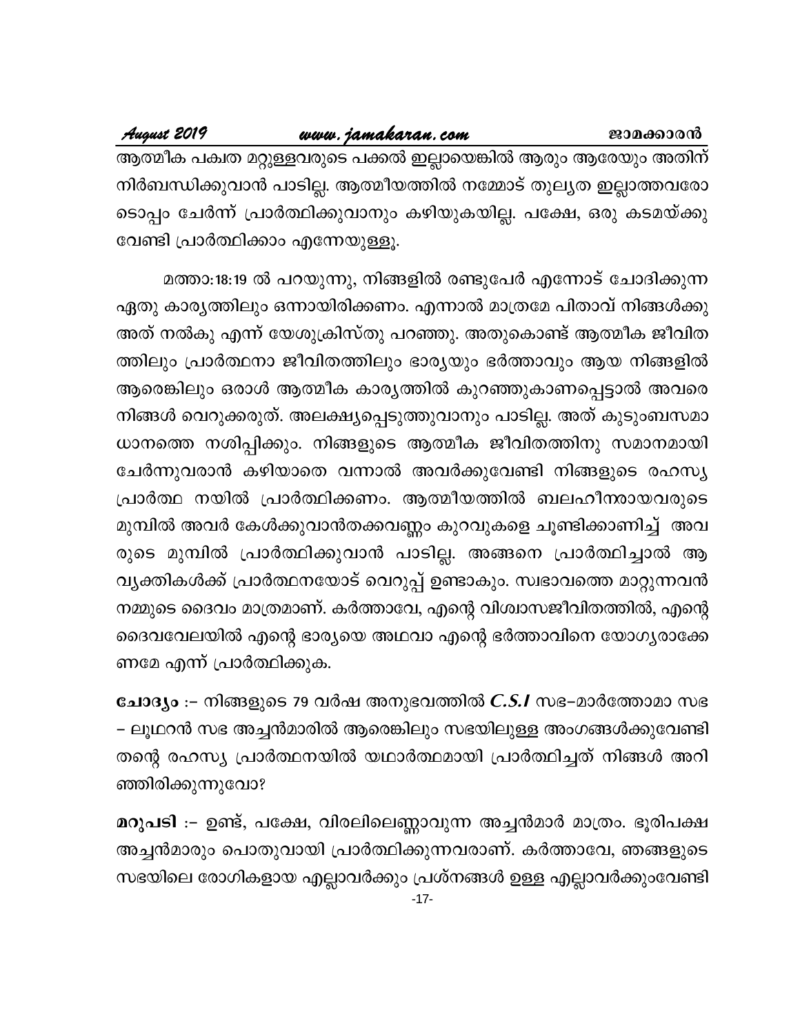ആത്മീക പക്വത മറ്റുള്ളവരുടെ പക്കൽ ഇല്ലായെങ്കിൽ ആരും ആരേയും അതിന് നിർബന്ധിക്കുവാൻ പാടില്ല. ആത്മീയത്തിൽ നമ്മോട് തുല്യത ഇല്ലാത്തവരോടൊപ്പം ചേർന്ന് പ്രാർത്ഥിക്കുവാനും കഴിയുകയില്ല. പക്ഷേ, ഒരു കടമയ്ക്കു വേണ്ടി പ്രാർത്ഥിക്കാം എന്നേയുള്ളൂ.

മത്താ:18:19 ൽ പറയുന്നു, നിങ്ങളിൽ രണ്ടുപേർ എന്നോട് ചോദിക്കുന്ന ഏതു കാര്യത്തിലും ഒന്നായിരിക്കണം. എന്നാൽ മാത്രമേ പിതാവ് നിങ്ങൾക്കു അത് നൽകു എന്ന് യേശുക്രിസ്തു പറഞ്ഞു. അതുകൊണ്ട് ആത്മീക ജീവിതത്തിലും പ്രാർത്ഥനാ ജീവിതത്തിലും ഭാര്യയും ഭർത്താവും ആയ നിങ്ങളിൽ ആരെങ്കിലും ഒരാൾ ആത്മീക കാര്യത്തിൽ കുറഞ്ഞുകാണപ്പെട്ടാൽ അവരെ നിങ്ങൾ വെറുക്കരുത്. അലക്ഷ്യപ്പെടുത്തുവാനും പാടില്ല. അത് കുടുംബസമാധാനത്തെ നശിപ്പിക്കും. നിങ്ങളുടെ ആത്മീക ജീവിതത്തിനു സമാനമായി ചേർന്നുവരാൻ കഴിയാതെ വന്നാൽ അവർക്കുവേണ്ടി നിങ്ങളുടെ രഹസ്യ പ്രാർത്ഥ നയിൽ പ്രാർത്ഥിക്കണം. ആത്മീയത്തിൽ ബലഹീനരായവരുടെ മുമ്പിൽ അവർ കേൾക്കുവാൻതക്കവണ്ണം കുറവുകളെ ചൂണ്ടിക്കാണിച്ച് അവരുടെ മുമ്പിൽ പ്രാർത്ഥിക്കുവാൻ പാടില്ല. അങ്ങനെ പ്രാർത്ഥിച്ചാൽ ആ വ്യക്തികൾക്ക് പ്രാർത്ഥനയോട് വെറുപ്പ് ഉണ്ടാകും. സ്വഭാവത്തെ മാറ്റുന്നവൻ നമ്മുടെ ദൈവം മാത്രമാണ്. കർത്താവേ, എന്റെ വിശ്വാസജീവിതത്തിൽ, എന്റെ ദൈവവേലയിൽ എന്റെ ഭാര്യയെ അഥവാ എന്റെ ഭർത്താവിനെ യോഗ്യരാക്കേണമേ എന്ന് പ്രാർത്ഥിക്കുക.

**ചോദ്യം** :- നിങ്ങളുടെ 79 വർഷ അനുഭവത്തിൽ ***C.S.I*** സഭ–മാർത്തോമാ സഭ – ലൂഥറൻ സഭ അച്ചൻമാരിൽ ആരെങ്കിലും സഭയിലുള്ള അംഗങ്ങൾക്കുവേണ്ടി തന്റെ രഹസ്യ പ്രാർത്ഥനയിൽ യഥാർത്ഥമായി പ്രാർത്ഥിച്ചത് നിങ്ങൾ അറിഞ്ഞിരിക്കുന്നുവോ?

**മറുപടി** :- ഉണ്ട്, പക്ഷേ, വിരലിലെണ്ണാവുന്ന അച്ചൻമാർ മാത്രം. ഭൂരിപക്ഷ അച്ചൻമാരും പൊതുവായി പ്രാർത്ഥിക്കുന്നവരാണ്. കർത്താവേ, ഞങ്ങളുടെ സഭയിലെ രോഗികളായ എല്ലാവർക്കും പ്രശ്നങ്ങൾ ഉള്ള എല്ലാവർക്കുംവേണ്ടി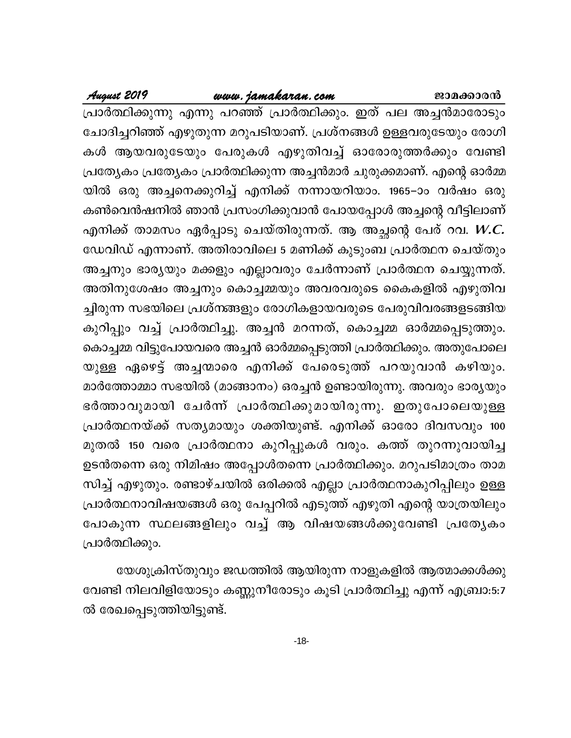പ്രാർത്ഥിക്കുന്നു എന്നു പറഞ്ഞ് പ്രാർത്ഥിക്കും. ഇത് പല അച്ചൻമാരോടും ചോദിച്ചറിഞ്ഞ് എഴുതുന്ന മറുപടിയാണ്. പ്രശ്നങ്ങൾ ഉള്ളവരുടേയും രോഗികൾ ആയവരുടേയും പേരുകൾ എഴുതിവച്ച് ഓരോരുത്തർക്കും വേണ്ടി പ്രത്യേകം പ്രത്യേകം പ്രാർത്ഥിക്കുന്ന അച്ചൻമാർ ചുരുക്കമാണ്. എന്റെ ഓർമ്മയിൽ ഒരു അച്ചനെക്കുറിച്ച് എനിക്ക് നന്നായറിയാം. 1965–ാം വർഷം ഒരു കൺവെൻഷനിൽ ഞാൻ പ്രസംഗിക്കുവാൻ പോയപ്പോൾ അച്ചന്റെ വീട്ടിലാണ് എനിക്ക് താമസം ഏർപ്പാടു ചെയ്തിരുന്നത്. ആ അച്ചന്റെ പേര് റവ. *W.C.* ഡേവിഡ് എന്നാണ്. അതിരാവിലെ 5 മണിക്ക് കുടുംബ പ്രാർത്ഥന ചെയ്തും അച്ചനും ഭാര്യയും മക്കളും എല്ലാവരും ചേർന്നാണ് പ്രാർത്ഥന ചെയ്യുന്നത്. അതിനുശേഷം അച്ചനും കൊച്ചമ്മയും അവരവരുടെ കൈകളിൽ എഴുതിവച്ചിരുന്ന സഭയിലെ പ്രശ്നങ്ങളും രോഗികളായവരുടെ പേരുവിവരങ്ങളടങ്ങിയ കുറിപ്പും വച്ച് പ്രാർത്ഥിച്ചു. അച്ചൻ മറന്നത്, കൊച്ചമ്മ ഓർമ്മപ്പെടുത്തും. കൊച്ചമ്മ വിട്ടുപോയവരെ അച്ചൻ ഓർമ്മപ്പെടുത്തി പ്രാർത്ഥിക്കും. അതുപോലെയുള്ള ഏഴെട്ട് അച്ചന്മാരെ എനിക്ക് പേരെടുത്ത് പറയുവാൻ കഴിയും. മാർത്തോമ്മാ സഭയിൽ (മാങ്ങാനം) ഒരച്ചൻ ഉണ്ടായിരുന്നു. അവരും ഭാര്യയും ഭർത്താവുമായി ചേർന്ന് പ്രാർത്ഥിക്കുമായിരുന്നു. ഇതുപോലെയുള്ള പ്രാർത്ഥനയ്ക്ക് സത്യമായും ശക്തിയുണ്ട്. എനിക്ക് ഓരോ ദിവസവും 100 മുതൽ 150 വരെ പ്രാർത്ഥനാ കുറിപ്പുകൾ വരും. കത്ത് തുറന്നുവായിച്ച ഉടൻതന്നെ ഒരു നിമിഷം അപ്പോൾതന്നെ പ്രാർത്ഥിക്കും. മറുപടിമാത്രം താമസിച്ച് എഴുതും. രണ്ടാഴ്ചയിൽ ഒരിക്കൽ എല്ലാ പ്രാർത്ഥനാകുറിപ്പിലും ഉള്ള പ്രാർത്ഥനാവിഷയങ്ങൾ ഒരു പേപ്പറിൽ എടുത്ത് എഴുതി എന്റെ യാത്രയിലും പോകുന്ന സ്ഥലങ്ങളിലും വച്ച് ആ വിഷയങ്ങൾക്കുവേണ്ടി പ്രത്യേകം പ്രാർത്ഥിക്കും.

യേശുക്രിസ്തുവും ജഡത്തിൽ ആയിരുന്ന നാളുകളിൽ ആത്മാക്കൾക്കു വേണ്ടി നിലവിളിയോടും കണ്ണുനീരോടും കൂടി പ്രാർത്ഥിച്ചു എന്ന് എബ്രാ:5:7 ൽ രേഖപ്പെടുത്തിയിട്ടുണ്ട്.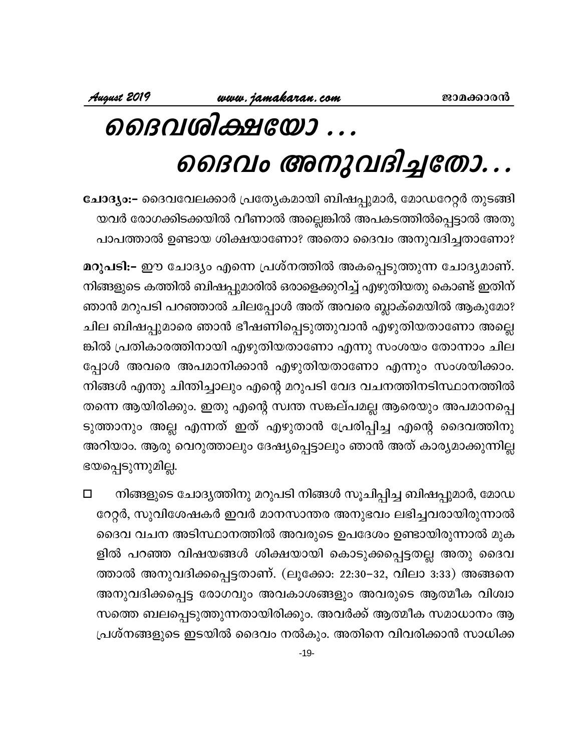# ദൈവശിക്ഷയോ ...
# ദൈവം അനുവദിച്ചതോ...

**ചോദ്യം:–** ദൈവവേലക്കാർ പ്രത്യേകമായി ബിഷപ്പുമാർ, മോഡറേറ്റർ തുടങ്ങിയവർ രോഗക്കിടക്കയിൽ വീണാൽ അല്ലെങ്കിൽ അപകടത്തിൽപ്പെട്ടാൽ അതു പാപത്താൽ ഉണ്ടായ ശിക്ഷയാണോ? അതൊ ദൈവം അനുവദിച്ചതാണോ?

**മറുപടി:–** ഈ ചോദ്യം എന്നെ പ്രശ്നത്തിൽ അകപ്പെടുത്തുന്ന ചോദ്യമാണ്. നിങ്ങളുടെ കത്തിൽ ബിഷപ്പുമാരിൽ ഒരാളെക്കുറിച്ച് എഴുതിയതു കൊണ്ട് ഇതിന് ഞാൻ മറുപടി പറഞ്ഞാൽ ചിലപ്പോൾ അത് അവരെ ബ്ലാക്മെയിൽ ആകുമോ? ചില ബിഷപ്പുമാരെ ഞാൻ ഭീഷണിപ്പെടുത്തുവാൻ എഴുതിയതാണോ അല്ലെങ്കിൽ പ്രതികാരത്തിനായി എഴുതിയതാണോ എന്നു സംശയം തോന്നാം ചിലപ്പോൾ അവരെ അപമാനിക്കാൻ എഴുതിയതാണോ എന്നും സംശയിക്കാം. നിങ്ങൾ എന്തു ചിന്തിച്ചാലും എന്റെ മറുപടി വേദ വചനത്തിനടിസ്ഥാനത്തിൽ തന്നെ ആയിരിക്കും. ഇതു എന്റെ സ്വന്ത സങ്കല്പമല്ല ആരെയും അപമാനപ്പെടുത്താനും അല്ല എന്നത് ഇത് എഴുതാൻ പ്രേരിപ്പിച്ച എന്റെ ദൈവത്തിനു അറിയാം. ആരു വെറുത്താലും ദേഷ്യപ്പെട്ടാലും ഞാൻ അത് കാര്യമാക്കുന്നില്ല ഭയപ്പെടുന്നുമില്ല.

- നിങ്ങളുടെ ചോദ്യത്തിനു മറുപടി നിങ്ങൾ സൂചിപ്പിച്ച ബിഷപ്പുമാർ, മോഡറേറ്റർ, സുവിശേഷകർ ഇവർ മാനസാന്തര അനുഭവം ലഭിച്ചവരായിരുന്നാൽ ദൈവ വചന അടിസ്ഥാനത്തിൽ അവരുടെ ഉപദേശം ഉണ്ടായിരുന്നാൽ മുകളിൽ പറഞ്ഞ വിഷയങ്ങൾ ശിക്ഷയായി കൊടുക്കപ്പെട്ടതല്ല അതു ദൈവത്താൽ അനുവദിക്കപ്പെട്ടതാണ്. (ലൂക്കോ: 22:30–32, വിലാ 3:33) അങ്ങനെ അനുവദിക്കപ്പെട്ട രോഗവും അവകാശങ്ങളും അവരുടെ ആത്മീക വിശ്വാസത്തെ ബലപ്പെടുത്തുന്നതായിരിക്കും. അവർക്ക് ആത്മീക സമാധാനം ആ പ്രശ്നങ്ങളുടെ ഇടയിൽ ദൈവം നൽകും. അതിനെ വിവരിക്കാൻ സാധിക്ക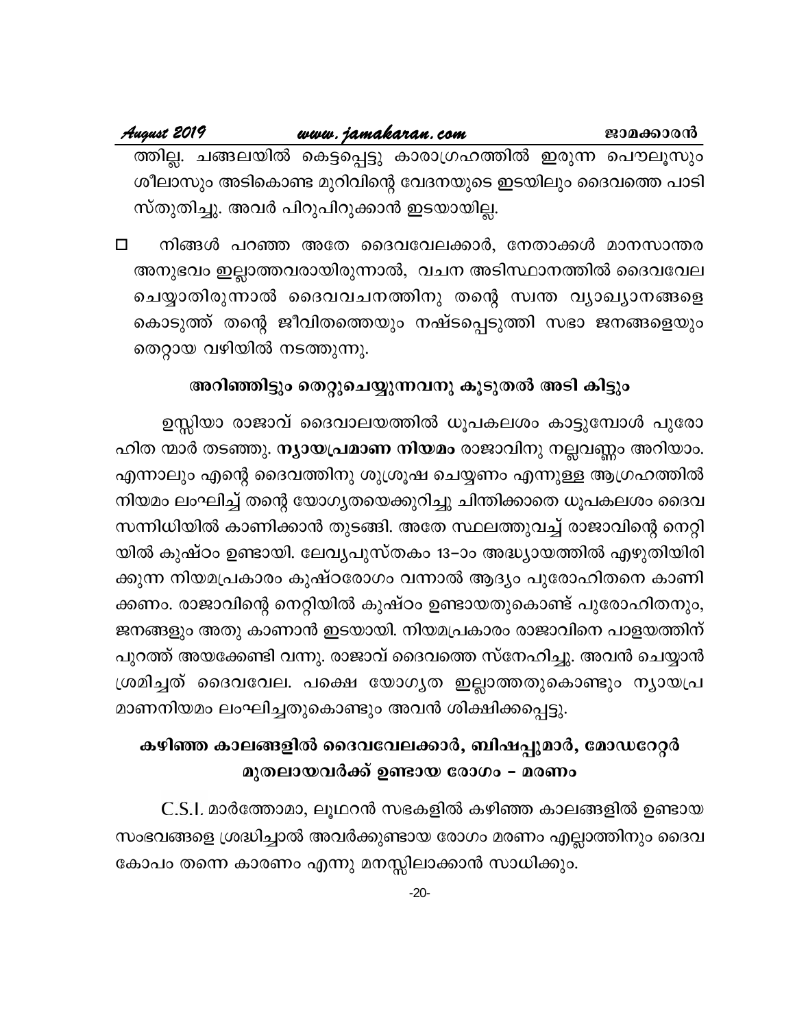ത്തില്ല. ചങ്ങലയിൽ കെട്ടപ്പെട്ടു കാരാഗ്രഹത്തിൽ ഇരുന്ന പൌലൂസും ശീലാസും അടികൊണ്ട മുറിവിന്റെ വേദനയുടെ ഇടയിലും ദൈവത്തെ പാടി സ്തുതിച്ചു. അവർ പിറുപിറുക്കാൻ ഇടയായില്ല.

- നിങ്ങൾ പറഞ്ഞ അതേ ദൈവവേലക്കാർ, നേതാക്കൾ മാനസാന്തര അനുഭവം ഇല്ലാത്തവരായിരുന്നാൽ, വചന അടിസ്ഥാനത്തിൽ ദൈവവേല ചെയ്യാതിരുന്നാൽ ദൈവവചനത്തിനു തന്റെ സ്വന്ത വ്യാഖ്യാനങ്ങളെ കൊടുത്ത് തന്റെ ജീവിതത്തെയും നഷ്ടപ്പെടുത്തി സഭാ ജനങ്ങളെയും തെറ്റായ വഴിയിൽ നടത്തുന്നു.

## അറിഞ്ഞിട്ടും തെറ്റുചെയ്യുന്നവനു കൂടുതൽ അടി കിട്ടും

ഉസ്സിയാ രാജാവ് ദൈവാലയത്തിൽ ധൂപകലശം കാട്ടുമ്പോൾ പുരോഹിത ന്മാർ തടഞ്ഞു. **ന്യായപ്രമാണ നിയമം** രാജാവിനു നല്ലവണ്ണം അറിയാം. എന്നാലും എന്റെ ദൈവത്തിനു ശുശ്രൂഷ ചെയ്യണം എന്നുള്ള ആഗ്രഹത്തിൽ നിയമം ലംഘിച്ച് തന്റെ യോഗ്യതയെക്കുറിച്ചു ചിന്തിക്കാതെ ധൂപകലശം ദൈവ സന്നിധിയിൽ കാണിക്കാൻ തുടങ്ങി. അതേ സ്ഥലത്തുവച്ച് രാജാവിന്റെ നെറ്റി യിൽ കുഷ്ഠം ഉണ്ടായി. ലേവ്യപുസ്തകം 13–ാം അദ്ധ്യായത്തിൽ എഴുതിയിരി ക്കുന്ന നിയമപ്രകാരം കുഷ്ഠരോഗം വന്നാൽ ആദ്യം പുരോഹിതനെ കാണി ക്കണം. രാജാവിന്റെ നെറ്റിയിൽ കുഷ്ഠം ഉണ്ടായതുകൊണ്ട് പുരോഹിതനും, ജനങ്ങളും അതു കാണാൻ ഇടയായി. നിയമപ്രകാരം രാജാവിനെ പാളയത്തിന് പുറത്ത് അയക്കേണ്ടി വന്നു. രാജാവ് ദൈവത്തെ സ്നേഹിച്ചു. അവൻ ചെയ്യാൻ ശ്രമിച്ചത് ദൈവവേല. പക്ഷെ യോഗ്യത ഇല്ലാത്തതുകൊണ്ടും ന്യായപ്ര മാണനിയമം ലംഘിച്ചതുകൊണ്ടും അവൻ ശിക്ഷിക്കപ്പെട്ടു.

## കഴിഞ്ഞ കാലങ്ങളിൽ ദൈവവേലക്കാർ, ബിഷപ്പുമാർ, മോഡറേറ്റർ മുതലായവർക്ക് ഉണ്ടായ രോഗം – മരണം

C.S.I. മാർത്തോമാ, ലൂഥറൻ സഭകളിൽ കഴിഞ്ഞ കാലങ്ങളിൽ ഉണ്ടായ സംഭവങ്ങളെ ശ്രദ്ധിച്ചാൽ അവർക്കുണ്ടായ രോഗം മരണം എല്ലാത്തിനും ദൈവ കോപം തന്നെ കാരണം എന്നു മനസ്സിലാക്കാൻ സാധിക്കും.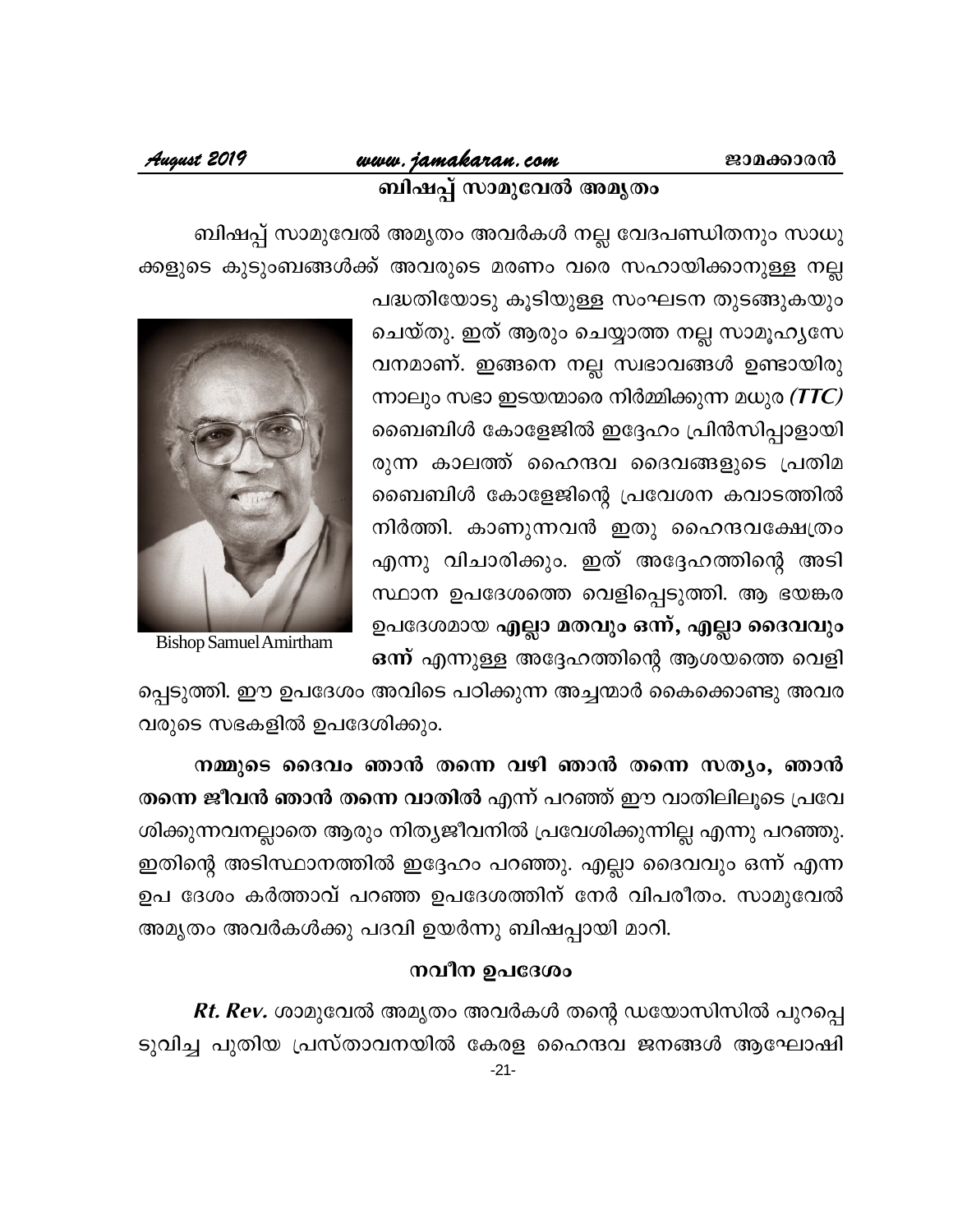## ബിഷപ്പ് സാമുവേൽ അമൃതം

ബിഷപ്പ് സാമുവേൽ അമൃതം അവർകൾ നല്ല വേദപണ്ഡിതനും സാധുക്കളുടെ കുടുംബങ്ങൾക്ക് അവരുടെ മരണം വരെ സഹായിക്കാനുള്ള നല്ല പദ്ധതിയോടു കൂടിയുള്ള സംഘടന തുടങ്ങുകയും ചെയ്തു. ഇത് ആരും ചെയ്യാത്ത നല്ല സാമൂഹ്യസേവനമാണ്. ഇങ്ങനെ നല്ല സ്വഭാവങ്ങൾ ഉണ്ടായിരുന്നാലും സഭാ ഇടയന്മാരെ നിർമ്മിക്കുന്ന മധുര *(TTC)* ബൈബിൾ കോളേജിൽ ഇദ്ദേഹം പ്രിൻസിപ്പാളായിരുന്ന കാലത്ത് ഹൈന്ദവ ദൈവങ്ങളുടെ പ്രതിമ ബൈബിൾ കോളേജിന്റെ പ്രവേശന കവാടത്തിൽ നിർത്തി. കാണുന്നവൻ ഇതു ഹൈന്ദവക്ഷേത്രം എന്നു വിചാരിക്കും. ഇത് അദ്ദേഹത്തിന്റെ അടിസ്ഥാന ഉപദേശത്തെ വെളിപ്പെടുത്തി. ആ ഭയങ്കര ഉപദേശമായ **എല്ലാ മതവും ഒന്ന്, എല്ലാ ദൈവവും ഒന്ന്** എന്നുള്ള അദ്ദേഹത്തിന്റെ ആശയത്തെ വെളിപ്പെടുത്തി. ഈ ഉപദേശം അവിടെ പഠിക്കുന്ന അച്ചന്മാർ കൈക്കൊണ്ടു അവരവരുടെ സഭകളിൽ ഉപദേശിക്കും.

Bishop Samuel Amirtham

**നമ്മുടെ ദൈവം ഞാൻ തന്നെ വഴി ഞാൻ തന്നെ സത്യം, ഞാൻ തന്നെ ജീവൻ ഞാൻ തന്നെ വാതിൽ** എന്ന് പറഞ്ഞ് ഈ വാതിലിലൂടെ പ്രവേശിക്കുന്നവനല്ലാതെ ആരും നിത്യജീവനിൽ പ്രവേശിക്കുന്നില്ല എന്നു പറഞ്ഞു. ഇതിന്റെ അടിസ്ഥാനത്തിൽ ഇദ്ദേഹം പറഞ്ഞു. എല്ലാ ദൈവവും ഒന്ന് എന്ന ഉപ ദേശം കർത്താവ് പറഞ്ഞ ഉപദേശത്തിന് നേർ വിപരീതം. സാമുവേൽ അമൃതം അവർകൾക്കു പദവി ഉയർന്നു ബിഷപ്പായി മാറി.

### നവീന ഉപദേശം

***Rt. Rev.*** ശാമുവേൽ അമൃതം അവർകൾ തന്റെ ഡയോസിസിൽ പുറപ്പെടുവിച്ച പുതിയ പ്രസ്താവനയിൽ കേരള ഹൈന്ദവ ജനങ്ങൾ ആഘോഷി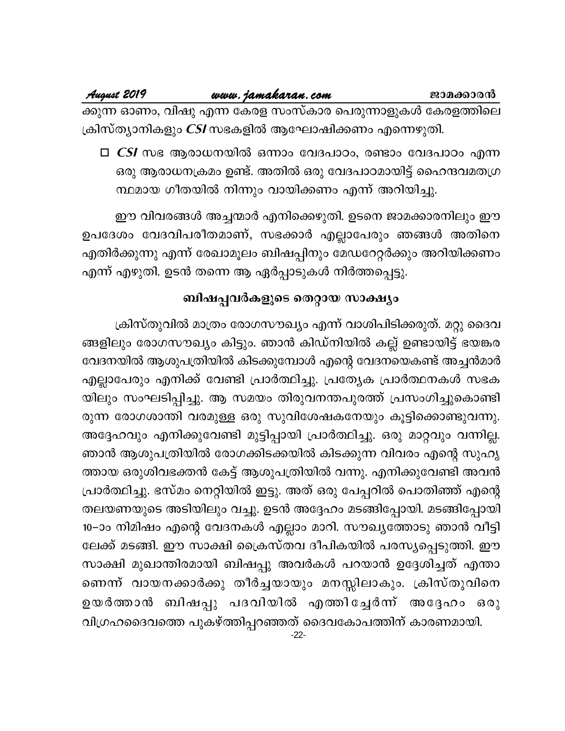ക്കുന്ന ഓണം, വിഷു എന്ന കേരള സംസ്കാര പെരുന്നാളുകൾ കേരളത്തിലെ ക്രിസ്ത്യാനികളും *CSI* സഭകളിൽ ആഘോഷിക്കണം എന്നെഴുതി.

- ☐ *CSI* സഭ ആരാധനയിൽ ഒന്നാം വേദപാഠം, രണ്ടാം വേദപാഠം എന്ന ഒരു ആരാധനക്രമം ഉണ്ട്. അതിൽ ഒരു വേദപാഠമായിട്ട് ഹൈന്ദവമതഗ്ര ന്ഥമായ ഗീതയിൽ നിന്നും വായിക്കണം എന്ന് അറിയിച്ചു.

ഈ വിവരങ്ങൾ അച്ചന്മാർ എനിക്കെഴുതി. ഉടനെ ജാമക്കാരനിലും ഈ ഉപദേശം വേദവിപരീതമാണ്, സഭക്കാർ എല്ലാപേരും ഞങ്ങൾ അതിനെ എതിർക്കുന്നു എന്ന് രേഖാമൂലം ബിഷപ്പിനും മേഡറേറ്റർക്കും അറിയിക്കണം എന്ന് എഴുതി. ഉടൻ തന്നെ ആ ഏർപ്പാടുകൾ നിർത്തപ്പെട്ടു.

## ബിഷപ്പവർകളുടെ തെറ്റായ സാക്ഷ്യം

ക്രിസ്തുവിൽ മാത്രം രോഗസൗഖ്യം എന്ന് വാശിപിടിക്കരുത്. മറ്റു ദൈവ ങ്ങളിലും രോഗസൗഖ്യം കിട്ടും. ഞാൻ കിഡ്നിയിൽ കല്ല് ഉണ്ടായിട്ട് ഭയങ്കര വേദനയിൽ ആശുപത്രിയിൽ കിടക്കുമ്പോൾ എന്റെ വേദനയെകണ്ട് അച്ചൻമാർ എല്ലാപേരും എനിക്ക് വേണ്ടി പ്രാർത്ഥിച്ചു. പ്രത്യേക പ്രാർത്ഥനകൾ സഭക യിലും സംഘടിപ്പിച്ചു. ആ സമയം തിരുവനന്തപുരത്ത് പ്രസംഗിച്ചുകൊണ്ടി രുന്ന രോഗശാന്തി വരമുള്ള ഒരു സുവിശേഷകനേയും കൂട്ടിക്കൊണ്ടുവന്നു. അദ്ദേഹവും എനിക്കുവേണ്ടി മുട്ടിപ്പായി പ്രാർത്ഥിച്ചു. ഒരു മാറ്റവും വന്നില്ല. ഞാൻ ആശുപത്രിയിൽ രോഗക്കിടക്കയിൽ കിടക്കുന്ന വിവരം എന്റെ സുഹൃ ത്തായ ഒരുശിവഭക്തൻ കേട്ട് ആശുപത്രിയിൽ വന്നു. എനിക്കുവേണ്ടി അവൻ പ്രാർത്ഥിച്ചു. ഭസ്മം നെറ്റിയിൽ ഇട്ടു. അത് ഒരു പേപ്പറിൽ പൊതിഞ്ഞ് എന്റെ തലയണയുടെ അടിയിലും വച്ചു. ഉടൻ അദ്ദേഹം മടങ്ങിപ്പോയി. മടങ്ങിപ്പോയി 10–ാം നിമിഷം എന്റെ വേദനകൾ എല്ലാം മാറി. സൗഖ്യത്തോടു ഞാൻ വീട്ടി ലേക്ക് മടങ്ങി. ഈ സാക്ഷി ക്രൈസ്തവ ദീപികയിൽ പരസ്യപ്പെടുത്തി. ഈ സാക്ഷി മുഖാന്തിരമായി ബിഷപ്പു അവർകൾ പറയാൻ ഉദ്ദേശിച്ചത് എന്താ ണെന്ന് വായനക്കാർക്കു തീർച്ചയായും മനസ്സിലാകും. ക്രിസ്തുവിനെ ഉയർത്താൻ ബിഷപ്പു പദവിയിൽ എത്തിച്ചേർന്ന് അദ്ദേഹം ഒരു വിഗ്രഹദൈവത്തെ പുകഴ്ത്തിപ്പറഞ്ഞത് ദൈവകോപത്തിന് കാരണമായി.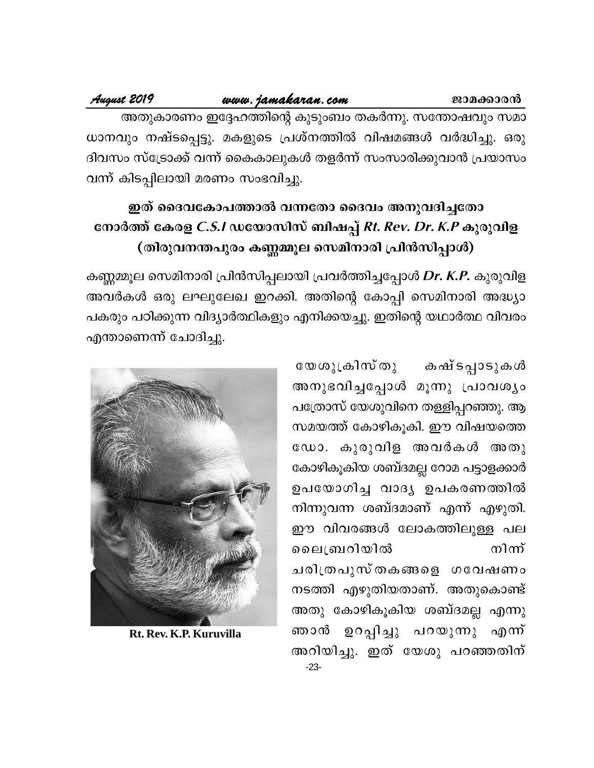അതുകാരണം ഇദ്ദേഹത്തിന്റെ കുടുംബം തകർന്നു. സന്തോഷവും സമാധാനവും നഷ്ടപ്പെട്ടു. മകളുടെ പ്രശ്നത്തിൽ വിഷമങ്ങൾ വർദ്ധിച്ചു. ഒരു ദിവസം സ്ട്രോക്ക് വന്ന് കൈകാലുകൾ തളർന്ന് സംസാരിക്കുവാൻ പ്രയാസം വന്ന് കിടപ്പിലായി മരണം സംഭവിച്ചു.

## ഇത് ദൈവകോപത്താൽ വന്നതോ ദൈവം അനുവദിച്ചതോ നോർത്ത് കേരള *C.S.I* ഡയോസിസ് ബിഷപ്പ് *Rt. Rev. Dr. K.P* കുരുവിള (തിരുവനന്തപുരം കണ്ണമ്മൂല സെമിനാരി പ്രിൻസിപ്പാൾ)

കണ്ണമ്മൂല സെമിനാരി പ്രിൻസിപ്പലായി പ്രവർത്തിച്ചപ്പോൾ ***Dr. K.P.*** കുരുവിള അവർകൾ ഒരു ലഘുലേഖ ഇറക്കി. അതിന്റെ കോപ്പി സെമിനാരി അദ്ധ്യാപകരും പഠിക്കുന്ന വിദ്യാർത്ഥികളും എനിക്കയച്ചു. ഇതിന്റെ യഥാർത്ഥ വിവരം എന്താണെന്ന് ചോദിച്ചു.

Rt. Rev. K.P. Kuruvilla

യേശുക്രിസ്തു കഷ്ടപ്പാടുകൾ അനുഭവിച്ചപ്പോൾ മൂന്നു പ്രാവശ്യം പത്രോസ് യേശുവിനെ തള്ളിപ്പറഞ്ഞു. ആ സമയത്ത് കോഴികൂകി. ഈ വിഷയത്തെ ഡോ. കുരുവിള അവർകൾ അതു കോഴികൂകിയ ശബ്ദമല്ല റോമ പട്ടാളക്കാർ ഉപയോഗിച്ച വാദ്യ ഉപകരണത്തിൽ നിന്നുവന്ന ശബ്ദമാണ് എന്ന് എഴുതി. ഈ വിവരങ്ങൾ ലോകത്തിലുള്ള പല ലൈബ്രറിയിൽ നിന്ന് ചരിത്രപുസ്തകങ്ങളെ ഗവേഷണം നടത്തി എഴുതിയതാണ്. അതുകൊണ്ട് അതു കോഴികൂകിയ ശബ്ദമല്ല എന്നു ഞാൻ ഉറപ്പിച്ചു പറയുന്നു എന്ന് അറിയിച്ചു. ഇത് യേശു പറഞ്ഞതിന്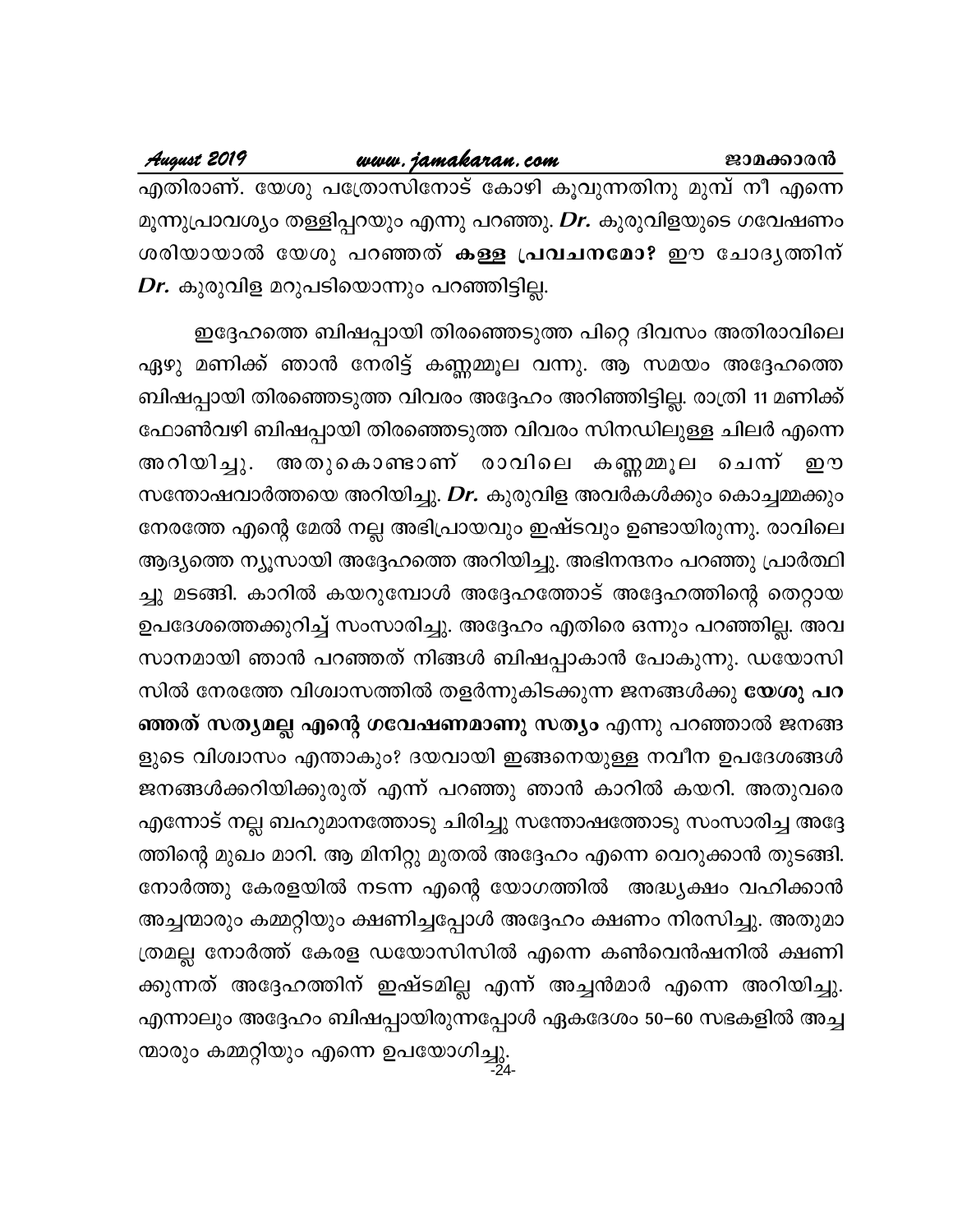എതിരാണ്. യേശു പത്രോസിനോട് കോഴി കൂവുന്നതിനു മുമ്പ് നീ എന്നെ മൂന്നുപ്രാവശ്യം തള്ളിപ്പറയും എന്നു പറഞ്ഞു. ***Dr.*** കുരുവിളയുടെ ഗവേഷണം ശരിയായാൽ യേശു പറഞ്ഞത് **കള്ള പ്രവചനമോ?** ഈ ചോദ്യത്തിന് ***Dr.*** കുരുവിള മറുപടിയൊന്നും പറഞ്ഞിട്ടില്ല.

ഇദ്ദേഹത്തെ ബിഷപ്പായി തിരഞ്ഞെടുത്ത പിറ്റെ ദിവസം അതിരാവിലെ ഏഴു മണിക്ക് ഞാൻ നേരിട്ട് കണ്ണമ്മൂല വന്നു. ആ സമയം അദ്ദേഹത്തെ ബിഷപ്പായി തിരഞ്ഞെടുത്ത വിവരം അദ്ദേഹം അറിഞ്ഞിട്ടില്ല. രാത്രി 11 മണിക്ക് ഫോൺവഴി ബിഷപ്പായി തിരഞ്ഞെടുത്ത വിവരം സിനഡിലുള്ള ചിലർ എന്നെ അറിയിച്ചു. അതുകൊണ്ടാണ് രാവിലെ കണ്ണമ്മൂല ചെന്ന് ഈ സന്തോഷവാർത്തയെ അറിയിച്ചു. ***Dr.*** കുരുവിള അവർകൾക്കും കൊച്ചമ്മക്കും നേരത്തേ എന്റെ മേൽ നല്ല അഭിപ്രായവും ഇഷ്ടവും ഉണ്ടായിരുന്നു. രാവിലെ ആദ്യത്തെ ന്യൂസായി അദ്ദേഹത്തെ അറിയിച്ചു. അഭിനന്ദനം പറഞ്ഞു പ്രാർത്ഥിച്ചു മടങ്ങി. കാറിൽ കയറുമ്പോൾ അദ്ദേഹത്തോട് അദ്ദേഹത്തിന്റെ തെറ്റായ ഉപദേശത്തെക്കുറിച്ച് സംസാരിച്ചു. അദ്ദേഹം എതിരെ ഒന്നും പറഞ്ഞില്ല. അവസാനമായി ഞാൻ പറഞ്ഞത് നിങ്ങൾ ബിഷപ്പാകാൻ പോകുന്നു. ഡയോസിസിൽ നേരത്തേ വിശ്വാസത്തിൽ തളർന്നുകിടക്കുന്ന ജനങ്ങൾക്കു **യേശു പറഞ്ഞത് സത്യമല്ല എന്റെ ഗവേഷണമാണു സത്യം** എന്നു പറഞ്ഞാൽ ജനങ്ങളുടെ വിശ്വാസം എന്താകും? ദയവായി ഇങ്ങനെയുള്ള നവീന ഉപദേശങ്ങൾ ജനങ്ങൾക്കറിയിക്കുരുത് എന്ന് പറഞ്ഞു ഞാൻ കാറിൽ കയറി. അതുവരെ എന്നോട് നല്ല ബഹുമാനത്തോടു ചിരിച്ചു സന്തോഷത്തോടു സംസാരിച്ച അദ്ദേത്തിന്റെ മുഖം മാറി. ആ മിനിറ്റു മുതൽ അദ്ദേഹം എന്നെ വെറുക്കാൻ തുടങ്ങി. നോർത്തു കേരളയിൽ നടന്ന എന്റെ യോഗത്തിൽ അദ്ധ്യക്ഷം വഹിക്കാൻ അച്ചന്മാരും കമ്മറ്റിയും ക്ഷണിച്ചപ്പോൾ അദ്ദേഹം ക്ഷണം നിരസിച്ചു. അതുമാത്രമല്ല നോർത്ത് കേരള ഡയോസിസിൽ എന്നെ കൺവെൻഷനിൽ ക്ഷണിക്കുന്നത് അദ്ദേഹത്തിന് ഇഷ്ടമില്ല എന്ന് അച്ചൻമാർ എന്നെ അറിയിച്ചു. എന്നാലും അദ്ദേഹം ബിഷപ്പായിരുന്നപ്പോൾ ഏകദേശം 50–60 സഭകളിൽ അച്ചന്മാരും കമ്മറ്റിയും എന്നെ ഉപയോഗിച്ചു.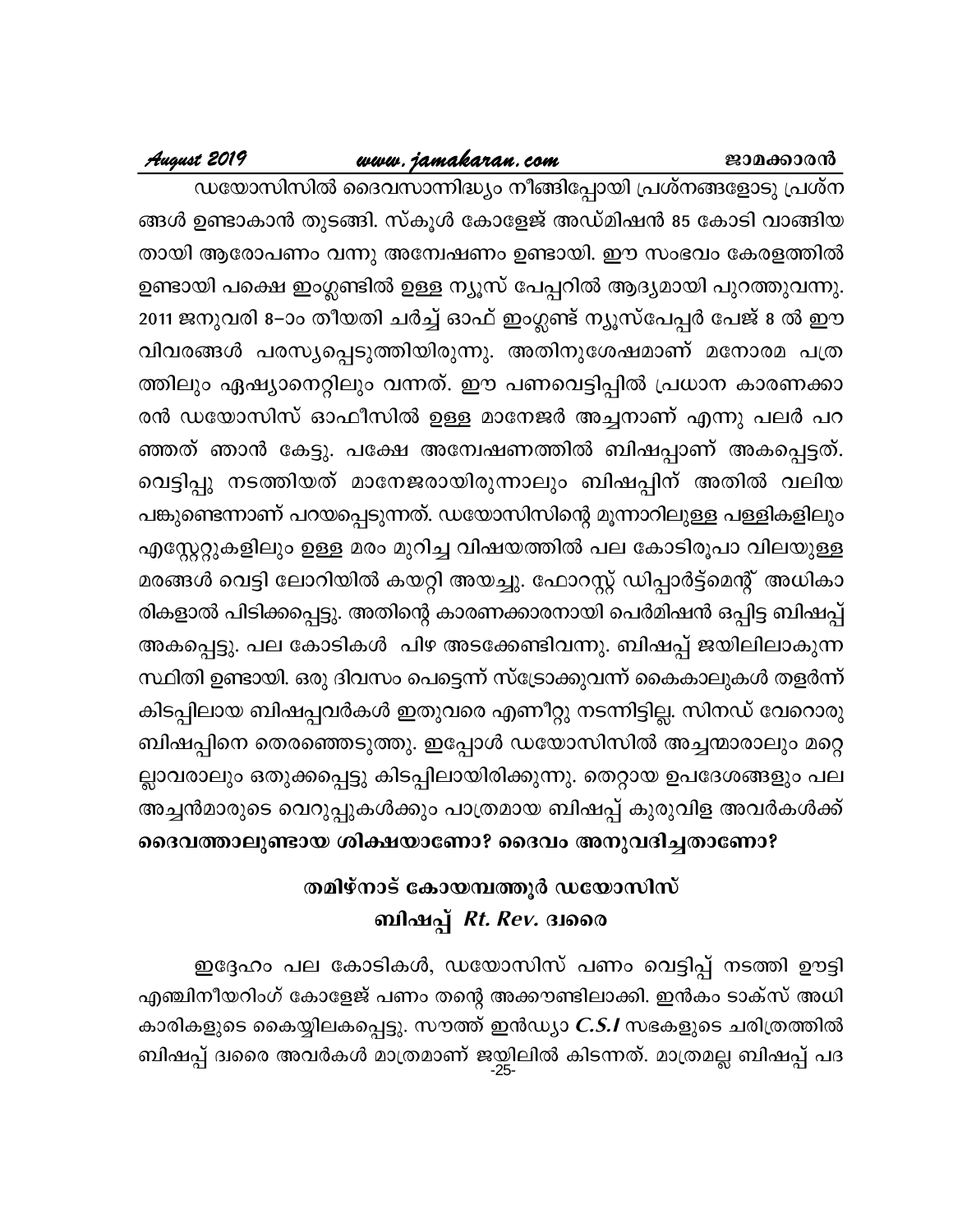ഡയോസിസിൽ ദൈവസാന്നിദ്ധ്യം നീങ്ങിപ്പോയി പ്രശ്നങ്ങളോടു പ്രശ്നങ്ങൾ ഉണ്ടാകാൻ തുടങ്ങി. സ്കൂൾ കോളേജ് അഡ്മിഷൻ 85 കോടി വാങ്ങിയതായി ആരോപണം വന്നു അന്വേഷണം ഉണ്ടായി. ഈ സംഭവം കേരളത്തിൽ ഉണ്ടായി പക്ഷെ ഇംഗ്ലണ്ടിൽ ഉള്ള ന്യൂസ് പേപ്പറിൽ ആദ്യമായി പുറത്തുവന്നു. 2011 ജനുവരി 8–ാം തീയതി ചർച്ച് ഓഫ് ഇംഗ്ലണ്ട് ന്യൂസ്പേപ്പർ പേജ് 8 ൽ ഈ വിവരങ്ങൾ പരസ്യപ്പെടുത്തിയിരുന്നു. അതിനുശേഷമാണ് മനോരമ പത്രത്തിലും ഏഷ്യാനെറ്റിലും വന്നത്. ഈ പണവെട്ടിപ്പിൽ പ്രധാന കാരണക്കാരൻ ഡയോസിസ് ഓഫീസിൽ ഉള്ള മാനേജർ അച്ചനാണ് എന്നു പലർ പറഞ്ഞത് ഞാൻ കേട്ടു. പക്ഷേ അന്വേഷണത്തിൽ ബിഷപ്പാണ് അകപ്പെട്ടത്. വെട്ടിപ്പു നടത്തിയത് മാനേജരായിരുന്നാലും ബിഷപ്പിന് അതിൽ വലിയ പങ്കുണ്ടെന്നാണ് പറയപ്പെടുന്നത്. ഡയോസിസിന്റെ മൂന്നാറിലുള്ള പള്ളികളിലും എസ്റ്റേറ്റുകളിലും ഉള്ള മരം മുറിച്ച വിഷയത്തിൽ പല കോടിരൂപാ വിലയുള്ള മരങ്ങൾ വെട്ടി ലോറിയിൽ കയറ്റി അയച്ചു. ഫോറസ്റ്റ് ഡിപ്പാർട്ട്മെന്റ് അധികാരികളാൽ പിടിക്കപ്പെട്ടു. അതിന്റെ കാരണക്കാരനായി പെർമിഷൻ ഒപ്പിട്ട ബിഷപ്പ് അകപ്പെട്ടു. പല കോടികൾ പിഴ അടക്കേണ്ടിവന്നു. ബിഷപ്പ് ജയിലിലാകുന്ന സ്ഥിതി ഉണ്ടായി. ഒരു ദിവസം പെട്ടെന്ന് സ്ട്രോക്കുവന്ന് കൈകാലുകൾ തളർന്ന് കിടപ്പിലായ ബിഷപ്പവർകൾ ഇതുവരെ എണീറ്റു നടന്നിട്ടില്ല. സിനഡ് വേറൊരു ബിഷപ്പിനെ തെരഞ്ഞെടുത്തു. ഇപ്പോൾ ഡയോസിസിൽ അച്ചന്മാരാലും മറ്റെല്ലാവരാലും ഒതുക്കപ്പെട്ടു കിടപ്പിലായിരിക്കുന്നു. തെറ്റായ ഉപദേശങ്ങളും പല അച്ചൻമാരുടെ വെറുപ്പുകൾക്കും പാത്രമായ ബിഷപ്പ് കുരുവിള അവർകൾക്ക് **ദൈവത്താലുണ്ടായ ശിക്ഷയാണോ? ദൈവം അനുവദിച്ചതാണോ?**

## തമിഴ്നാട് കോയമ്പത്തൂർ ഡയോസിസ് ബിഷപ്പ് *Rt. Rev.* ദ്വരൈ

ഇദ്ദേഹം പല കോടികൾ, ഡയോസിസ് പണം വെട്ടിപ്പ് നടത്തി ഊട്ടി എഞ്ചിനീയറിംഗ് കോളേജ് പണം തന്റെ അക്കൗണ്ടിലാക്കി. ഇൻകം ടാക്സ് അധികാരികളുടെ കൈയ്യിലകപ്പെട്ടു. സൗത്ത് ഇൻഡ്യാ ***C.S.I*** സഭകളുടെ ചരിത്രത്തിൽ ബിഷപ്പ് ദ്വരൈ അവർകൾ മാത്രമാണ് ജയിലിൽ കിടന്നത്. മാത്രമല്ല ബിഷപ്പ് പദ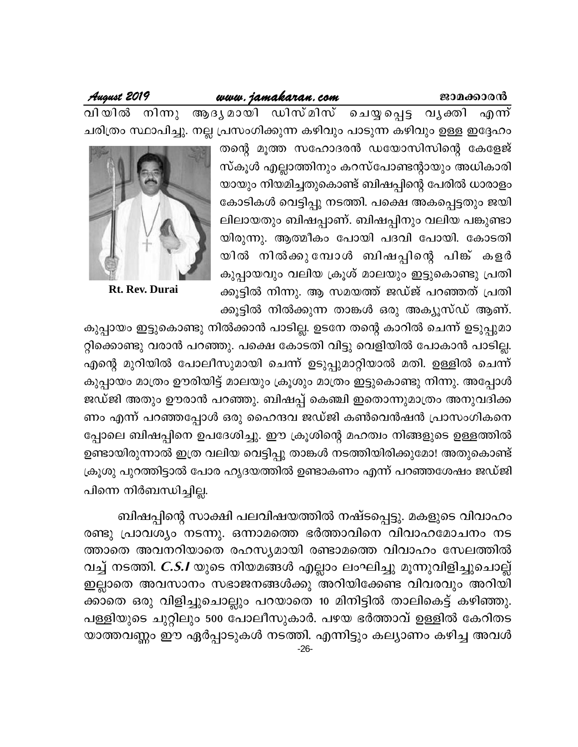വിയിൽ നിന്നു ആദ്യമായി ഡിസ്മിസ് ചെയ്യപ്പെട്ട വ്യക്തി എന്ന് ചരിത്രം സ്ഥാപിച്ചു. നല്ല പ്രസംഗിക്കുന്ന കഴിവും പാടുന്ന കഴിവും ഉള്ള ഇദ്ദേഹം തന്റെ മൂത്ത സഹോദരൻ ഡയോസിസിന്റെ കോളേജ് സ്കൂൾ എല്ലാത്തിനും കറസ്പോണ്ടന്റായും അധികാരിയായും നിയമിച്ചതുകൊണ്ട് ബിഷപ്പിന്റെ പേരിൽ ധാരാളം കോടികൾ വെട്ടിപ്പു നടത്തി. പക്ഷെ അകപ്പെട്ടതും ജയിലിലായതും ബിഷപ്പാണ്. ബിഷപ്പിനും വലിയ പങ്കുണ്ടായിരുന്നു. ആത്മീകം പോയി പദവി പോയി. കോടതിയിൽ നിൽക്കുമ്പോൾ ബിഷപ്പിന്റെ പിങ്ക് കളർ കുപ്പായവും വലിയ ക്രൂശ് മാലയും ഇട്ടുകൊണ്ടു പ്രതിക്കൂട്ടിൽ നിന്നു. ആ സമയത്ത് ജഡ്ജ് പറഞ്ഞത് പ്രതിക്കൂട്ടിൽ നിൽക്കുന്ന താങ്കൾ ഒരു അക്യൂസ്ഡ് ആണ്.

Rt. Rev. Durai

കുപ്പായം ഇട്ടുകൊണ്ടു നിൽക്കാൻ പാടില്ല. ഉടനേ തന്റെ കാറിൽ ചെന്ന് ഉടുപ്പുമാറ്റിക്കൊണ്ടു വരാൻ പറഞ്ഞു. പക്ഷെ കോടതി വിട്ടു വെളിയിൽ പോകാൻ പാടില്ല. എന്റെ മുറിയിൽ പോലീസുമായി ചെന്ന് ഉടുപ്പുമാറ്റിയാൽ മതി. ഉള്ളിൽ ചെന്ന് കുപ്പായം മാത്രം ഊരിയിട്ട് മാലയും ക്രൂശും മാത്രം ഇട്ടുകൊണ്ടു നിന്നു. അപ്പോൾ ജഡ്ജി അതും ഊരാൻ പറഞ്ഞു. ബിഷപ്പ് കെഞ്ചി ഇതൊന്നുമാത്രം അനുവദിക്കണം എന്ന് പറഞ്ഞപ്പോൾ ഒരു ഹൈന്ദവ ജഡ്ജി കൺവെൻഷൻ പ്രാസംഗികനെപ്പോലെ ബിഷപ്പിനെ ഉപദേശിച്ചു. ഈ ക്രൂശിന്റെ മഹത്വം നിങ്ങളുടെ ഉള്ളത്തിൽ ഉണ്ടായിരുന്നാൽ ഇത്ര വലിയ വെട്ടിപ്പു താങ്കൾ നടത്തിയിരിക്കുമോ! അതുകൊണ്ട് ക്രൂശു പുറത്തിട്ടാൽ പോര ഹൃദയത്തിൽ ഉണ്ടാകണം എന്ന് പറഞ്ഞശേഷം ജഡ്ജി പിന്നെ നിർബന്ധിച്ചില്ല.

ബിഷപ്പിന്റെ സാക്ഷി പലവിഷയത്തിൽ നഷ്ടപ്പെട്ടു. മകളുടെ വിവാഹം രണ്ടു പ്രാവശ്യം നടന്നു. ഒന്നാമത്തെ ഭർത്താവിനെ വിവാഹമോചനം നടത്താതെ അവനറിയാതെ രഹസ്യമായി രണ്ടാമത്തെ വിവാഹം സേലത്തിൽ വച്ച് നടത്തി. ***C.S.I*** യുടെ നിയമങ്ങൾ എല്ലാം ലംഘിച്ചു മൂന്നുവിളിച്ചുചൊല്ല് ഇല്ലാതെ അവസാനം സഭാജനങ്ങൾക്കു അറിയിക്കേണ്ട വിവരവും അറിയിക്കാതെ ഒരു വിളിച്ചുചൊല്ലും പറയാതെ 10 മിനിട്ടിൽ താലികെട്ട് കഴിഞ്ഞു. പള്ളിയുടെ ചുറ്റിലും 500 പോലീസുകാർ. പഴയ ഭർത്താവ് ഉള്ളിൽ കേറിതടയാത്തവണ്ണം ഈ ഏർപ്പാടുകൾ നടത്തി. എന്നിട്ടും കല്യാണം കഴിച്ച അവൾ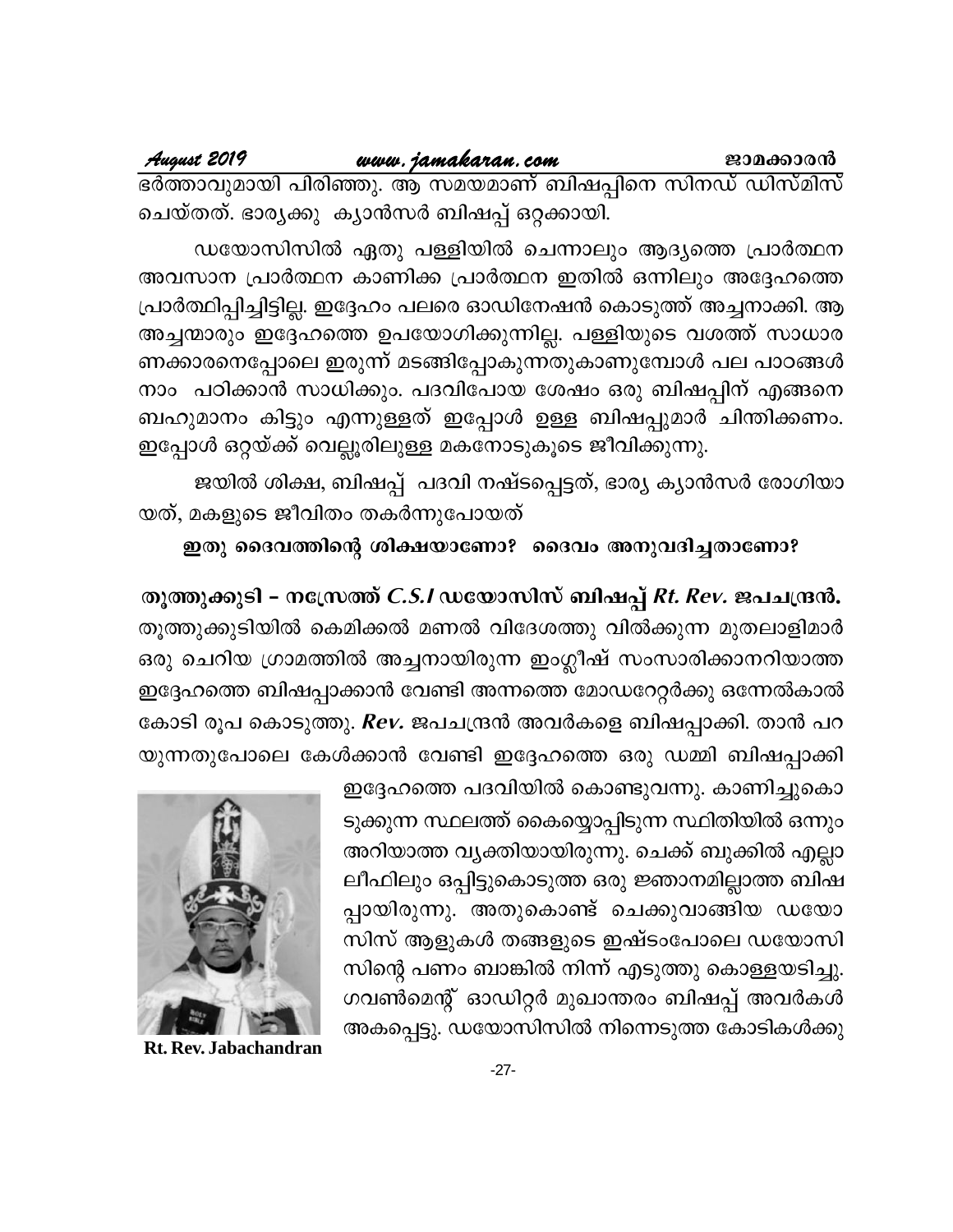ഭർത്താവുമായി പിരിഞ്ഞു. ആ സമയമാണ് ബിഷപ്പിനെ സിനഡ് ഡിസ്മിസ് ചെയ്തത്. ഭാര്യക്കു ക്യാൻസർ ബിഷപ്പ് ഒറ്റക്കായി.

ഡയോസിസിൽ ഏതു പള്ളിയിൽ ചെന്നാലും ആദ്യത്തെ പ്രാർത്ഥന അവസാന പ്രാർത്ഥന കാണിക്ക പ്രാർത്ഥന ഇതിൽ ഒന്നിലും അദ്ദേഹത്തെ പ്രാർത്ഥിപ്പിച്ചിട്ടില്ല. ഇദ്ദേഹം പലരെ ഓഡിനേഷൻ കൊടുത്ത് അച്ചനാക്കി. ആ അച്ചന്മാരും ഇദ്ദേഹത്തെ ഉപയോഗിക്കുന്നില്ല. പള്ളിയുടെ വശത്ത് സാധാരണക്കാരനെപ്പോലെ ഇരുന്ന് മടങ്ങിപ്പോകുന്നതുകാണുമ്പോൾ പല പാഠങ്ങൾ നാം പഠിക്കാൻ സാധിക്കും. പദവിപോയ ശേഷം ഒരു ബിഷപ്പിന് എങ്ങനെ ബഹുമാനം കിട്ടും എന്നുള്ളത് ഇപ്പോൾ ഉള്ള ബിഷപ്പുമാർ ചിന്തിക്കണം. ഇപ്പോൾ ഒറ്റയ്ക്ക് വെല്ലൂരിലുള്ള മകനോടുകൂടെ ജീവിക്കുന്നു.

ജയിൽ ശിക്ഷ, ബിഷപ്പ് പദവി നഷ്ടപ്പെട്ടത്, ഭാര്യ ക്യാൻസർ രോഗിയായത്, മകളുടെ ജീവിതം തകർന്നുപോയത്

**ഇതു ദൈവത്തിന്റെ ശിക്ഷയാണോ? ദൈവം അനുവദിച്ചതാണോ?**

## തൂത്തുക്കുടി – നസ്രേത്ത് *C.S.I* ഡയോസിസ് ബിഷപ്പ് *Rt. Rev.* ജപചന്ദ്രൻ.

തൂത്തുക്കുടിയിൽ കെമിക്കൽ മണൽ വിദേശത്തു വിൽക്കുന്ന മുതലാളിമാർ ഒരു ചെറിയ ഗ്രാമത്തിൽ അച്ചനായിരുന്ന ഇംഗ്ലീഷ് സംസാരിക്കാനറിയാത്ത ഇദ്ദേഹത്തെ ബിഷപ്പാക്കാൻ വേണ്ടി അന്നത്തെ മോഡറേറ്റർക്കു ഒന്നേൽകാൽ കോടി രൂപ കൊടുത്തു. ***Rev.*** ജപചന്ദ്രൻ അവർകളെ ബിഷപ്പാക്കി. താൻ പറയുന്നതുപോലെ കേൾക്കാൻ വേണ്ടി ഇദ്ദേഹത്തെ ഒരു ഡമ്മി ബിഷപ്പാക്കി ഇദ്ദേഹത്തെ പദവിയിൽ കൊണ്ടുവന്നു. കാണിച്ചുകൊടുക്കുന്ന സ്ഥലത്ത് കൈയ്യൊപ്പിടുന്ന സ്ഥിതിയിൽ ഒന്നും അറിയാത്ത വ്യക്തിയായിരുന്നു. ചെക്ക് ബുക്കിൽ എല്ലാ ലീഫിലും ഒപ്പിട്ടുകൊടുത്ത ഒരു ജ്ഞാനമില്ലാത്ത ബിഷപ്പായിരുന്നു. അതുകൊണ്ട് ചെക്കുവാങ്ങിയ ഡയോസിസ് ആളുകൾ തങ്ങളുടെ ഇഷ്ടംപോലെ ഡയോസിസിന്റെ പണം ബാങ്കിൽ നിന്ന് എടുത്തു കൊള്ളയടിച്ചു. ഗവൺമെന്റ് ഓഡിറ്റർ മുഖാന്തരം ബിഷപ്പ് അവർകൾ അകപ്പെട്ടു. ഡയോസിസിൽ നിന്നെടുത്ത കോടികൾക്കു

**Rt. Rev. Jabachandran**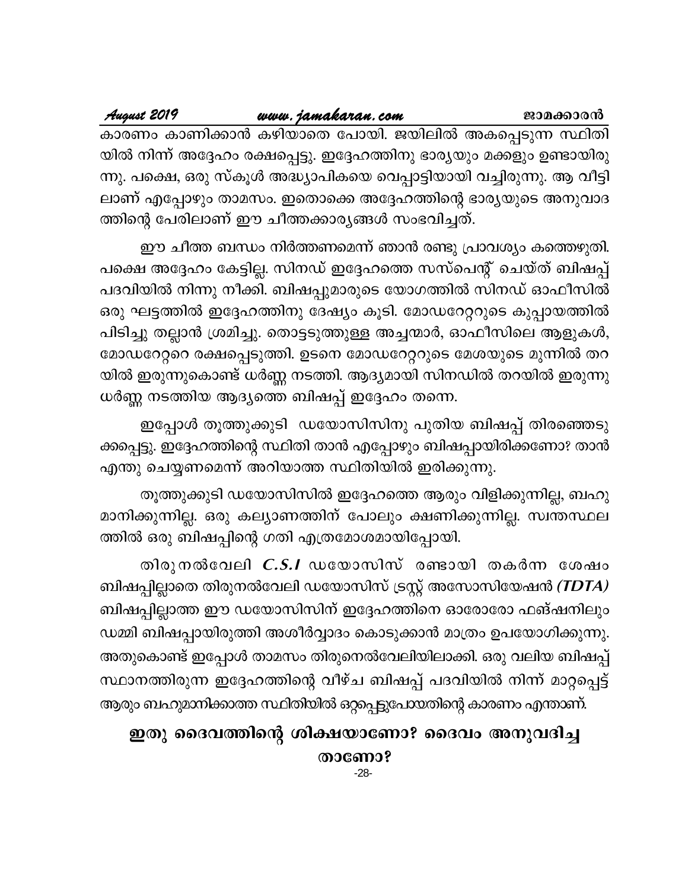കാരണം കാണിക്കാൻ കഴിയാതെ പോയി. ജയിലിൽ അകപ്പെടുന്ന സ്ഥിതിയിൽ നിന്ന് അദ്ദേഹം രക്ഷപ്പെട്ടു. ഇദ്ദേഹത്തിനു ഭാര്യയും മക്കളും ഉണ്ടായിരുന്നു. പക്ഷെ, ഒരു സ്കൂൾ അദ്ധ്യാപികയെ വെപ്പാട്ടിയായി വച്ചിരുന്നു. ആ വീട്ടിലാണ് എപ്പോഴും താമസം. ഇതൊക്കെ അദ്ദേഹത്തിന്റെ ഭാര്യയുടെ അനുവാദത്തിന്റെ പേരിലാണ് ഈ ചീത്തക്കാര്യങ്ങൾ സംഭവിച്ചത്.

ഈ ചീത്ത ബന്ധം നിർത്തണമെന്ന് ഞാൻ രണ്ടു പ്രാവശ്യം കത്തെഴുതി. പക്ഷെ അദ്ദേഹം കേട്ടില്ല. സിനഡ് ഇദ്ദേഹത്തെ സസ്പെന്റ് ചെയ്ത് ബിഷപ്പ് പദവിയിൽ നിന്നു നീക്കി. ബിഷപ്പുമാരുടെ യോഗത്തിൽ സിനഡ് ഓഫീസിൽ ഒരു ഘട്ടത്തിൽ ഇദ്ദേഹത്തിനു ദേഷ്യം കൂടി. മോഡറേറ്ററുടെ കുപ്പായത്തിൽ പിടിച്ചു തല്ലാൻ ശ്രമിച്ചു. തൊട്ടടുത്തുള്ള അച്ചന്മാർ, ഓഫീസിലെ ആളുകൾ, മോഡറേറ്ററെ രക്ഷപ്പെടുത്തി. ഉടനെ മോഡറേറ്ററുടെ മേശയുടെ മുന്നിൽ തറയിൽ ഇരുന്നുകൊണ്ട് ധർണ്ണ നടത്തി. ആദ്യമായി സിനഡിൽ തറയിൽ ഇരുന്നു ധർണ്ണ നടത്തിയ ആദ്യത്തെ ബിഷപ്പ് ഇദ്ദേഹം തന്നെ.

ഇപ്പോൾ തൂത്തുക്കുടി ഡയോസിസിനു പുതിയ ബിഷപ്പ് തിരഞ്ഞെടുക്കപ്പെട്ടു. ഇദ്ദേഹത്തിന്റെ സ്ഥിതി താൻ എപ്പോഴും ബിഷപ്പായിരിക്കണോ? താൻ എന്തു ചെയ്യണമെന്ന് അറിയാത്ത സ്ഥിതിയിൽ ഇരിക്കുന്നു.

തൂത്തുക്കുടി ഡയോസിസിൽ ഇദ്ദേഹത്തെ ആരും വിളിക്കുന്നില്ല, ബഹുമാനിക്കുന്നില്ല. ഒരു കല്യാണത്തിന് പോലും ക്ഷണിക്കുന്നില്ല. സ്വന്തസ്ഥലത്തിൽ ഒരു ബിഷപ്പിന്റെ ഗതി എത്രമോശമായിപ്പോയി.

തിരുനൽവേലി ***C.S.I*** ഡയോസിസ് രണ്ടായി തകർന്ന ശേഷം ബിഷപ്പില്ലാതെ തിരുനൽവേലി ഡയോസിസ് ട്രസ്റ്റ് അസോസിയേഷൻ ***(TDTA)*** ബിഷപ്പില്ലാത്ത ഈ ഡയോസിസിന് ഇദ്ദേഹത്തിനെ ഓരോരോ ഫങ്ഷനിലും ഡമ്മി ബിഷപ്പായിരുത്തി അശീർവ്വാദം കൊടുക്കാൻ മാത്രം ഉപയോഗിക്കുന്നു. അതുകൊണ്ട് ഇപ്പോൾ താമസം തിരുനെൽവേലിയിലാക്കി. ഒരു വലിയ ബിഷപ്പ് സ്ഥാനത്തിരുന്ന ഇദ്ദേഹത്തിന്റെ വീഴ്ച ബിഷപ്പ് പദവിയിൽ നിന്ന് മാറ്റപ്പെട്ട് ആരും ബഹുമാനിക്കാത്ത സ്ഥിതിയിൽ ഒറ്റപ്പെട്ടുപോയതിന്റെ കാരണം എന്താണ്.

**ഇതു ദൈവത്തിന്റെ ശിക്ഷയാണോ? ദൈവം അനുവദിച്ചതാണോ?**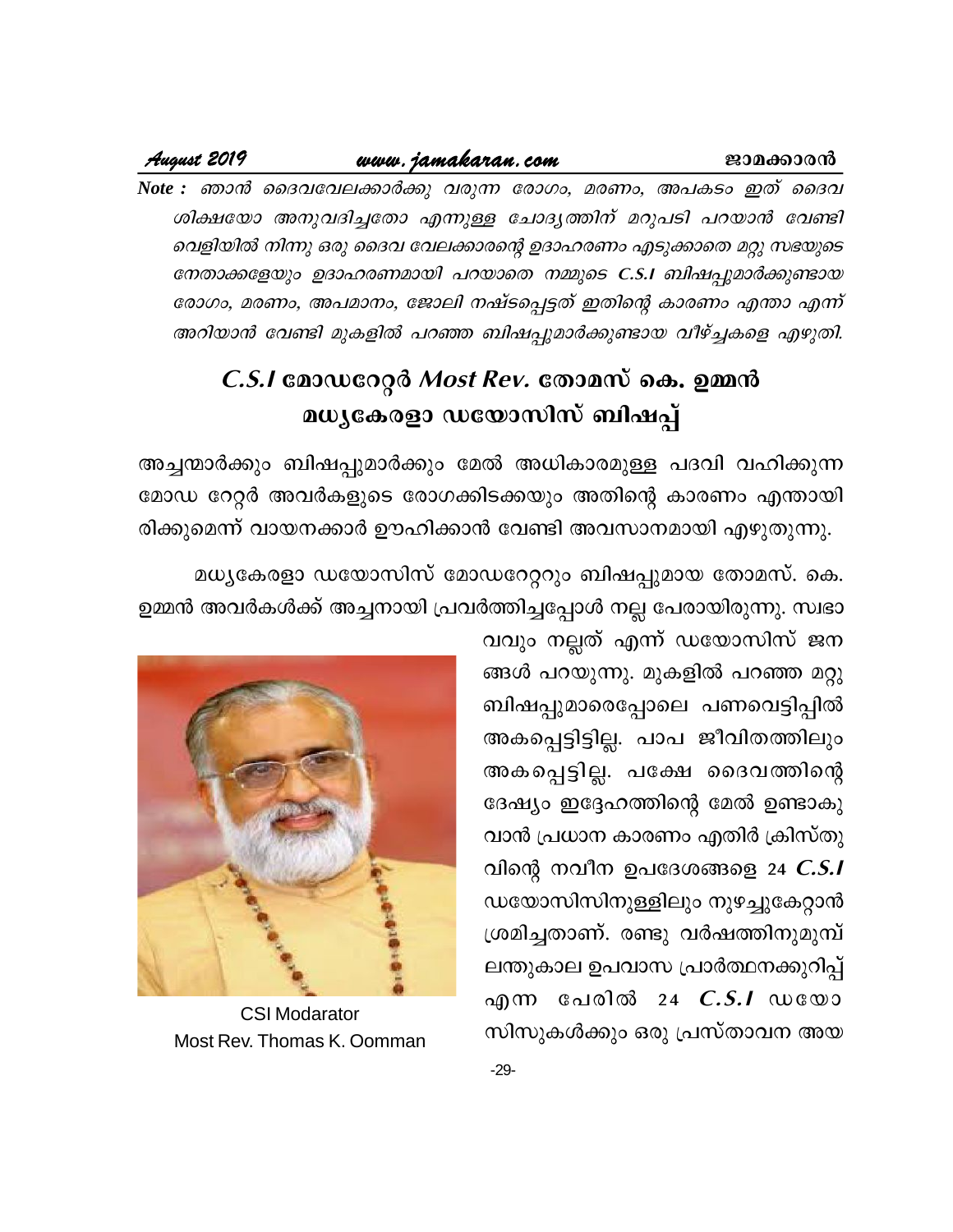*Note : ഞാൻ ദൈവവേലക്കാർക്കു വരുന്ന രോഗം, മരണം, അപകടം ഇത് ദൈവ ശിക്ഷയോ അനുവദിച്ചതോ എന്നുള്ള ചോദ്യത്തിന് മറുപടി പറയാൻ വേണ്ടി വെളിയിൽ നിന്നു ഒരു ദൈവ വേലക്കാരന്റെ ഉദാഹരണം എടുക്കാതെ മറ്റു സഭയുടെ നേതാക്കളേയും ഉദാഹരണമായി പറയാതെ നമ്മുടെ C.S.I ബിഷപ്പുമാർക്കുണ്ടായ രോഗം, മരണം, അപമാനം, ജോലി നഷ്ടപ്പെട്ടത് ഇതിന്റെ കാരണം എന്താ എന്ന് അറിയാൻ വേണ്ടി മുകളിൽ പറഞ്ഞ ബിഷപ്പുമാർക്കുണ്ടായ വീഴ്ച്ചകളെ എഴുതി.*

## *C.S.I* മോഡറേറ്റർ *Most Rev.* തോമസ് കെ. ഉമ്മൻ മധ്യകേരളാ ഡയോസിസ് ബിഷപ്പ്

അച്ചന്മാർക്കും ബിഷപ്പുമാർക്കും മേൽ അധികാരമുള്ള പദവി വഹിക്കുന്ന മോഡ റേറ്റർ അവർകളുടെ രോഗക്കിടക്കയും അതിന്റെ കാരണം എന്തായി രിക്കുമെന്ന് വായനക്കാർ ഊഹിക്കാൻ വേണ്ടി അവസാനമായി എഴുതുന്നു.

മധ്യകേരളാ ഡയോസിസ് മോഡറേറ്ററും ബിഷപ്പുമായ തോമസ്. കെ. ഉമ്മൻ അവർകൾക്ക് അച്ചനായി പ്രവർത്തിച്ചപ്പോൾ നല്ല പേരായിരുന്നു. സ്വഭാ വവും നല്ലത് എന്ന് ഡയോസിസ് ജന ങ്ങൾ പറയുന്നു. മുകളിൽ പറഞ്ഞ മറ്റു ബിഷപ്പുമാരെപ്പോലെ പണവെട്ടിപ്പിൽ അകപ്പെട്ടിട്ടില്ല. പാപ ജീവിതത്തിലും അകപ്പെട്ടില്ല. പക്ഷേ ദൈവത്തിന്റെ ദേഷ്യം ഇദ്ദേഹത്തിന്റെ മേൽ ഉണ്ടാകു വാൻ പ്രധാന കാരണം എതിർ ക്രിസ്തു വിന്റെ നവീന ഉപദേശങ്ങളെ 24 *C.S.I* ഡയോസിസിനുള്ളിലും നുഴച്ചുകേറ്റാൻ ശ്രമിച്ചതാണ്. രണ്ടു വർഷത്തിനുമുമ്പ് ലന്തുകാല ഉപവാസ പ്രാർത്ഥനക്കുറിപ്പ് എന്ന പേരിൽ 24 *C.S.I* ഡയോ സിസുകൾക്കും ഒരു പ്രസ്താവന അയ

CSI Modarator
Most Rev. Thomas K. Oomman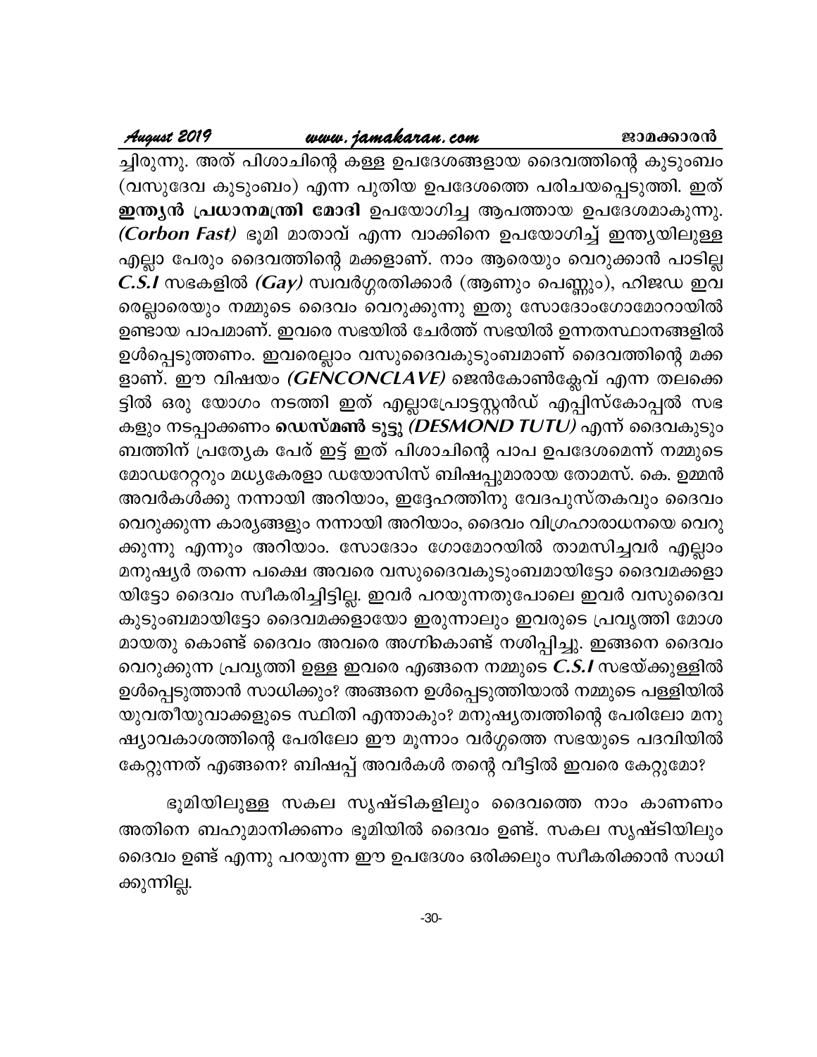ച്ചിരുന്നു. അത് പിശാചിന്റെ കള്ള ഉപദേശങ്ങളായ ദൈവത്തിന്റെ കുടുംബം (വസുദേവ കുടുംബം) എന്ന പുതിയ ഉപദേശത്തെ പരിചയപ്പെടുത്തി. ഇത് **ഇന്ത്യൻ പ്രധാനമന്ത്രി മോദി** ഉപയോഗിച്ച ആപത്തായ ഉപദേശമാകുന്നു. ***(Corbon Fast)*** ഭൂമി മാതാവ് എന്ന വാക്കിനെ ഉപയോഗിച്ച് ഇന്ത്യയിലുള്ള എല്ലാ പേരും ദൈവത്തിന്റെ മക്കളാണ്. നാം ആരെയും വെറുക്കാൻ പാടില്ല ***C.S.I*** സഭകളിൽ ***(Gay)*** സ്വവർഗ്ഗരതിക്കാർ (ആണും പെണ്ണും), ഹിജഡ ഇവരെല്ലാരെയും നമ്മുടെ ദൈവം വെറുക്കുന്നു ഇതു സോദോംഗോമോറായിൽ ഉണ്ടായ പാപമാണ്. ഇവരെ സഭയിൽ ചേർത്ത് സഭയിൽ ഉന്നതസ്ഥാനങ്ങളിൽ ഉൾപ്പെടുത്തണം. ഇവരെല്ലാം വസുദൈവകുടുംബമാണ് ദൈവത്തിന്റെ മക്കളാണ്. ഈ വിഷയം ***(GENCONCLAVE)*** ജെൻകോൺക്ലേവ് എന്ന തലക്കെട്ടിൽ ഒരു യോഗം നടത്തി ഇത് എല്ലാപ്രോട്ടസ്റ്റൻഡ് എപ്പിസ്കോപ്പൽ സഭകളും നടപ്പാക്കണം **ഡെസ്മൺ ടുട്ടു** ***(DESMOND TUTU)*** എന്ന് ദൈവകുടുംബത്തിന് പ്രത്യേക പേര് ഇട്ട് ഇത് പിശാചിന്റെ പാപ ഉപദേശമെന്ന് നമ്മുടെ മോഡറേറ്ററും മധ്യകേരളാ ഡയോസിസ് ബിഷപ്പുമാരായ തോമസ്. കെ. ഉമ്മൻ അവർകൾക്കു നന്നായി അറിയാം, ഇദ്ദേഹത്തിനു വേദപുസ്തകവും ദൈവം വെറുക്കുന്ന കാര്യങ്ങളും നന്നായി അറിയാം, ദൈവം വിഗ്രഹാരാധനയെ വെറുക്കുന്നു എന്നും അറിയാം. സോദോം ഗോമോറയിൽ താമസിച്ചവർ എല്ലാം മനുഷ്യർ തന്നെ പക്ഷെ അവരെ വസുദൈവകുടുംബമായിട്ടോ ദൈവമക്കളായിട്ടോ ദൈവം സ്വീകരിച്ചിട്ടില്ല. ഇവർ പറയുന്നതുപോലെ ഇവർ വസുദൈവ കുടുംബമായിട്ടോ ദൈവമക്കളായോ ഇരുന്നാലും ഇവരുടെ പ്രവൃത്തി മോശമായതു കൊണ്ട് ദൈവം അവരെ അഗ്നികൊണ്ട് നശിപ്പിച്ചു. ഇങ്ങനെ ദൈവം വെറുക്കുന്ന പ്രവൃത്തി ഉള്ള ഇവരെ എങ്ങനെ നമ്മുടെ ***C.S.I*** സഭയ്ക്കുള്ളിൽ ഉൾപ്പെടുത്താൻ സാധിക്കും? അങ്ങനെ ഉൾപ്പെടുത്തിയാൽ നമ്മുടെ പള്ളിയിൽ യുവതീയുവാക്കളുടെ സ്ഥിതി എന്താകും? മനുഷ്യത്വത്തിന്റെ പേരിലോ മനുഷ്യാവകാശത്തിന്റെ പേരിലോ ഈ മൂന്നാം വർഗ്ഗത്തെ സഭയുടെ പദവിയിൽ കേറ്റുന്നത് എങ്ങനെ? ബിഷപ്പ് അവർകൾ തന്റെ വീട്ടിൽ ഇവരെ കേറ്റുമോ?

ഭൂമിയിലുള്ള സകല സൃഷ്ടികളിലും ദൈവത്തെ നാം കാണണം അതിനെ ബഹുമാനിക്കണം ഭൂമിയിൽ ദൈവം ഉണ്ട്. സകല സൃഷ്ടിയിലും ദൈവം ഉണ്ട് എന്നു പറയുന്ന ഈ ഉപദേശം ഒരിക്കലും സ്വീകരിക്കാൻ സാധിക്കുന്നില്ല.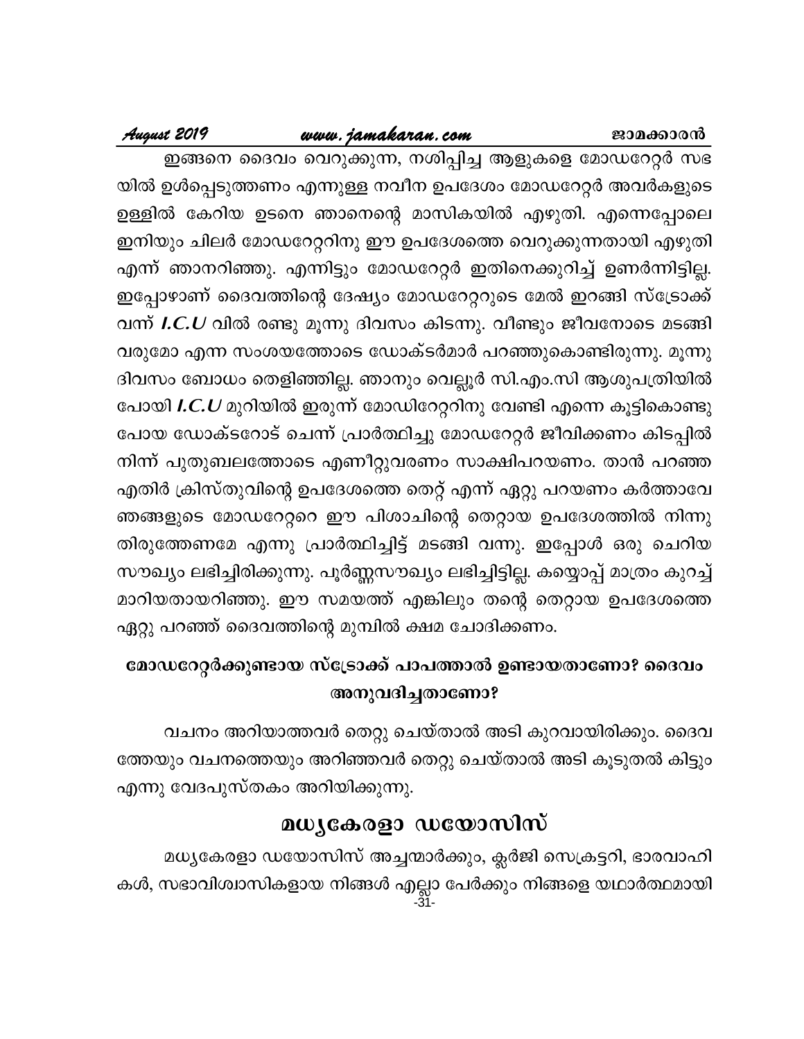ഇങ്ങനെ ദൈവം വെറുക്കുന്ന, നശിപ്പിച്ച ആളുകളെ മോഡറേറ്റർ സഭയിൽ ഉൾപ്പെടുത്തണം എന്നുള്ള നവീന ഉപദേശം മോഡറേറ്റർ അവർകളുടെ ഉള്ളിൽ കേറിയ ഉടനെ ഞാനെന്റെ മാസികയിൽ എഴുതി. എന്നെപ്പോലെ ഇനിയും ചിലർ മോഡറേറ്ററിനു ഈ ഉപദേശത്തെ വെറുക്കുന്നതായി എഴുതി എന്ന് ഞാനറിഞ്ഞു. എന്നിട്ടും മോഡറേറ്റർ ഇതിനെക്കുറിച്ച് ഉണർന്നിട്ടില്ല. ഇപ്പോഴാണ് ദൈവത്തിന്റെ ദേഷ്യം മോഡറേറ്ററുടെ മേൽ ഇറങ്ങി സ്ട്രോക്ക് വന്ന് ***I.C.U*** വിൽ രണ്ടു മൂന്നു ദിവസം കിടന്നു. വീണ്ടും ജീവനോടെ മടങ്ങി വരുമോ എന്ന സംശയത്തോടെ ഡോക്ടർമാർ പറഞ്ഞുകൊണ്ടിരുന്നു. മൂന്നു ദിവസം ബോധം തെളിഞ്ഞില്ല. ഞാനും വെല്ലൂർ സി.എം.സി ആശുപത്രിയിൽ പോയി ***I.C.U*** മുറിയിൽ ഇരുന്ന് മോഡിറേറ്ററിനു വേണ്ടി എന്നെ കൂട്ടികൊണ്ടു പോയ ഡോക്ടറോട് ചെന്ന് പ്രാർത്ഥിച്ചു മോഡറേറ്റർ ജീവിക്കണം കിടപ്പിൽ നിന്ന് പുതുബലത്തോടെ എണീറ്റുവരണം സാക്ഷിപറയണം. താൻ പറഞ്ഞ എതിർ ക്രിസ്തുവിന്റെ ഉപദേശത്തെ തെറ്റ് എന്ന് ഏറ്റു പറയണം കർത്താവേ ഞങ്ങളുടെ മോഡറേറ്ററെ ഈ പിശാചിന്റെ തെറ്റായ ഉപദേശത്തിൽ നിന്നു തിരുത്തേണമേ എന്നു പ്രാർത്ഥിച്ചിട്ട് മടങ്ങി വന്നു. ഇപ്പോൾ ഒരു ചെറിയ സൗഖ്യം ലഭിച്ചിരിക്കുന്നു. പൂർണ്ണസൗഖ്യം ലഭിച്ചിട്ടില്ല. കയ്യൊപ്പ് മാത്രം കുറച്ച് മാറിയതായറിഞ്ഞു. ഈ സമയത്ത് എങ്കിലും തന്റെ തെറ്റായ ഉപദേശത്തെ ഏറ്റു പറഞ്ഞ് ദൈവത്തിന്റെ മുമ്പിൽ ക്ഷമ ചോദിക്കണം.

### മോഡറേറ്റർക്കുണ്ടായ സ്ട്രോക്ക് പാപത്താൽ ഉണ്ടായതാണോ? ദൈവം അനുവദിച്ചതാണോ?

വചനം അറിയാത്തവർ തെറ്റു ചെയ്താൽ അടി കുറവായിരിക്കും. ദൈവത്തേയും വചനത്തെയും അറിഞ്ഞവർ തെറ്റു ചെയ്താൽ അടി കൂടുതൽ കിട്ടും എന്നു വേദപുസ്തകം അറിയിക്കുന്നു.

## മധ്യകേരളാ ഡയോസിസ്

മധ്യകേരളാ ഡയോസിസ് അച്ചന്മാർക്കും, ക്ലർജി സെക്രട്ടറി, ഭാരവാഹികൾ, സഭാവിശ്വാസികളായ നിങ്ങൾ എല്ലാ പേർക്കും നിങ്ങളെ യഥാർത്ഥമായി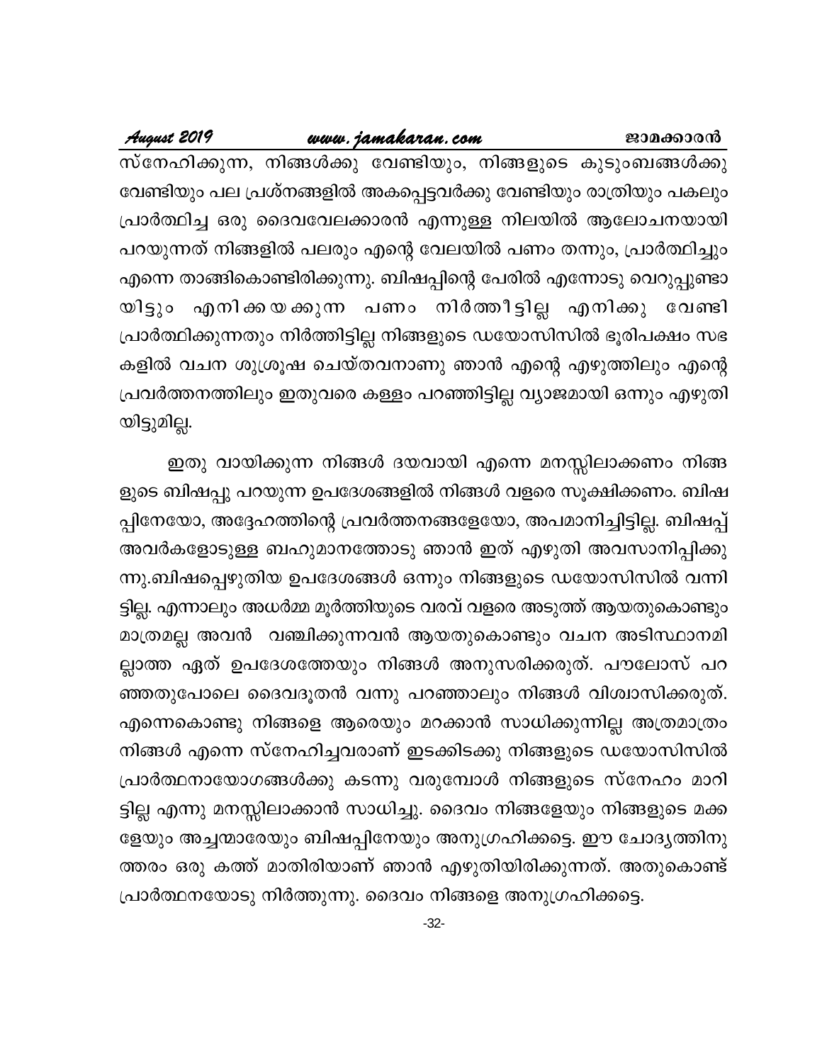സ്നേഹിക്കുന്ന, നിങ്ങൾക്കു വേണ്ടിയും, നിങ്ങളുടെ കുടുംബങ്ങൾക്കു വേണ്ടിയും പല പ്രശ്നങ്ങളിൽ അകപ്പെട്ടവർക്കു വേണ്ടിയും രാത്രിയും പകലും പ്രാർത്ഥിച്ച ഒരു ദൈവവേലക്കാരൻ എന്നുള്ള നിലയിൽ ആലോചനയായി പറയുന്നത് നിങ്ങളിൽ പലരും എന്റെ വേലയിൽ പണം തന്നും, പ്രാർത്ഥിച്ചും എന്നെ താങ്ങികൊണ്ടിരിക്കുന്നു. ബിഷപ്പിന്റെ പേരിൽ എന്നോടു വെറുപ്പുണ്ടായിട്ടും എനിക്കയക്കുന്ന പണം നിർത്തീട്ടില്ല എനിക്കു വേണ്ടി പ്രാർത്ഥിക്കുന്നതും നിർത്തിട്ടില്ല നിങ്ങളുടെ ഡയോസിസിൽ ഭൂരിപക്ഷം സഭകളിൽ വചന ശുശ്രൂഷ ചെയ്തവനാണു ഞാൻ എന്റെ എഴുത്തിലും എന്റെ പ്രവർത്തനത്തിലും ഇതുവരെ കള്ളം പറഞ്ഞിട്ടില്ല വ്യാജമായി ഒന്നും എഴുതിയിട്ടുമില്ല.

ഇതു വായിക്കുന്ന നിങ്ങൾ ദയവായി എന്നെ മനസ്സിലാക്കണം നിങ്ങളുടെ ബിഷപ്പു പറയുന്ന ഉപദേശങ്ങളിൽ നിങ്ങൾ വളരെ സൂക്ഷിക്കണം. ബിഷപ്പിനേയോ, അദ്ദേഹത്തിന്റെ പ്രവർത്തനങ്ങളേയോ, അപമാനിച്ചിട്ടില്ല. ബിഷപ്പ് അവർകളോടുള്ള ബഹുമാനത്തോടു ഞാൻ ഇത് എഴുതി അവസാനിപ്പിക്കുന്നു.ബിഷപ്പെഴുതിയ ഉപദേശങ്ങൾ ഒന്നും നിങ്ങളുടെ ഡയോസിസിൽ വന്നിട്ടില്ല. എന്നാലും അധർമ്മ മൂർത്തിയുടെ വരവ് വളരെ അടുത്ത് ആയതുകൊണ്ടും മാത്രമല്ല അവൻ വഞ്ചിക്കുന്നവൻ ആയതുകൊണ്ടും വചന അടിസ്ഥാനമില്ലാത്ത ഏത് ഉപദേശത്തേയും നിങ്ങൾ അനുസരിക്കരുത്. പൗലോസ് പറഞ്ഞതുപോലെ ദൈവദൂതൻ വന്നു പറഞ്ഞാലും നിങ്ങൾ വിശ്വാസിക്കരുത്. എന്നെകൊണ്ടു നിങ്ങളെ ആരെയും മറക്കാൻ സാധിക്കുന്നില്ല അത്രമാത്രം നിങ്ങൾ എന്നെ സ്നേഹിച്ചവരാണ് ഇടക്കിടക്കു നിങ്ങളുടെ ഡയോസിസിൽ പ്രാർത്ഥനായോഗങ്ങൾക്കു കടന്നു വരുമ്പോൾ നിങ്ങളുടെ സ്നേഹം മാറിട്ടില്ല എന്നു മനസ്സിലാക്കാൻ സാധിച്ചു. ദൈവം നിങ്ങളേയും നിങ്ങളുടെ മക്കളേയും അച്ചന്മാരേയും ബിഷപ്പിനേയും അനുഗ്രഹിക്കട്ടെ. ഈ ചോദ്യത്തിനുത്തരം ഒരു കത്ത് മാതിരിയാണ് ഞാൻ എഴുതിയിരിക്കുന്നത്. അതുകൊണ്ട് പ്രാർത്ഥനയോടു നിർത്തുന്നു. ദൈവം നിങ്ങളെ അനുഗ്രഹിക്കട്ടെ.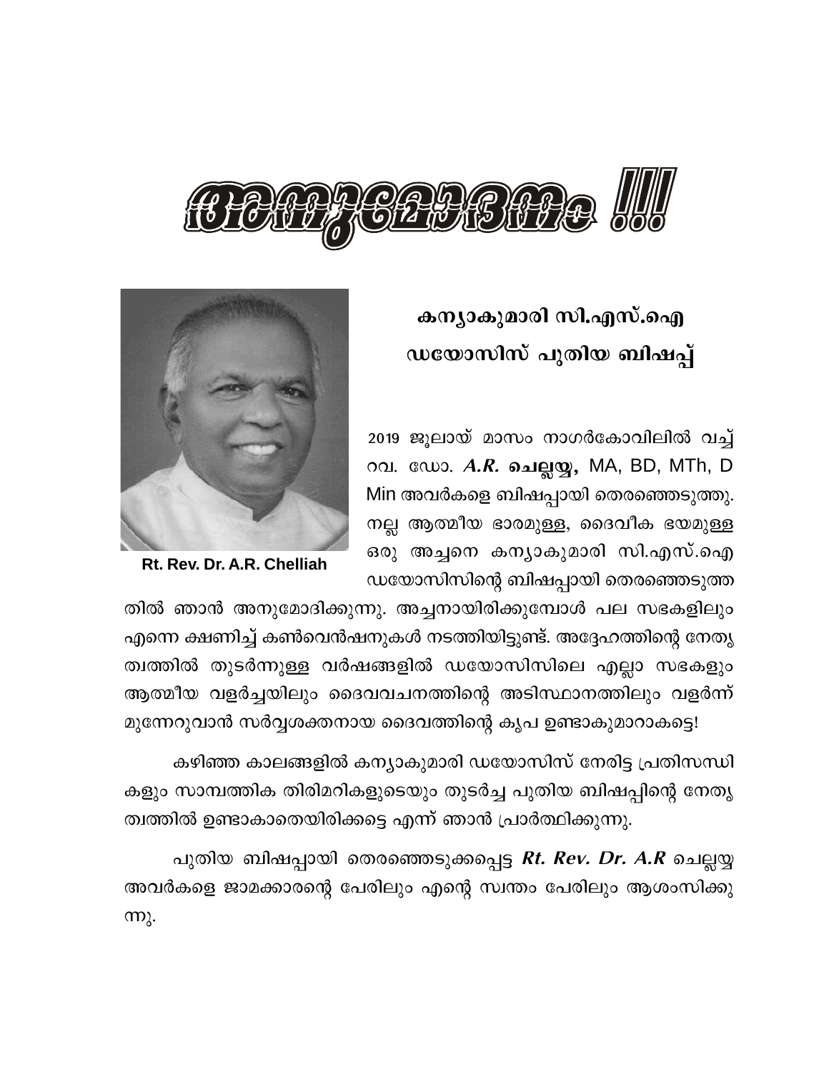# അനുമോദനം !!!

## കന്യാകുമാരി സി.എസ്.ഐ ഡയോസിസ് പുതിയ ബിഷപ്പ്

Rt. Rev. Dr. A.R. Chelliah

2019 ജൂലായ് മാസം നാഗർകോവിലിൽ വച്ച് റവ. ഡോ. ***A.R.* ചെല്ലയ്യ,** MA, BD, MTh, D Min അവർകളെ ബിഷപ്പായി തെരഞ്ഞെടുത്തു. നല്ല ആത്മീയ ഭാരമുള്ള, ദൈവീക ഭയമുള്ള ഒരു അച്ചനെ കന്യാകുമാരി സി.എസ്.ഐ ഡയോസിസിന്റെ ബിഷപ്പായി തെരഞ്ഞെടുത്തതിൽ ഞാൻ അനുമോദിക്കുന്നു. അച്ചനായിരിക്കുമ്പോൾ പല സഭകളിലും എന്നെ ക്ഷണിച്ച് കൺവെൻഷനുകൾ നടത്തിയിട്ടുണ്ട്. അദ്ദേഹത്തിന്റെ നേതൃത്വത്തിൽ തുടർന്നുള്ള വർഷങ്ങളിൽ ഡയോസിസിലെ എല്ലാ സഭകളും ആത്മീയ വളർച്ചയിലും ദൈവവചനത്തിന്റെ അടിസ്ഥാനത്തിലും വളർന്ന് മുന്നേറുവാൻ സർവ്വശക്തനായ ദൈവത്തിന്റെ കൃപ ഉണ്ടാകുമാറാകട്ടെ!

കഴിഞ്ഞ കാലങ്ങളിൽ കന്യാകുമാരി ഡയോസിസ് നേരിട്ട പ്രതിസന്ധികളും സാമ്പത്തിക തിരിമറികളുടെയും തുടർച്ച പുതിയ ബിഷപ്പിന്റെ നേതൃത്വത്തിൽ ഉണ്ടാകാതെയിരിക്കട്ടെ എന്ന് ഞാൻ പ്രാർത്ഥിക്കുന്നു.

പുതിയ ബിഷപ്പായി തെരഞ്ഞെടുക്കപ്പെട്ട ***Rt. Rev. Dr. A.R*** ചെല്ലയ്യ അവർകളെ ജാമക്കാരന്റെ പേരിലും എന്റെ സ്വന്തം പേരിലും ആശംസിക്കുന്നു.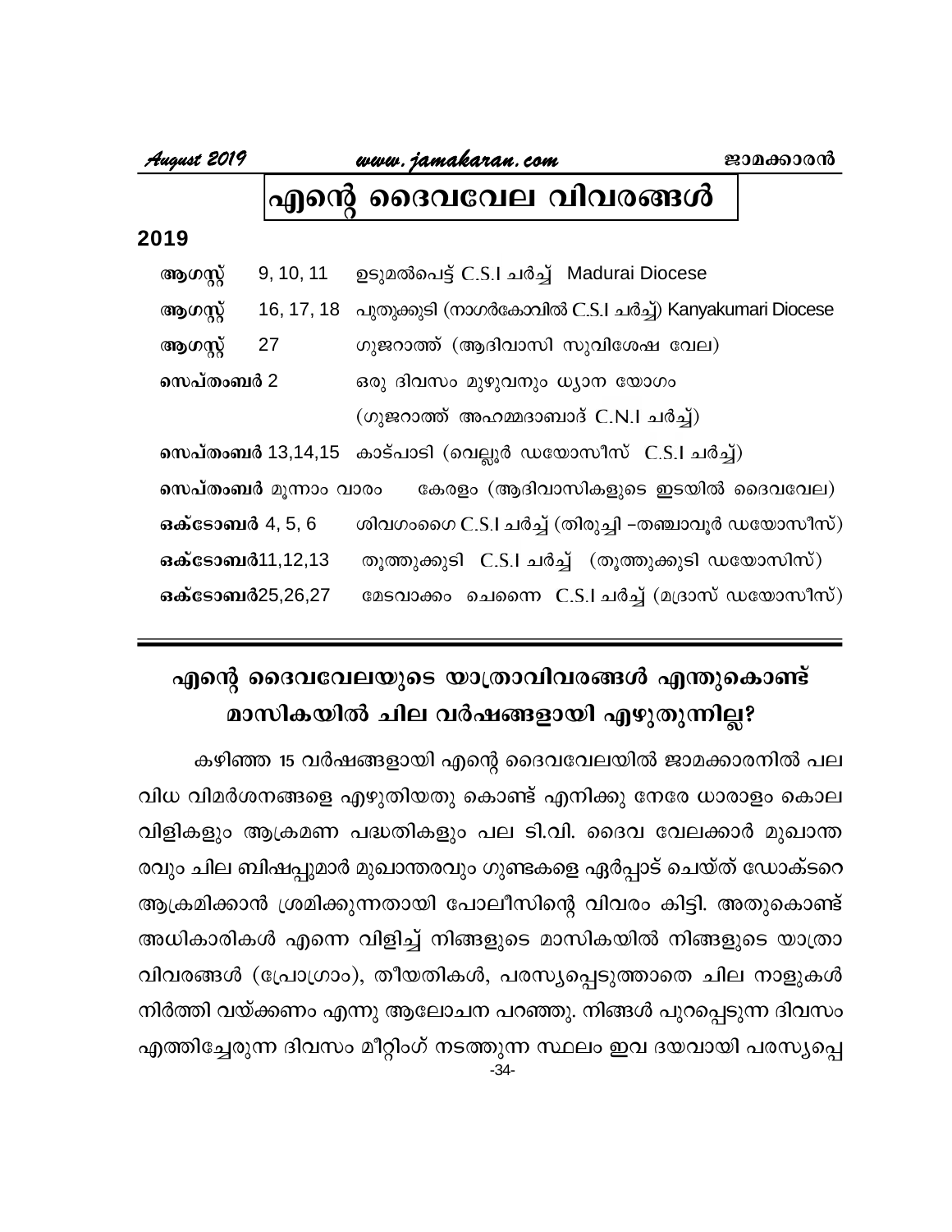# എന്റെ ദൈവവേല വിവരങ്ങൾ

**2019**

| | | |
|---|---|---|
| **ആഗസ്റ്റ്** | 9, 10, 11 | ഉടുമൽപെട്ട് C.S.I ചർച്ച് Madurai Diocese |
| **ആഗസ്റ്റ്** | 16, 17, 18 | പുതുക്കുടി (നാഗർകോവിൽ C.S.I ചർച്ച്) Kanyakumari Diocese |
| **ആഗസ്റ്റ്** | 27 | ഗുജറാത്ത് (ആദിവാസി സുവിശേഷ വേല) |
| **സെപ്തംബർ** 2 | | ഒരു ദിവസം മുഴുവനും ധ്യാന യോഗം (ഗുജറാത്ത് അഹമ്മദാബാദ് C.N.I ചർച്ച്) |
| **സെപ്തംബർ** 13,14,15 | | കാട്പാടി (വെല്ലൂർ ഡയോസീസ് C.S.I ചർച്ച്) |
| **സെപ്തംബർ** മൂന്നാം വാരം | | കേരളം (ആദിവാസികളുടെ ഇടയിൽ ദൈവവേല) |
| **ഒക്ടോബർ** 4, 5, 6 | | ശിവഗംഗൈ C.S.I ചർച്ച് (തിരുച്ചി –തഞ്ചാവൂർ ഡയോസീസ്) |
| **ഒക്ടോബർ**11,12,13 | | തൂത്തുക്കുടി C.S.I ചർച്ച് (തൂത്തുക്കുടി ഡയോസിസ്) |
| **ഒക്ടോബർ**25,26,27 | | മേടവാക്കം ചെന്നൈ C.S.I ചർച്ച് (മദ്രാസ് ഡയോസീസ്) |

---

## എന്റെ ദൈവവേലയുടെ യാത്രാവിവരങ്ങൾ എന്തുകൊണ്ട് മാസികയിൽ ചില വർഷങ്ങളായി എഴുതുന്നില്ല?

കഴിഞ്ഞ 15 വർഷങ്ങളായി എന്റെ ദൈവവേലയിൽ ജാമക്കാരനിൽ പല വിധ വിമർശനങ്ങളെ എഴുതിയതു കൊണ്ട് എനിക്കു നേരേ ധാരാളം കൊല വിളികളും ആക്രമണ പദ്ധതികളും പല ടി.വി. ദൈവ വേലക്കാർ മുഖാന്ത രവും ചില ബിഷപ്പുമാർ മുഖാന്തരവും ഗുണ്ടകളെ ഏർപ്പാട് ചെയ്ത് ഡോക്ടറെ ആക്രമിക്കാൻ ശ്രമിക്കുന്നതായി പോലീസിന്റെ വിവരം കിട്ടി. അതുകൊണ്ട് അധികാരികൾ എന്നെ വിളിച്ച് നിങ്ങളുടെ മാസികയിൽ നിങ്ങളുടെ യാത്രാ വിവരങ്ങൾ (പ്രോഗ്രാം), തീയതികൾ, പരസ്യപ്പെടുത്താതെ ചില നാളുകൾ നിർത്തി വയ്ക്കണം എന്നു ആലോചന പറഞ്ഞു. നിങ്ങൾ പുറപ്പെടുന്ന ദിവസം എത്തിച്ചേരുന്ന ദിവസം മീറ്റിംഗ് നടത്തുന്ന സ്ഥലം ഇവ ദയവായി പരസ്യപ്പെ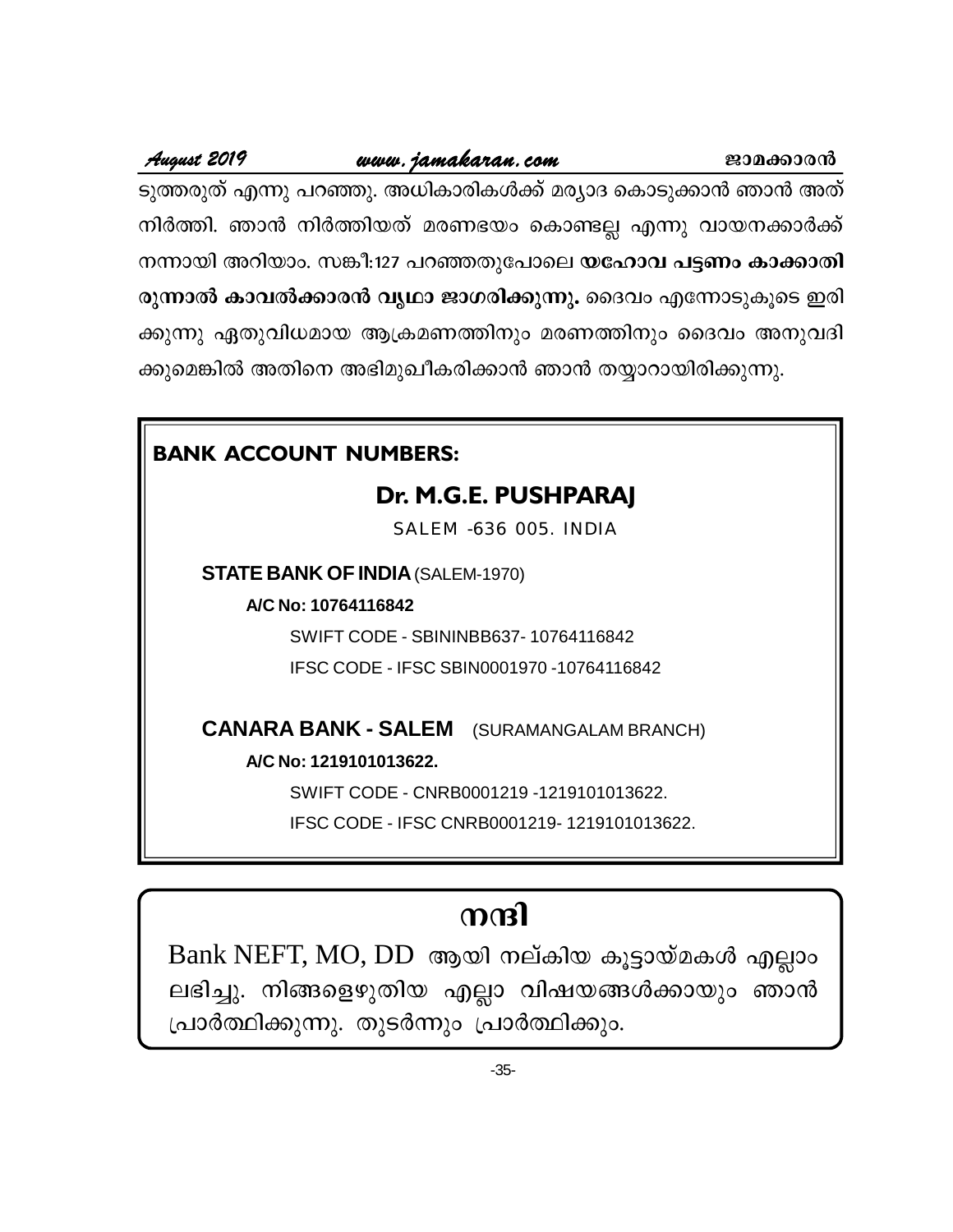ടുത്തരുത് എന്നു പറഞ്ഞു. അധികാരികൾക്ക് മര്യാദ കൊടുക്കാൻ ഞാൻ അത് നിർത്തി. ഞാൻ നിർത്തിയത് മരണഭയം കൊണ്ടല്ല എന്നു വായനക്കാർക്ക് നന്നായി അറിയാം. സങ്കീ:127 പറഞ്ഞതുപോലെ **യഹോവ പട്ടണം കാക്കാതി രുന്നാൽ കാവൽക്കാരൻ വൃഥാ ജാഗരിക്കുന്നു.** ദൈവം എന്നോടുകൂടെ ഇരി ക്കുന്നു ഏതുവിധമായ ആക്രമണത്തിനും മരണത്തിനും ദൈവം അനുവദി ക്കുമെങ്കിൽ അതിനെ അഭിമുഖീകരിക്കാൻ ഞാൻ തയ്യാറായിരിക്കുന്നു.

**BANK ACCOUNT NUMBERS:**

**Dr. M.G.E. PUSHPARAJ**

SALEM -636 005. INDIA

**STATE BANK OF INDIA** (SALEM-1970)

**A/C No: 10764116842**

SWIFT CODE - SBININBB637- 10764116842

IFSC CODE - IFSC SBIN0001970 -10764116842

**CANARA BANK - SALEM** (SURAMANGALAM BRANCH)

**A/C No: 1219101013622.**

SWIFT CODE - CNRB0001219 -1219101013622.

IFSC CODE - IFSC CNRB0001219- 1219101013622.

## നന്ദി

Bank NEFT, MO, DD ആയി നല്കിയ കൂട്ടായ്മകൾ എല്ലാം ലഭിച്ചു. നിങ്ങളെഴുതിയ എല്ലാ വിഷയങ്ങൾക്കായും ഞാൻ പ്രാർത്ഥിക്കുന്നു. തുടർന്നും പ്രാർത്ഥിക്കും.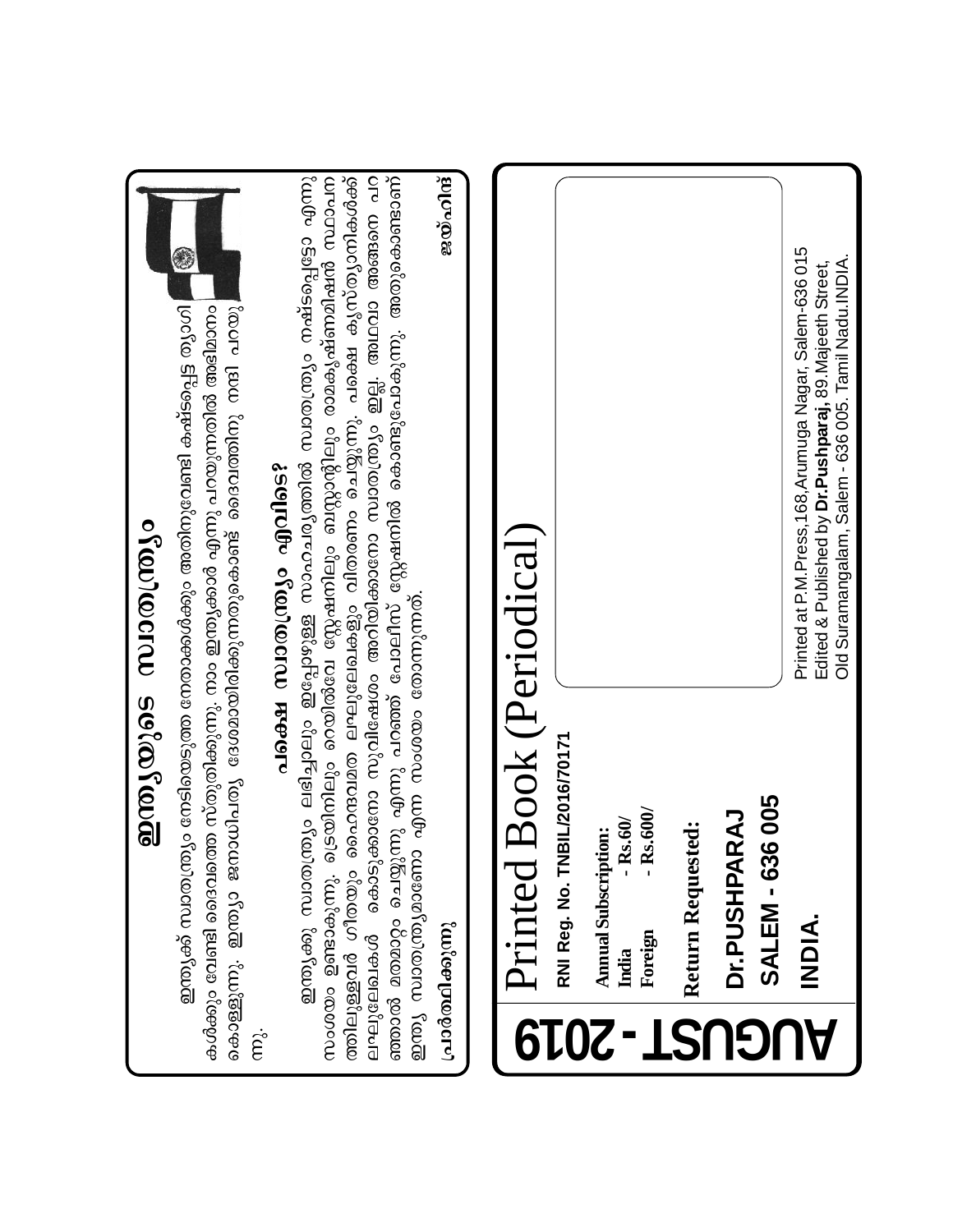# ഇന്ത്യയുടെ സ്വാതന്ത്ര്യം

ഇന്ത്യക്ക് സ്വാതന്ത്ര്യം നേടിയെടുത്ത നേതാക്കൾക്കും അതിനുവേണ്ടി കഷ്ടപ്പെട്ട ത്യാഗികൾക്കും വേണ്ടി ദൈവത്തെ സ്തുതിക്കുന്നു. നാം ഇന്ത്യക്കാർ എന്നു പറയുന്നതിൽ അഭിമാനം കൊള്ളുന്നു. ഇന്ത്യാ ജനാധിപത്യ ദേശമായിരിക്കുന്നതുകൊണ്ട് ദൈവത്തിനു നന്ദി പറയുന്നു.

## പക്ഷെ സ്വാതന്ത്ര്യം എവിടെ?

ഇന്ത്യക്കു സ്വാതന്ത്ര്യം ലഭിച്ചപ്പോഴും ഇപ്പോഴുള്ള സാഹചര്യത്തിൽ സ്വാതന്ത്ര്യം നഷ്ടപ്പെട്ടോ എന്നു സംശയം ഉണ്ടാകുന്നു. ട്രെയിനിലും റെയിൽവേ സ്റ്റേഷനിലും ബസ്റ്റാന്റിലും രാമകൃഷ്ണമിഷൻ സ്ഥാപനത്തിലുള്ളവർ ഗീതയും ഹൈന്ദവമത ലഘുലേഖകളും വിതരണം ചെയ്യുന്നു. പക്ഷെ ക്രിസ്ത്യാനികൾക്ക് ലഘുലേഖകൾ കൊടുക്കാനോ സുവിശേഷം അറിയിക്കാനോ സ്വാതന്ത്ര്യം ഇല്ല. അഥവാ അങ്ങനെ പറഞ്ഞാൽ മതമാറ്റം ചെയ്യുന്നു എന്നു പറഞ്ഞ് പോലീസ് സ്റ്റേഷനിൽ കൊണ്ടുപോകുന്നു. അതുകൊണ്ടാണ് ഇന്ത്യ സ്വാതന്ത്ര്യമാണോ എന്ന സംശയം തോന്നുന്നത്.

**പ്രാർത്ഥിക്കുന്നു**

**ജയ്ഹിന്ദ്**

---

# AUGUST - 2019

Printed Book (Periodical)

**RNI Reg. No. TNBIL/2016/70171**

**Annual Subscription:**
**India - Rs.60/**
**Foreign - Rs.600/**

**Return Requested:**

**Dr.PUSHPARAJ**
**SALEM - 636 005**
**INDIA.**

Printed at P.M.Press,168,Arumuga Nagar, Salem-636 015
Edited & Published by **Dr.Pushparaj,** 89.Majeeth Street,
Old Suramangalam, Salem - 636 005. Tamil Nadu.INDIA.